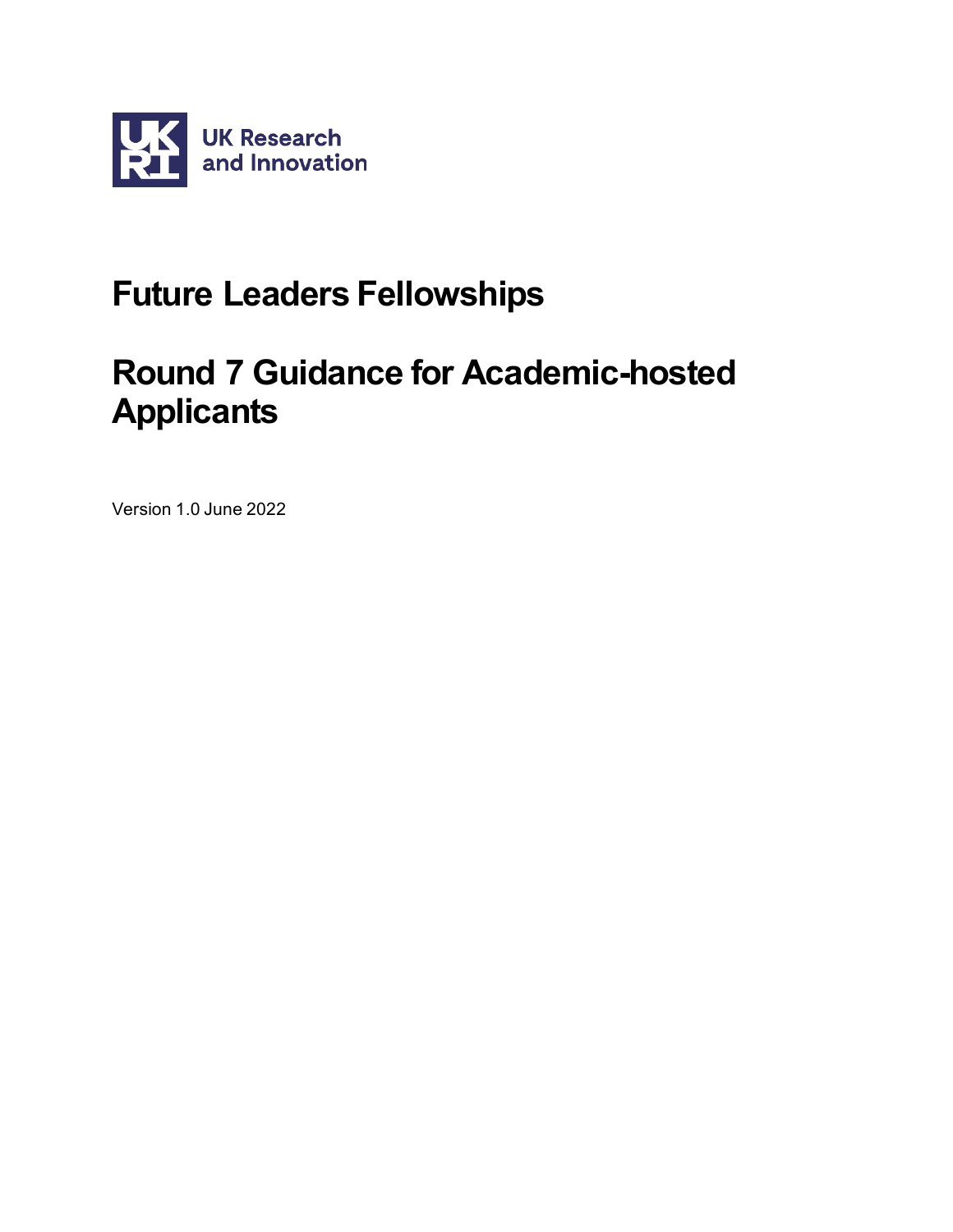UK Research and Innovation

# Future Leaders Fellowships

# Round 7 Guidance for Academic-hosted Applicants

Version 1.0 June 2022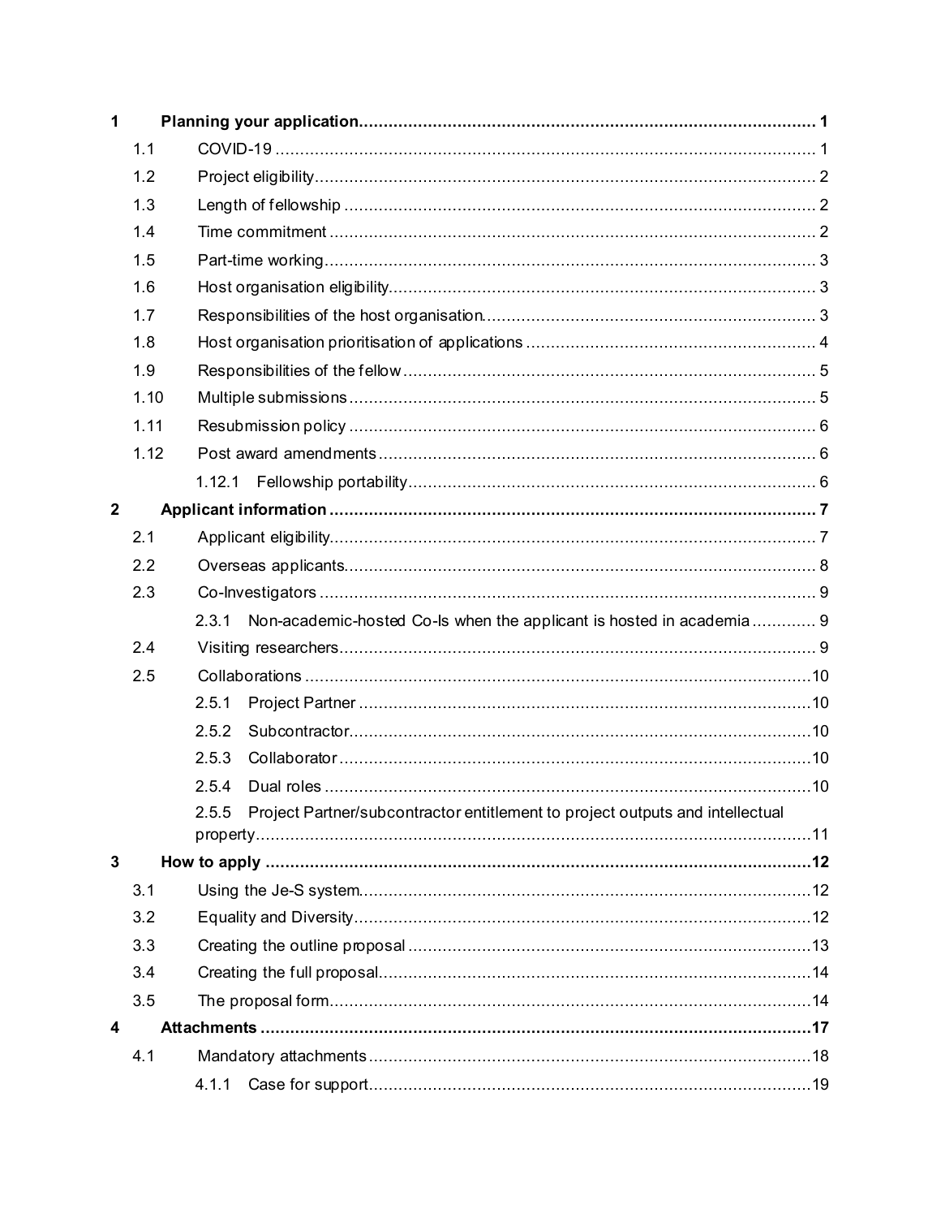1 **Planning your application** ... 1

- 1.1 COVID-19 ... 1
- 1.2 Project eligibility ... 2
- 1.3 Length of fellowship ... 2
- 1.4 Time commitment ... 2
- 1.5 Part-time working ... 3
- 1.6 Host organisation eligibility ... 3
- 1.7 Responsibilities of the host organisation ... 3
- 1.8 Host organisation prioritisation of applications ... 4
- 1.9 Responsibilities of the fellow ... 5
- 1.10 Multiple submissions ... 5
- 1.11 Resubmission policy ... 6
- 1.12 Post award amendments ... 6
  - 1.12.1 Fellowship portability ... 6

2 **Applicant information** ... 7

- 2.1 Applicant eligibility ... 7
- 2.2 Overseas applicants ... 8
- 2.3 Co-Investigators ... 9
  - 2.3.1 Non-academic-hosted Co-Is when the applicant is hosted in academia ... 9
- 2.4 Visiting researchers ... 9
- 2.5 Collaborations ... 10
  - 2.5.1 Project Partner ... 10
  - 2.5.2 Subcontractor ... 10
  - 2.5.3 Collaborator ... 10
  - 2.5.4 Dual roles ... 10
  - 2.5.5 Project Partner/subcontractor entitlement to project outputs and intellectual property ... 11

3 **How to apply** ... 12

- 3.1 Using the Je-S system ... 12
- 3.2 Equality and Diversity ... 12
- 3.3 Creating the outline proposal ... 13
- 3.4 Creating the full proposal ... 14
- 3.5 The proposal form ... 14

4 **Attachments** ... 17

- 4.1 Mandatory attachments ... 18
  - 4.1.1 Case for support ... 19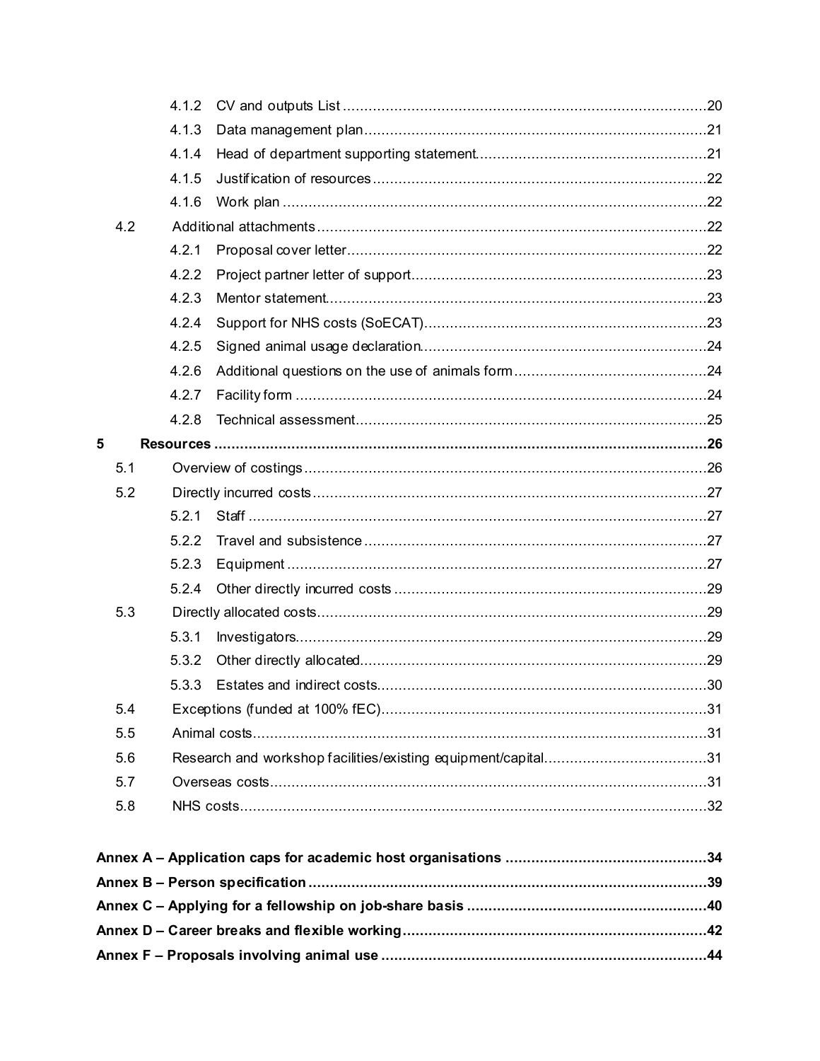4.1.2 CV and outputs List ....................................................................................20

4.1.3 Data management plan...............................................................................21

4.1.4 Head of department supporting statement.....................................................21

4.1.5 Justification of resources .............................................................................22

4.1.6 Work plan ..................................................................................................22

4.2 Additional attachments...........................................................................................22

4.2.1 Proposal cover letter...................................................................................22

4.2.2 Project partner letter of support....................................................................23

4.2.3 Mentor statement........................................................................................23

4.2.4 Support for NHS costs (SoECAT).................................................................23

4.2.5 Signed animal usage declaration..................................................................24

4.2.6 Additional questions on the use of animals form............................................24

4.2.7 Facility form ...............................................................................................24

4.2.8 Technical assessment.................................................................................25

**5 Resources .....................................................................................................................26**

5.1 Overview of costings..............................................................................................26

5.2 Directly incurred costs............................................................................................27

5.2.1 Staff ..........................................................................................................27

5.2.2 Travel and subsistence ...............................................................................27

5.2.3 Equipment .................................................................................................27

5.2.4 Other directly incurred costs ........................................................................29

5.3 Directly allocated costs...........................................................................................29

5.3.1 Investigators...............................................................................................29

5.3.2 Other directly allocated................................................................................29

5.3.3 Estates and indirect costs............................................................................30

5.4 Exceptions (funded at 100% fEC)............................................................................31

5.5 Animal costs..........................................................................................................31

5.6 Research and workshop facilities/existing equipment/capital.....................................31

5.7 Overseas costs......................................................................................................31

5.8 NHS costs.............................................................................................................32

**Annex A – Application caps for academic host organisations ..............................................34**

**Annex B – Person specification ...........................................................................................39**

**Annex C – Applying for a fellowship on job-share basis .......................................................40**

**Annex D – Career breaks and flexible working......................................................................42**

**Annex F – Proposals involving animal use ...........................................................................44**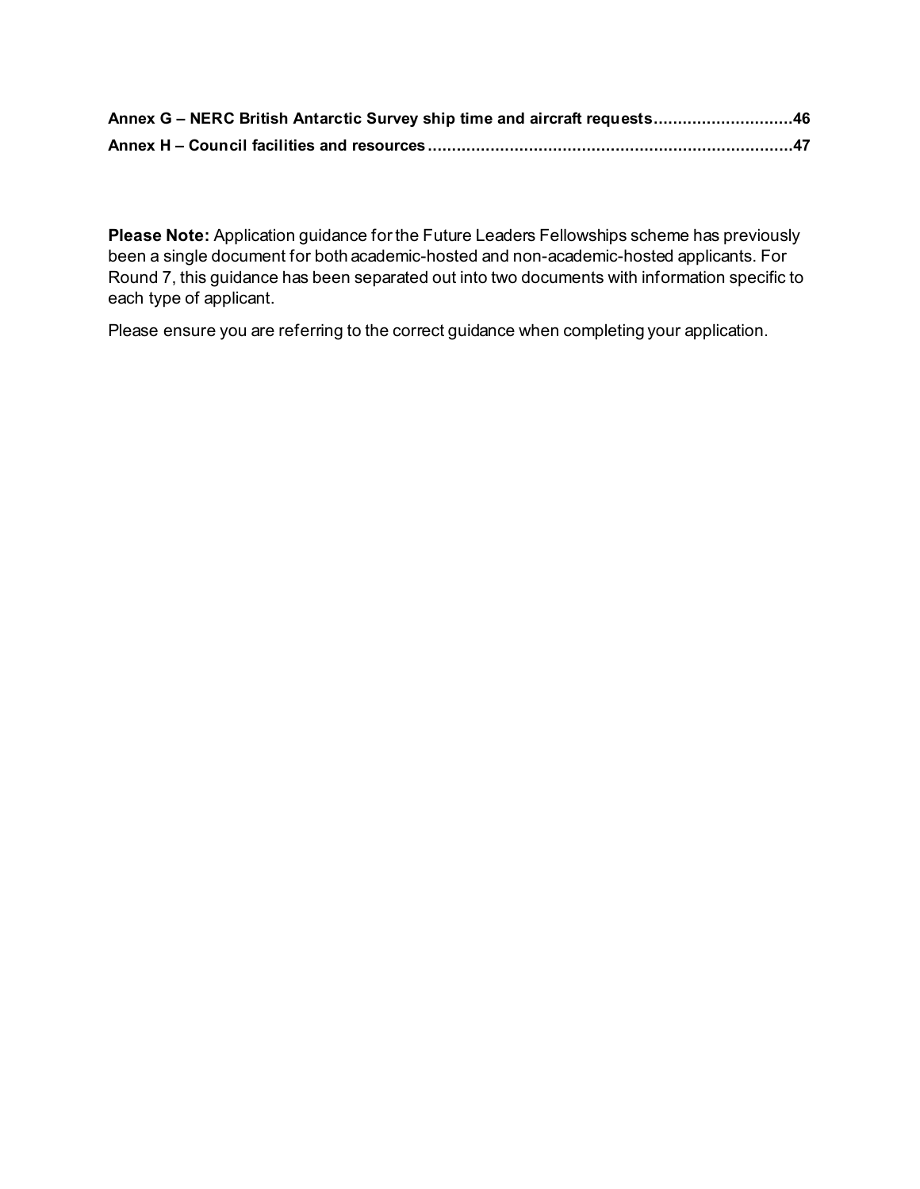**Annex G – NERC British Antarctic Survey ship time and aircraft requests............................46**

**Annex H – Council facilities and resources..........................................................................47**

**Please Note:** Application guidance for the Future Leaders Fellowships scheme has previously been a single document for both academic-hosted and non-academic-hosted applicants. For Round 7, this guidance has been separated out into two documents with information specific to each type of applicant.

Please ensure you are referring to the correct guidance when completing your application.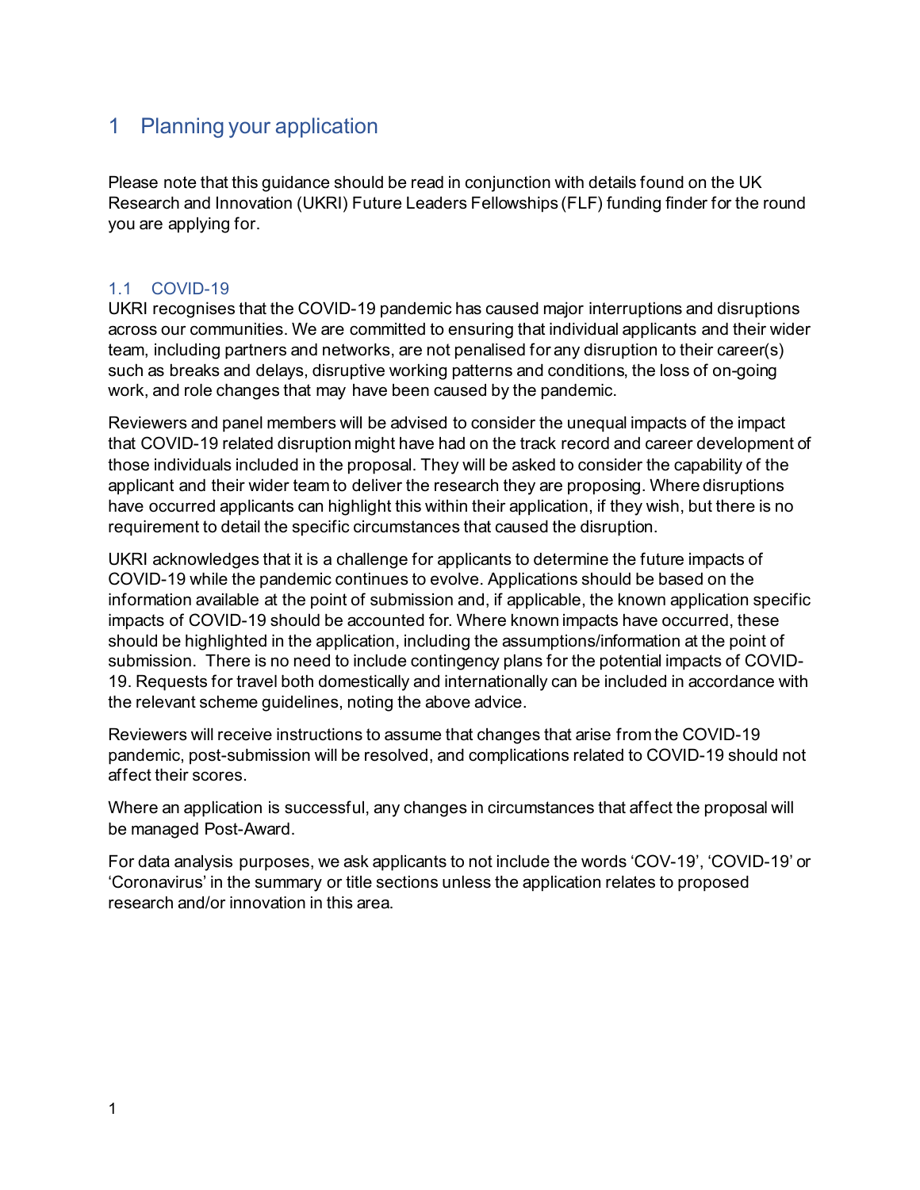# 1 Planning your application

Please note that this guidance should be read in conjunction with details found on the UK Research and Innovation (UKRI) Future Leaders Fellowships (FLF) funding finder for the round you are applying for.

## 1.1 COVID-19

UKRI recognises that the COVID-19 pandemic has caused major interruptions and disruptions across our communities. We are committed to ensuring that individual applicants and their wider team, including partners and networks, are not penalised for any disruption to their career(s) such as breaks and delays, disruptive working patterns and conditions, the loss of on-going work, and role changes that may have been caused by the pandemic.

Reviewers and panel members will be advised to consider the unequal impacts of the impact that COVID-19 related disruption might have had on the track record and career development of those individuals included in the proposal. They will be asked to consider the capability of the applicant and their wider team to deliver the research they are proposing. Where disruptions have occurred applicants can highlight this within their application, if they wish, but there is no requirement to detail the specific circumstances that caused the disruption.

UKRI acknowledges that it is a challenge for applicants to determine the future impacts of COVID-19 while the pandemic continues to evolve. Applications should be based on the information available at the point of submission and, if applicable, the known application specific impacts of COVID-19 should be accounted for. Where known impacts have occurred, these should be highlighted in the application, including the assumptions/information at the point of submission. There is no need to include contingency plans for the potential impacts of COVID-19. Requests for travel both domestically and internationally can be included in accordance with the relevant scheme guidelines, noting the above advice.

Reviewers will receive instructions to assume that changes that arise from the COVID-19 pandemic, post-submission will be resolved, and complications related to COVID-19 should not affect their scores.

Where an application is successful, any changes in circumstances that affect the proposal will be managed Post-Award.

For data analysis purposes, we ask applicants to not include the words 'COV-19', 'COVID-19' or 'Coronavirus' in the summary or title sections unless the application relates to proposed research and/or innovation in this area.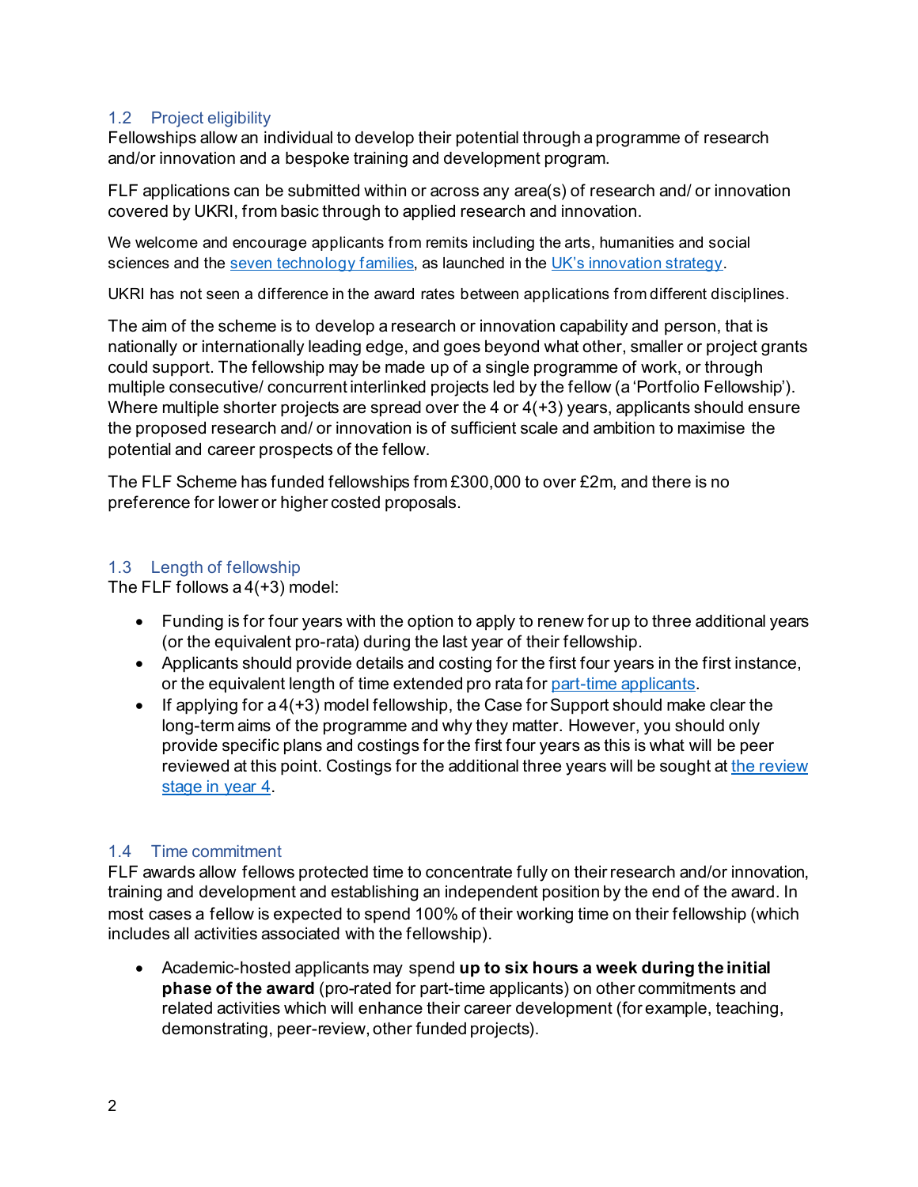## 1.2 Project eligibility

Fellowships allow an individual to develop their potential through a programme of research and/or innovation and a bespoke training and development program.

FLF applications can be submitted within or across any area(s) of research and/ or innovation covered by UKRI, from basic through to applied research and innovation.

We welcome and encourage applicants from remits including the arts, humanities and social sciences and the seven technology families, as launched in the UK's innovation strategy.

UKRI has not seen a difference in the award rates between applications from different disciplines.

The aim of the scheme is to develop a research or innovation capability and person, that is nationally or internationally leading edge, and goes beyond what other, smaller or project grants could support. The fellowship may be made up of a single programme of work, or through multiple consecutive/ concurrent interlinked projects led by the fellow (a 'Portfolio Fellowship'). Where multiple shorter projects are spread over the 4 or 4(+3) years, applicants should ensure the proposed research and/ or innovation is of sufficient scale and ambition to maximise the potential and career prospects of the fellow.

The FLF Scheme has funded fellowships from £300,000 to over £2m, and there is no preference for lower or higher costed proposals.

## 1.3 Length of fellowship

The FLF follows a 4(+3) model:

- Funding is for four years with the option to apply to renew for up to three additional years (or the equivalent pro-rata) during the last year of their fellowship.
- Applicants should provide details and costing for the first four years in the first instance, or the equivalent length of time extended pro rata for part-time applicants.
- If applying for a 4(+3) model fellowship, the Case for Support should make clear the long-term aims of the programme and why they matter. However, you should only provide specific plans and costings for the first four years as this is what will be peer reviewed at this point. Costings for the additional three years will be sought at the review stage in year 4.

## 1.4 Time commitment

FLF awards allow fellows protected time to concentrate fully on their research and/or innovation, training and development and establishing an independent position by the end of the award. In most cases a fellow is expected to spend 100% of their working time on their fellowship (which includes all activities associated with the fellowship).

- Academic-hosted applicants may spend **up to six hours a week during the initial phase of the award** (pro-rated for part-time applicants) on other commitments and related activities which will enhance their career development (for example, teaching, demonstrating, peer-review, other funded projects).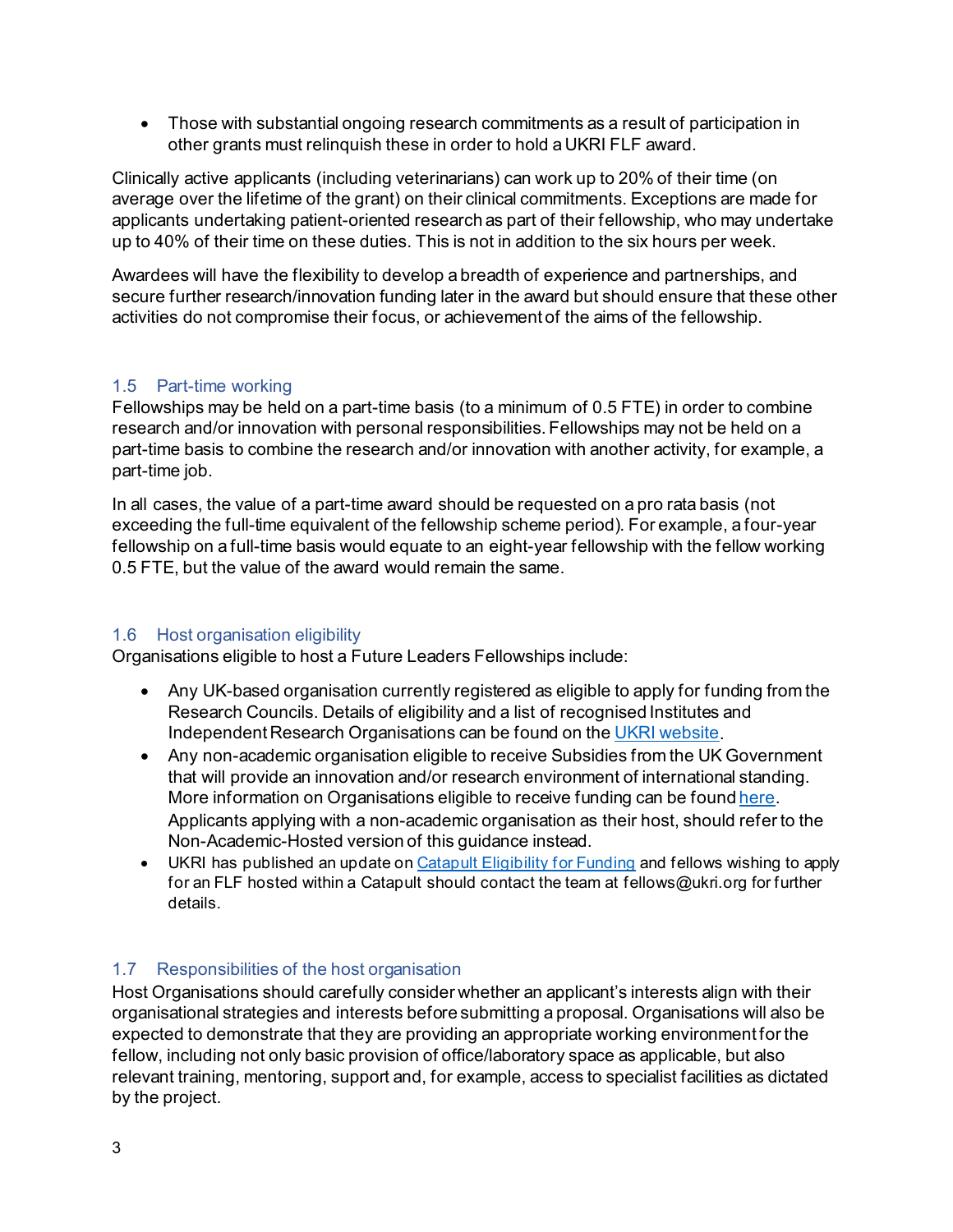- Those with substantial ongoing research commitments as a result of participation in other grants must relinquish these in order to hold a UKRI FLF award.

Clinically active applicants (including veterinarians) can work up to 20% of their time (on average over the lifetime of the grant) on their clinical commitments. Exceptions are made for applicants undertaking patient-oriented research as part of their fellowship, who may undertake up to 40% of their time on these duties. This is not in addition to the six hours per week.

Awardees will have the flexibility to develop a breadth of experience and partnerships, and secure further research/innovation funding later in the award but should ensure that these other activities do not compromise their focus, or achievement of the aims of the fellowship.

### 1.5 Part-time working

Fellowships may be held on a part-time basis (to a minimum of 0.5 FTE) in order to combine research and/or innovation with personal responsibilities. Fellowships may not be held on a part-time basis to combine the research and/or innovation with another activity, for example, a part-time job.

In all cases, the value of a part-time award should be requested on a pro rata basis (not exceeding the full-time equivalent of the fellowship scheme period). For example, a four-year fellowship on a full-time basis would equate to an eight-year fellowship with the fellow working 0.5 FTE, but the value of the award would remain the same.

### 1.6 Host organisation eligibility

Organisations eligible to host a Future Leaders Fellowships include:

- Any UK-based organisation currently registered as eligible to apply for funding from the Research Councils. Details of eligibility and a list of recognised Institutes and Independent Research Organisations can be found on the [UKRI website](#).
- Any non-academic organisation eligible to receive Subsidies from the UK Government that will provide an innovation and/or research environment of international standing. More information on Organisations eligible to receive funding can be found [here](#). Applicants applying with a non-academic organisation as their host, should refer to the Non-Academic-Hosted version of this guidance instead.
- UKRI has published an update on [Catapult Eligibility for Funding](#) and fellows wishing to apply for an FLF hosted within a Catapult should contact the team at fellows@ukri.org for further details.

### 1.7 Responsibilities of the host organisation

Host Organisations should carefully consider whether an applicant's interests align with their organisational strategies and interests before submitting a proposal. Organisations will also be expected to demonstrate that they are providing an appropriate working environment for the fellow, including not only basic provision of office/laboratory space as applicable, but also relevant training, mentoring, support and, for example, access to specialist facilities as dictated by the project.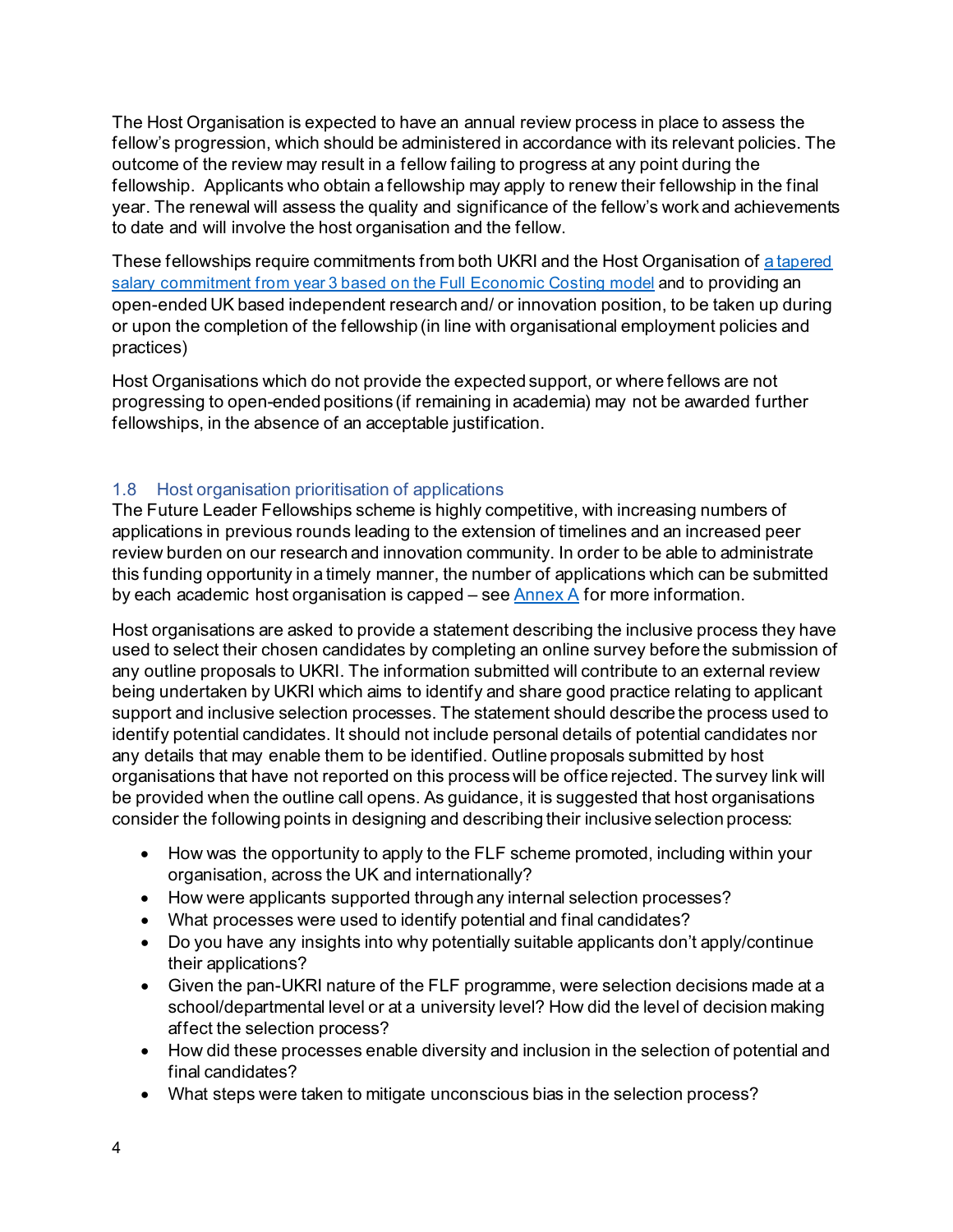The Host Organisation is expected to have an annual review process in place to assess the fellow's progression, which should be administered in accordance with its relevant policies. The outcome of the review may result in a fellow failing to progress at any point during the fellowship. Applicants who obtain a fellowship may apply to renew their fellowship in the final year. The renewal will assess the quality and significance of the fellow's work and achievements to date and will involve the host organisation and the fellow.

These fellowships require commitments from both UKRI and the Host Organisation of [a tapered salary commitment from year 3 based on the Full Economic Costing model]() and to providing an open-ended UK based independent research and/ or innovation position, to be taken up during or upon the completion of the fellowship (in line with organisational employment policies and practices)

Host Organisations which do not provide the expected support, or where fellows are not progressing to open-ended positions (if remaining in academia) may not be awarded further fellowships, in the absence of an acceptable justification.

### 1.8 Host organisation prioritisation of applications

The Future Leader Fellowships scheme is highly competitive, with increasing numbers of applications in previous rounds leading to the extension of timelines and an increased peer review burden on our research and innovation community. In order to be able to administrate this funding opportunity in a timely manner, the number of applications which can be submitted by each academic host organisation is capped – see [Annex A]() for more information.

Host organisations are asked to provide a statement describing the inclusive process they have used to select their chosen candidates by completing an online survey before the submission of any outline proposals to UKRI. The information submitted will contribute to an external review being undertaken by UKRI which aims to identify and share good practice relating to applicant support and inclusive selection processes. The statement should describe the process used to identify potential candidates. It should not include personal details of potential candidates nor any details that may enable them to be identified. Outline proposals submitted by host organisations that have not reported on this process will be office rejected. The survey link will be provided when the outline call opens. As guidance, it is suggested that host organisations consider the following points in designing and describing their inclusive selection process:

- How was the opportunity to apply to the FLF scheme promoted, including within your organisation, across the UK and internationally?
- How were applicants supported through any internal selection processes?
- What processes were used to identify potential and final candidates?
- Do you have any insights into why potentially suitable applicants don't apply/continue their applications?
- Given the pan-UKRI nature of the FLF programme, were selection decisions made at a school/departmental level or at a university level? How did the level of decision making affect the selection process?
- How did these processes enable diversity and inclusion in the selection of potential and final candidates?
- What steps were taken to mitigate unconscious bias in the selection process?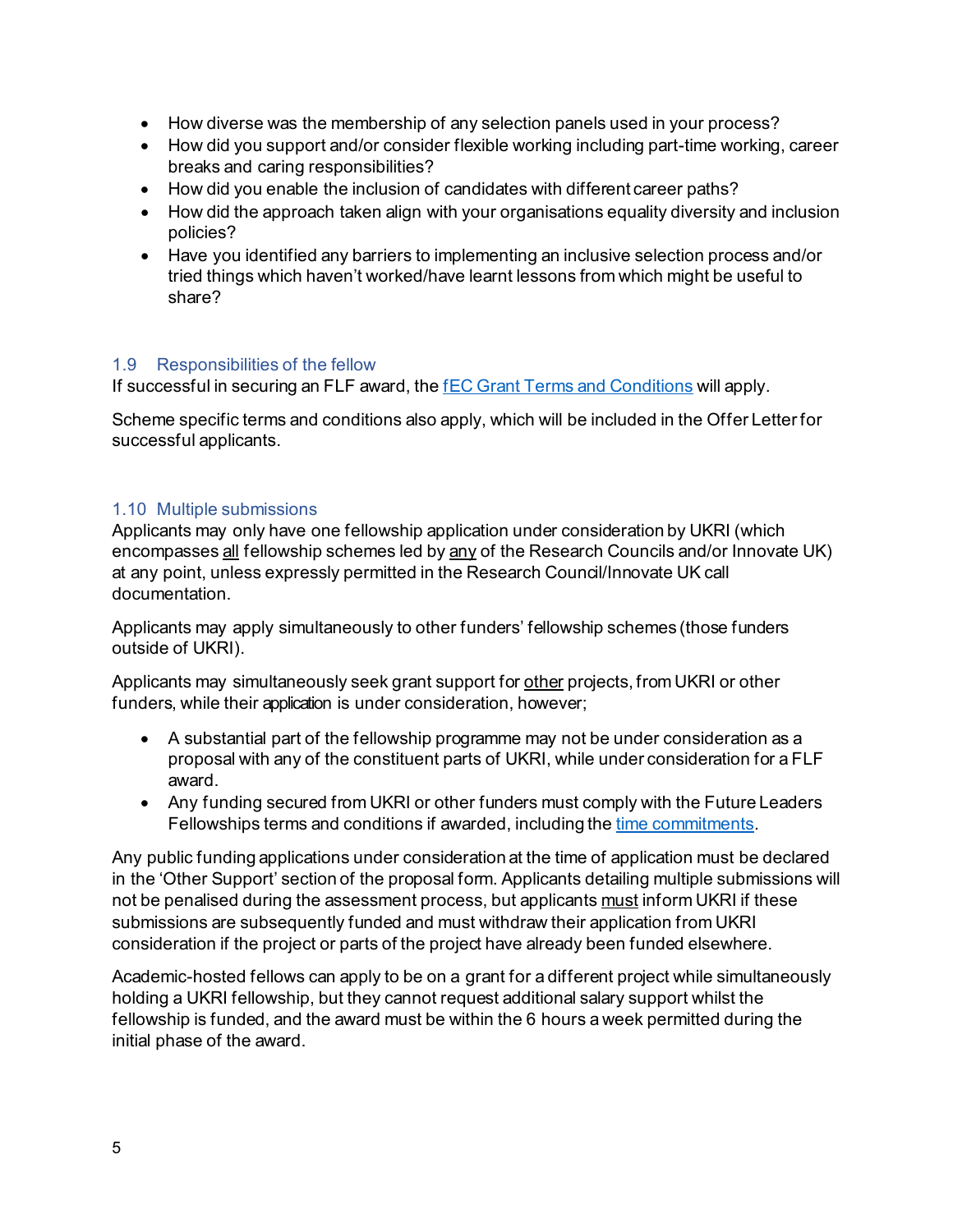- How diverse was the membership of any selection panels used in your process?
- How did you support and/or consider flexible working including part-time working, career breaks and caring responsibilities?
- How did you enable the inclusion of candidates with different career paths?
- How did the approach taken align with your organisations equality diversity and inclusion policies?
- Have you identified any barriers to implementing an inclusive selection process and/or tried things which haven't worked/have learnt lessons from which might be useful to share?

### 1.9 Responsibilities of the fellow

If successful in securing an FLF award, the [fEC Grant Terms and Conditions]() will apply.

Scheme specific terms and conditions also apply, which will be included in the Offer Letter for successful applicants.

### 1.10 Multiple submissions

Applicants may only have one fellowship application under consideration by UKRI (which encompasses <u>all</u> fellowship schemes led by <u>any</u> of the Research Councils and/or Innovate UK) at any point, unless expressly permitted in the Research Council/Innovate UK call documentation.

Applicants may apply simultaneously to other funders' fellowship schemes (those funders outside of UKRI).

Applicants may simultaneously seek grant support for <u>other</u> projects, from UKRI or other funders, while their application is under consideration, however;

- A substantial part of the fellowship programme may not be under consideration as a proposal with any of the constituent parts of UKRI, while under consideration for a FLF award.
- Any funding secured from UKRI or other funders must comply with the Future Leaders Fellowships terms and conditions if awarded, including the [time commitments]().

Any public funding applications under consideration at the time of application must be declared in the 'Other Support' section of the proposal form. Applicants detailing multiple submissions will not be penalised during the assessment process, but applicants <u>must</u> inform UKRI if these submissions are subsequently funded and must withdraw their application from UKRI consideration if the project or parts of the project have already been funded elsewhere.

Academic-hosted fellows can apply to be on a grant for a different project while simultaneously holding a UKRI fellowship, but they cannot request additional salary support whilst the fellowship is funded, and the award must be within the 6 hours a week permitted during the initial phase of the award.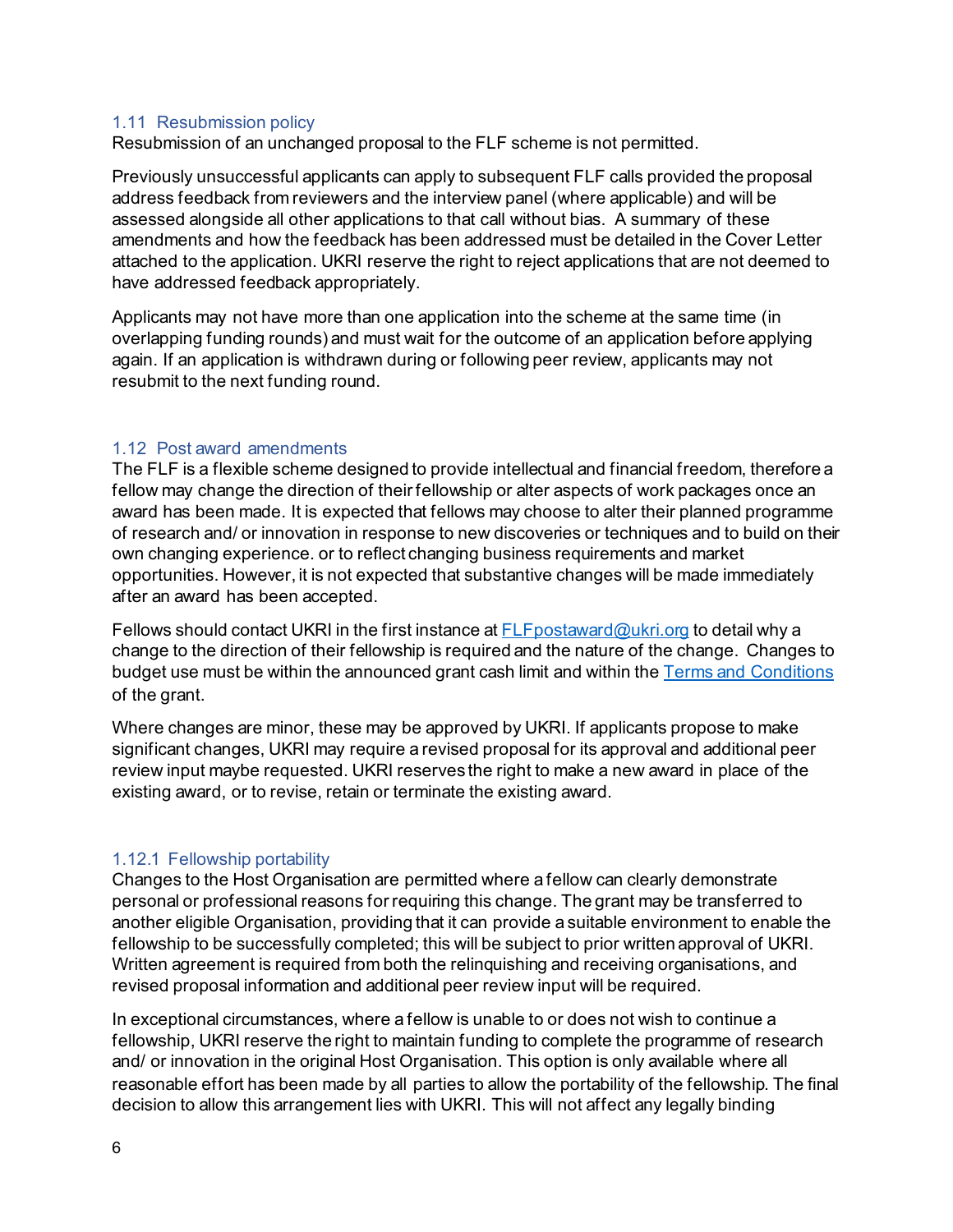### 1.11 Resubmission policy

Resubmission of an unchanged proposal to the FLF scheme is not permitted.

Previously unsuccessful applicants can apply to subsequent FLF calls provided the proposal address feedback from reviewers and the interview panel (where applicable) and will be assessed alongside all other applications to that call without bias. A summary of these amendments and how the feedback has been addressed must be detailed in the Cover Letter attached to the application. UKRI reserve the right to reject applications that are not deemed to have addressed feedback appropriately.

Applicants may not have more than one application into the scheme at the same time (in overlapping funding rounds) and must wait for the outcome of an application before applying again. If an application is withdrawn during or following peer review, applicants may not resubmit to the next funding round.

### 1.12 Post award amendments

The FLF is a flexible scheme designed to provide intellectual and financial freedom, therefore a fellow may change the direction of their fellowship or alter aspects of work packages once an award has been made. It is expected that fellows may choose to alter their planned programme of research and/ or innovation in response to new discoveries or techniques and to build on their own changing experience. or to reflect changing business requirements and market opportunities. However, it is not expected that substantive changes will be made immediately after an award has been accepted.

Fellows should contact UKRI in the first instance at [FLFpostaward@ukri.org](mailto:FLFpostaward@ukri.org) to detail why a change to the direction of their fellowship is required and the nature of the change. Changes to budget use must be within the announced grant cash limit and within the Terms and Conditions of the grant.

Where changes are minor, these may be approved by UKRI. If applicants propose to make significant changes, UKRI may require a revised proposal for its approval and additional peer review input maybe requested. UKRI reserves the right to make a new award in place of the existing award, or to revise, retain or terminate the existing award.

#### 1.12.1 Fellowship portability

Changes to the Host Organisation are permitted where a fellow can clearly demonstrate personal or professional reasons for requiring this change. The grant may be transferred to another eligible Organisation, providing that it can provide a suitable environment to enable the fellowship to be successfully completed; this will be subject to prior written approval of UKRI. Written agreement is required from both the relinquishing and receiving organisations, and revised proposal information and additional peer review input will be required.

In exceptional circumstances, where a fellow is unable to or does not wish to continue a fellowship, UKRI reserve the right to maintain funding to complete the programme of research and/ or innovation in the original Host Organisation. This option is only available where all reasonable effort has been made by all parties to allow the portability of the fellowship. The final decision to allow this arrangement lies with UKRI. This will not affect any legally binding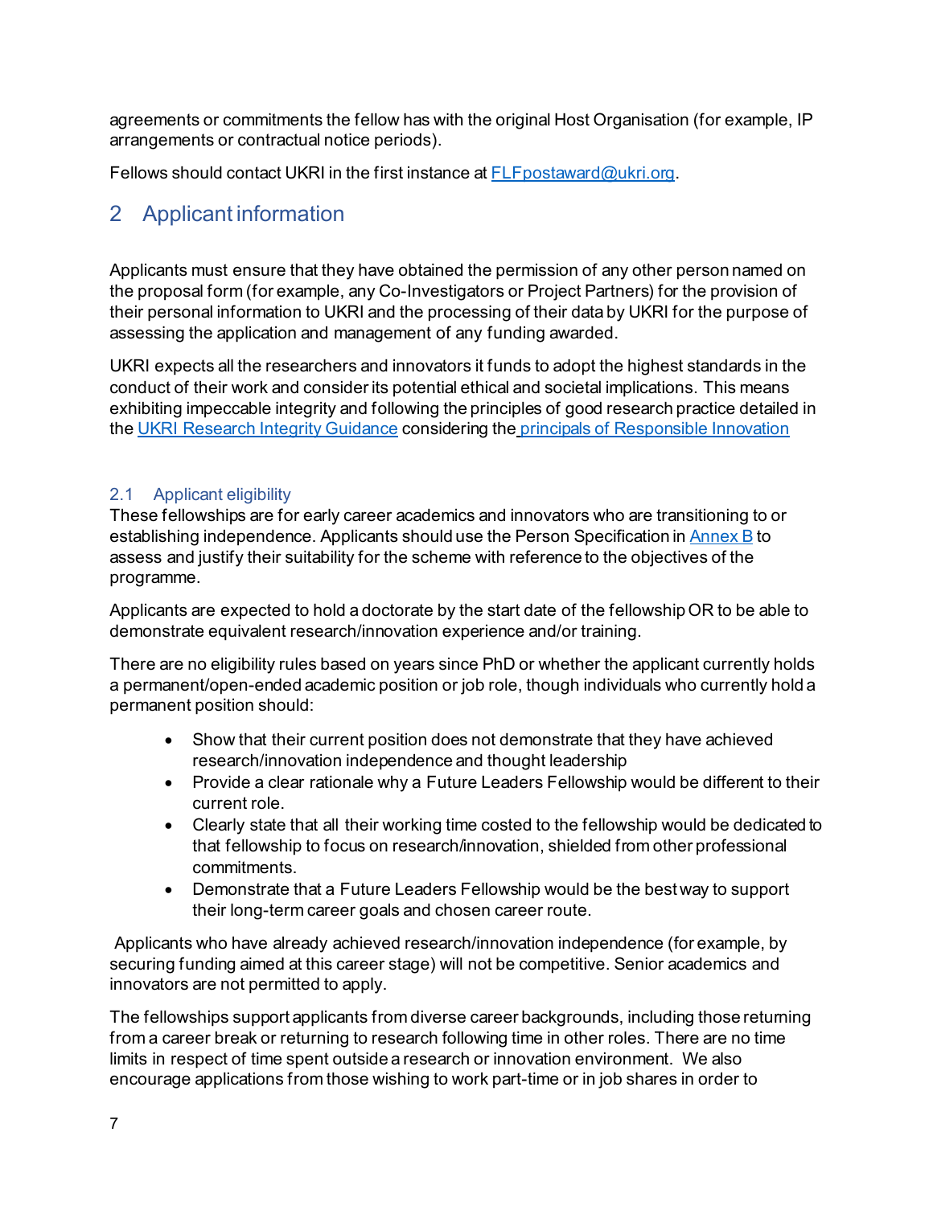agreements or commitments the fellow has with the original Host Organisation (for example, IP arrangements or contractual notice periods).

Fellows should contact UKRI in the first instance at [FLFpostaward@ukri.org](mailto:FLFpostaward@ukri.org).

## 2 Applicant information

Applicants must ensure that they have obtained the permission of any other person named on the proposal form (for example, any Co-Investigators or Project Partners) for the provision of their personal information to UKRI and the processing of their data by UKRI for the purpose of assessing the application and management of any funding awarded.

UKRI expects all the researchers and innovators it funds to adopt the highest standards in the conduct of their work and consider its potential ethical and societal implications. This means exhibiting impeccable integrity and following the principles of good research practice detailed in the [UKRI Research Integrity Guidance](#) considering the [principals of Responsible Innovation](#)

### 2.1 Applicant eligibility

These fellowships are for early career academics and innovators who are transitioning to or establishing independence. Applicants should use the Person Specification in [Annex B](#) to assess and justify their suitability for the scheme with reference to the objectives of the programme.

Applicants are expected to hold a doctorate by the start date of the fellowship OR to be able to demonstrate equivalent research/innovation experience and/or training.

There are no eligibility rules based on years since PhD or whether the applicant currently holds a permanent/open-ended academic position or job role, though individuals who currently hold a permanent position should:

- Show that their current position does not demonstrate that they have achieved research/innovation independence and thought leadership
- Provide a clear rationale why a Future Leaders Fellowship would be different to their current role.
- Clearly state that all their working time costed to the fellowship would be dedicated to that fellowship to focus on research/innovation, shielded from other professional commitments.
- Demonstrate that a Future Leaders Fellowship would be the best way to support their long-term career goals and chosen career route.

Applicants who have already achieved research/innovation independence (for example, by securing funding aimed at this career stage) will not be competitive. Senior academics and innovators are not permitted to apply.

The fellowships support applicants from diverse career backgrounds, including those returning from a career break or returning to research following time in other roles. There are no time limits in respect of time spent outside a research or innovation environment. We also encourage applications from those wishing to work part-time or in job shares in order to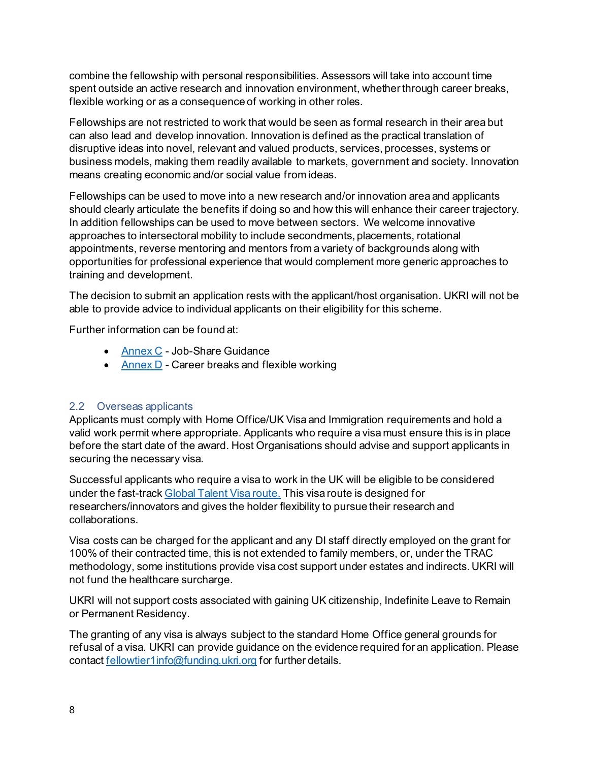combine the fellowship with personal responsibilities. Assessors will take into account time spent outside an active research and innovation environment, whether through career breaks, flexible working or as a consequence of working in other roles.

Fellowships are not restricted to work that would be seen as formal research in their area but can also lead and develop innovation. Innovation is defined as the practical translation of disruptive ideas into novel, relevant and valued products, services, processes, systems or business models, making them readily available to markets, government and society. Innovation means creating economic and/or social value from ideas.

Fellowships can be used to move into a new research and/or innovation area and applicants should clearly articulate the benefits if doing so and how this will enhance their career trajectory. In addition fellowships can be used to move between sectors. We welcome innovative approaches to intersectoral mobility to include secondments, placements, rotational appointments, reverse mentoring and mentors from a variety of backgrounds along with opportunities for professional experience that would complement more generic approaches to training and development.

The decision to submit an application rests with the applicant/host organisation. UKRI will not be able to provide advice to individual applicants on their eligibility for this scheme.

Further information can be found at:

- Annex C - Job-Share Guidance
- Annex D - Career breaks and flexible working

### 2.2 Overseas applicants

Applicants must comply with Home Office/UK Visa and Immigration requirements and hold a valid work permit where appropriate. Applicants who require a visa must ensure this is in place before the start date of the award. Host Organisations should advise and support applicants in securing the necessary visa.

Successful applicants who require a visa to work in the UK will be eligible to be considered under the fast-track Global Talent Visa route. This visa route is designed for researchers/innovators and gives the holder flexibility to pursue their research and collaborations.

Visa costs can be charged for the applicant and any DI staff directly employed on the grant for 100% of their contracted time, this is not extended to family members, or, under the TRAC methodology, some institutions provide visa cost support under estates and indirects. UKRI will not fund the healthcare surcharge.

UKRI will not support costs associated with gaining UK citizenship, Indefinite Leave to Remain or Permanent Residency.

The granting of any visa is always subject to the standard Home Office general grounds for refusal of a visa. UKRI can provide guidance on the evidence required for an application. Please contact fellowtier1info@funding.ukri.org for further details.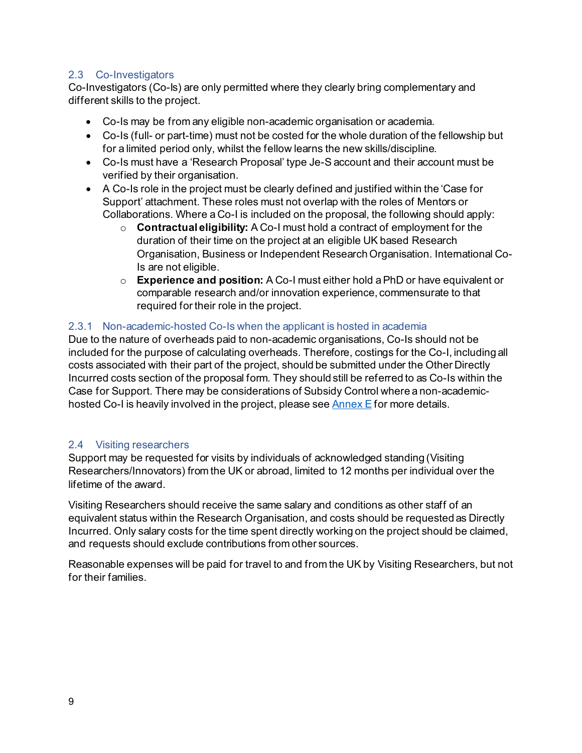## 2.3 Co-Investigators

Co-Investigators (Co-Is) are only permitted where they clearly bring complementary and different skills to the project.

- Co-Is may be from any eligible non-academic organisation or academia.
- Co-Is (full- or part-time) must not be costed for the whole duration of the fellowship but for a limited period only, whilst the fellow learns the new skills/discipline.
- Co-Is must have a 'Research Proposal' type Je-S account and their account must be verified by their organisation.
- A Co-Is role in the project must be clearly defined and justified within the 'Case for Support' attachment. These roles must not overlap with the roles of Mentors or Collaborations. Where a Co-I is included on the proposal, the following should apply:
  - **Contractual eligibility:** A Co-I must hold a contract of employment for the duration of their time on the project at an eligible UK based Research Organisation, Business or Independent Research Organisation. International Co-Is are not eligible.
  - **Experience and position:** A Co-I must either hold a PhD or have equivalent or comparable research and/or innovation experience, commensurate to that required for their role in the project.

### 2.3.1 Non-academic-hosted Co-Is when the applicant is hosted in academia

Due to the nature of overheads paid to non-academic organisations, Co-Is should not be included for the purpose of calculating overheads. Therefore, costings for the Co-I, including all costs associated with their part of the project, should be submitted under the Other Directly Incurred costs section of the proposal form. They should still be referred to as Co-Is within the Case for Support. There may be considerations of Subsidy Control where a non-academic-hosted Co-I is heavily involved in the project, please see Annex E for more details.

## 2.4 Visiting researchers

Support may be requested for visits by individuals of acknowledged standing (Visiting Researchers/Innovators) from the UK or abroad, limited to 12 months per individual over the lifetime of the award.

Visiting Researchers should receive the same salary and conditions as other staff of an equivalent status within the Research Organisation, and costs should be requested as Directly Incurred. Only salary costs for the time spent directly working on the project should be claimed, and requests should exclude contributions from other sources.

Reasonable expenses will be paid for travel to and from the UK by Visiting Researchers, but not for their families.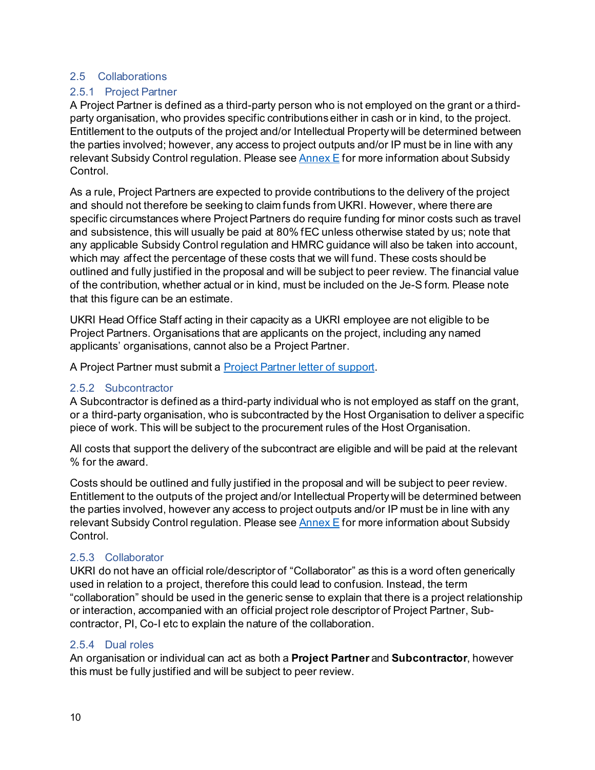## 2.5 Collaborations

### 2.5.1 Project Partner

A Project Partner is defined as a third-party person who is not employed on the grant or a third-party organisation, who provides specific contributions either in cash or in kind, to the project. Entitlement to the outputs of the project and/or Intellectual Property will be determined between the parties involved; however, any access to project outputs and/or IP must be in line with any relevant Subsidy Control regulation. Please see [Annex E](#) for more information about Subsidy Control.

As a rule, Project Partners are expected to provide contributions to the delivery of the project and should not therefore be seeking to claim funds from UKRI. However, where there are specific circumstances where Project Partners do require funding for minor costs such as travel and subsistence, this will usually be paid at 80% fEC unless otherwise stated by us; note that any applicable Subsidy Control regulation and HMRC guidance will also be taken into account, which may affect the percentage of these costs that we will fund. These costs should be outlined and fully justified in the proposal and will be subject to peer review. The financial value of the contribution, whether actual or in kind, must be included on the Je-S form. Please note that this figure can be an estimate.

UKRI Head Office Staff acting in their capacity as a UKRI employee are not eligible to be Project Partners. Organisations that are applicants on the project, including any named applicants' organisations, cannot also be a Project Partner.

A Project Partner must submit a [Project Partner letter of support](#).

### 2.5.2 Subcontractor

A Subcontractor is defined as a third-party individual who is not employed as staff on the grant, or a third-party organisation, who is subcontracted by the Host Organisation to deliver a specific piece of work. This will be subject to the procurement rules of the Host Organisation.

All costs that support the delivery of the subcontract are eligible and will be paid at the relevant % for the award.

Costs should be outlined and fully justified in the proposal and will be subject to peer review. Entitlement to the outputs of the project and/or Intellectual Property will be determined between the parties involved, however any access to project outputs and/or IP must be in line with any relevant Subsidy Control regulation. Please see [Annex E](#) for more information about Subsidy Control.

### 2.5.3 Collaborator

UKRI do not have an official role/descriptor of "Collaborator" as this is a word often generically used in relation to a project, therefore this could lead to confusion. Instead, the term "collaboration" should be used in the generic sense to explain that there is a project relationship or interaction, accompanied with an official project role descriptor of Project Partner, Sub-contractor, PI, Co-I etc to explain the nature of the collaboration.

### 2.5.4 Dual roles

An organisation or individual can act as both a **Project Partner** and **Subcontractor**, however this must be fully justified and will be subject to peer review.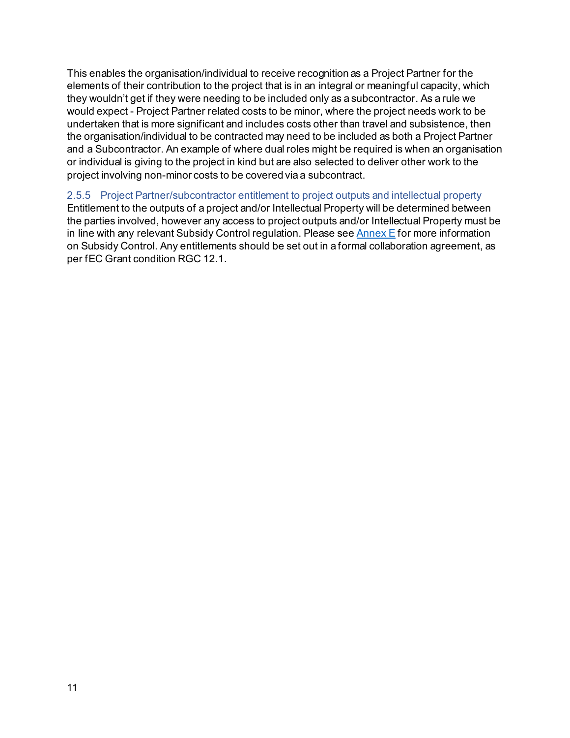This enables the organisation/individual to receive recognition as a Project Partner for the elements of their contribution to the project that is in an integral or meaningful capacity, which they wouldn't get if they were needing to be included only as a subcontractor. As a rule we would expect - Project Partner related costs to be minor, where the project needs work to be undertaken that is more significant and includes costs other than travel and subsistence, then the organisation/individual to be contracted may need to be included as both a Project Partner and a Subcontractor. An example of where dual roles might be required is when an organisation or individual is giving to the project in kind but are also selected to deliver other work to the project involving non-minor costs to be covered via a subcontract.

### 2.5.5 Project Partner/subcontractor entitlement to project outputs and intellectual property

Entitlement to the outputs of a project and/or Intellectual Property will be determined between the parties involved, however any access to project outputs and/or Intellectual Property must be in line with any relevant Subsidy Control regulation. Please see Annex E for more information on Subsidy Control. Any entitlements should be set out in a formal collaboration agreement, as per fEC Grant condition RGC 12.1.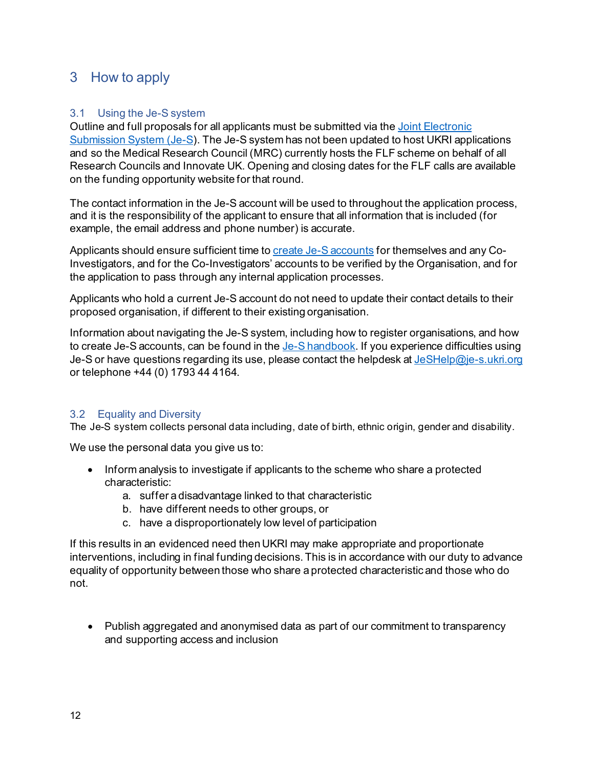# 3 How to apply

## 3.1 Using the Je-S system

Outline and full proposals for all applicants must be submitted via the [Joint Electronic Submission System (Je-S)](). The Je-S system has not been updated to host UKRI applications and so the Medical Research Council (MRC) currently hosts the FLF scheme on behalf of all Research Councils and Innovate UK. Opening and closing dates for the FLF calls are available on the funding opportunity website for that round.

The contact information in the Je-S account will be used to throughout the application process, and it is the responsibility of the applicant to ensure that all information that is included (for example, the email address and phone number) is accurate.

Applicants should ensure sufficient time to [create Je-S accounts]() for themselves and any Co-Investigators, and for the Co-Investigators' accounts to be verified by the Organisation, and for the application to pass through any internal application processes.

Applicants who hold a current Je-S account do not need to update their contact details to their proposed organisation, if different to their existing organisation.

Information about navigating the Je-S system, including how to register organisations, and how to create Je-S accounts, can be found in the [Je-S handbook](). If you experience difficulties using Je-S or have questions regarding its use, please contact the helpdesk at [JeSHelp@je-s.ukri.org](mailto:JeSHelp@je-s.ukri.org) or telephone +44 (0) 1793 44 4164.

## 3.2 Equality and Diversity

The Je-S system collects personal data including, date of birth, ethnic origin, gender and disability.

We use the personal data you give us to:

- Inform analysis to investigate if applicants to the scheme who share a protected characteristic:
  a. suffer a disadvantage linked to that characteristic
  b. have different needs to other groups, or
  c. have a disproportionately low level of participation

If this results in an evidenced need then UKRI may make appropriate and proportionate interventions, including in final funding decisions. This is in accordance with our duty to advance equality of opportunity between those who share a protected characteristic and those who do not.

- Publish aggregated and anonymised data as part of our commitment to transparency and supporting access and inclusion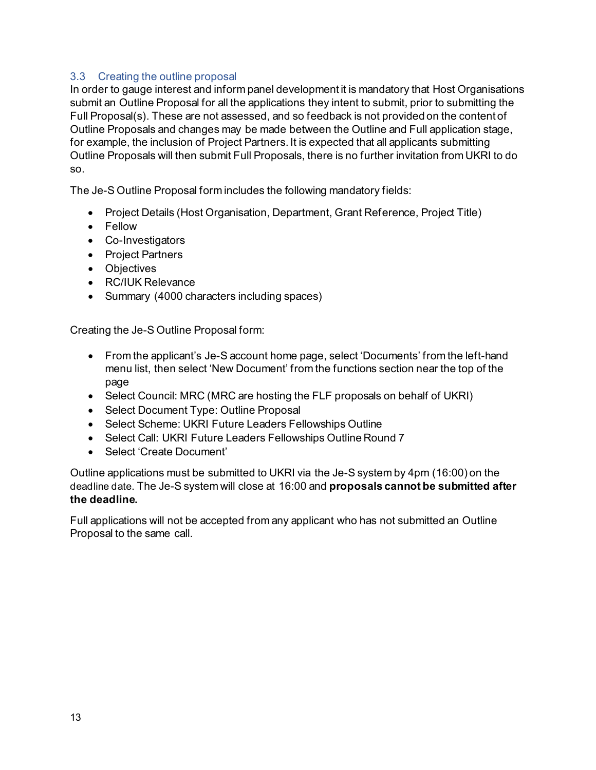### 3.3 Creating the outline proposal

In order to gauge interest and inform panel development it is mandatory that Host Organisations submit an Outline Proposal for all the applications they intent to submit, prior to submitting the Full Proposal(s). These are not assessed, and so feedback is not provided on the content of Outline Proposals and changes may be made between the Outline and Full application stage, for example, the inclusion of Project Partners. It is expected that all applicants submitting Outline Proposals will then submit Full Proposals, there is no further invitation from UKRI to do so.

The Je-S Outline Proposal form includes the following mandatory fields:

- Project Details (Host Organisation, Department, Grant Reference, Project Title)
- Fellow
- Co-Investigators
- Project Partners
- Objectives
- RC/IUK Relevance
- Summary (4000 characters including spaces)

Creating the Je-S Outline Proposal form:

- From the applicant's Je-S account home page, select 'Documents' from the left-hand menu list, then select 'New Document' from the functions section near the top of the page
- Select Council: MRC (MRC are hosting the FLF proposals on behalf of UKRI)
- Select Document Type: Outline Proposal
- Select Scheme: UKRI Future Leaders Fellowships Outline
- Select Call: UKRI Future Leaders Fellowships Outline Round 7
- Select 'Create Document'

Outline applications must be submitted to UKRI via the Je-S system by 4pm (16:00) on the deadline date. The Je-S system will close at 16:00 and **proposals cannot be submitted after the deadline.**

Full applications will not be accepted from any applicant who has not submitted an Outline Proposal to the same call.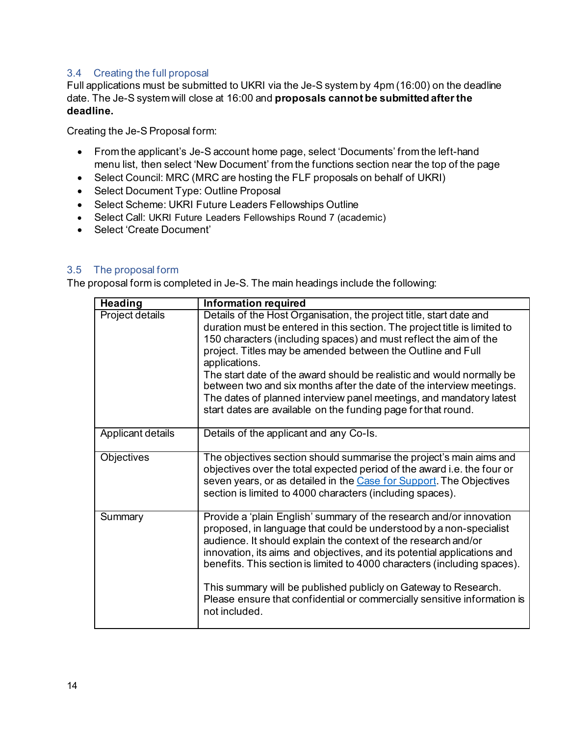### 3.4 Creating the full proposal

Full applications must be submitted to UKRI via the Je-S system by 4pm (16:00) on the deadline date. The Je-S system will close at 16:00 and **proposals cannot be submitted after the deadline.**

Creating the Je-S Proposal form:

- From the applicant's Je-S account home page, select 'Documents' from the left-hand menu list, then select 'New Document' from the functions section near the top of the page
- Select Council: MRC (MRC are hosting the FLF proposals on behalf of UKRI)
- Select Document Type: Outline Proposal
- Select Scheme: UKRI Future Leaders Fellowships Outline
- Select Call: UKRI Future Leaders Fellowships Round 7 (academic)
- Select 'Create Document'

### 3.5 The proposal form

The proposal form is completed in Je-S. The main headings include the following:

| Heading | Information required |
|---|---|
| Project details | Details of the Host Organisation, the project title, start date and duration must be entered in this section. The project title is limited to 150 characters (including spaces) and must reflect the aim of the project. Titles may be amended between the Outline and Full applications.<br>The start date of the award should be realistic and would normally be between two and six months after the date of the interview meetings. The dates of planned interview panel meetings, and mandatory latest start dates are available on the funding page for that round. |
| Applicant details | Details of the applicant and any Co-Is. |
| Objectives | The objectives section should summarise the project's main aims and objectives over the total expected period of the award i.e. the four or seven years, or as detailed in the Case for Support. The Objectives section is limited to 4000 characters (including spaces). |
| Summary | Provide a 'plain English' summary of the research and/or innovation proposed, in language that could be understood by a non-specialist audience. It should explain the context of the research and/or innovation, its aims and objectives, and its potential applications and benefits. This section is limited to 4000 characters (including spaces).<br><br>This summary will be published publicly on Gateway to Research. Please ensure that confidential or commercially sensitive information is not included. |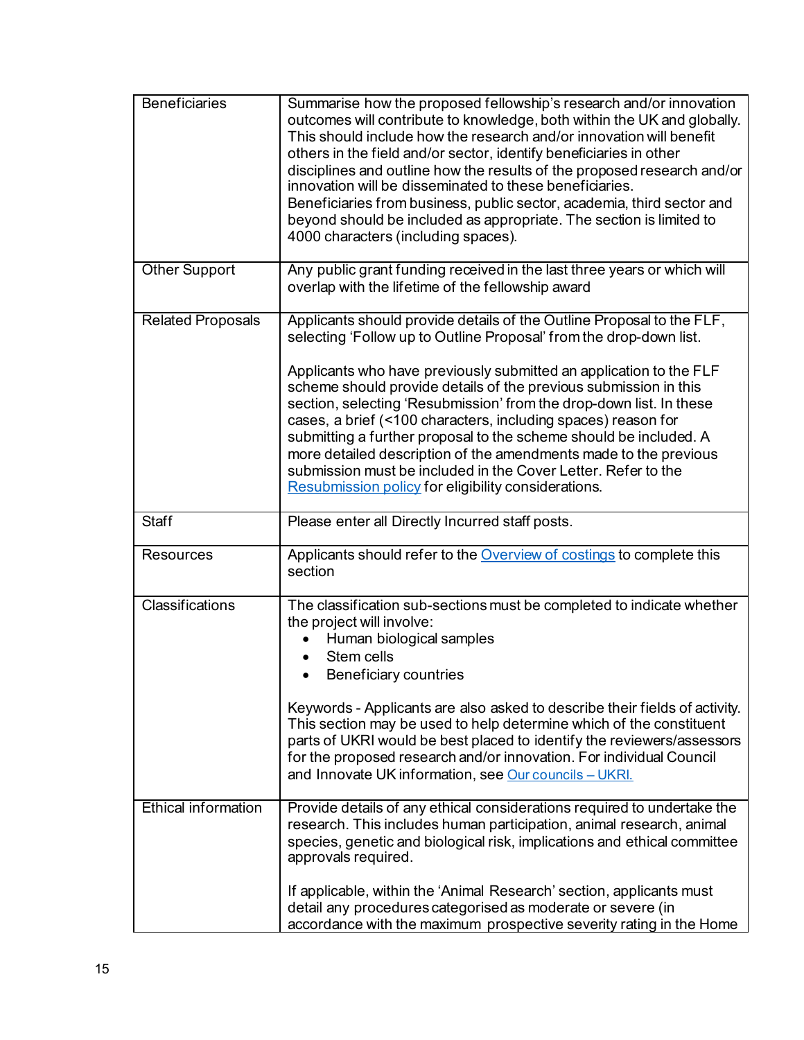| | |
|---|---|
| Beneficiaries | Summarise how the proposed fellowship's research and/or innovation outcomes will contribute to knowledge, both within the UK and globally. This should include how the research and/or innovation will benefit others in the field and/or sector, identify beneficiaries in other disciplines and outline how the results of the proposed research and/or innovation will be disseminated to these beneficiaries. Beneficiaries from business, public sector, academia, third sector and beyond should be included as appropriate. The section is limited to 4000 characters (including spaces). |
| Other Support | Any public grant funding received in the last three years or which will overlap with the lifetime of the fellowship award |
| Related Proposals | Applicants should provide details of the Outline Proposal to the FLF, selecting 'Follow up to Outline Proposal' from the drop-down list.<br><br>Applicants who have previously submitted an application to the FLF scheme should provide details of the previous submission in this section, selecting 'Resubmission' from the drop-down list. In these cases, a brief (<100 characters, including spaces) reason for submitting a further proposal to the scheme should be included. A more detailed description of the amendments made to the previous submission must be included in the Cover Letter. Refer to the [Resubmission policy](#) for eligibility considerations. |
| Staff | Please enter all Directly Incurred staff posts. |
| Resources | Applicants should refer to the [Overview of costings](#) to complete this section |
| Classifications | The classification sub-sections must be completed to indicate whether the project will involve:<br>• Human biological samples<br>• Stem cells<br>• Beneficiary countries<br><br>Keywords - Applicants are also asked to describe their fields of activity. This section may be used to help determine which of the constituent parts of UKRI would be best placed to identify the reviewers/assessors for the proposed research and/or innovation. For individual Council and Innovate UK information, see [Our councils – UKRI.](#) |
| Ethical information | Provide details of any ethical considerations required to undertake the research. This includes human participation, animal research, animal species, genetic and biological risk, implications and ethical committee approvals required.<br><br>If applicable, within the 'Animal Research' section, applicants must detail any procedures categorised as moderate or severe (in accordance with the maximum prospective severity rating in the Home |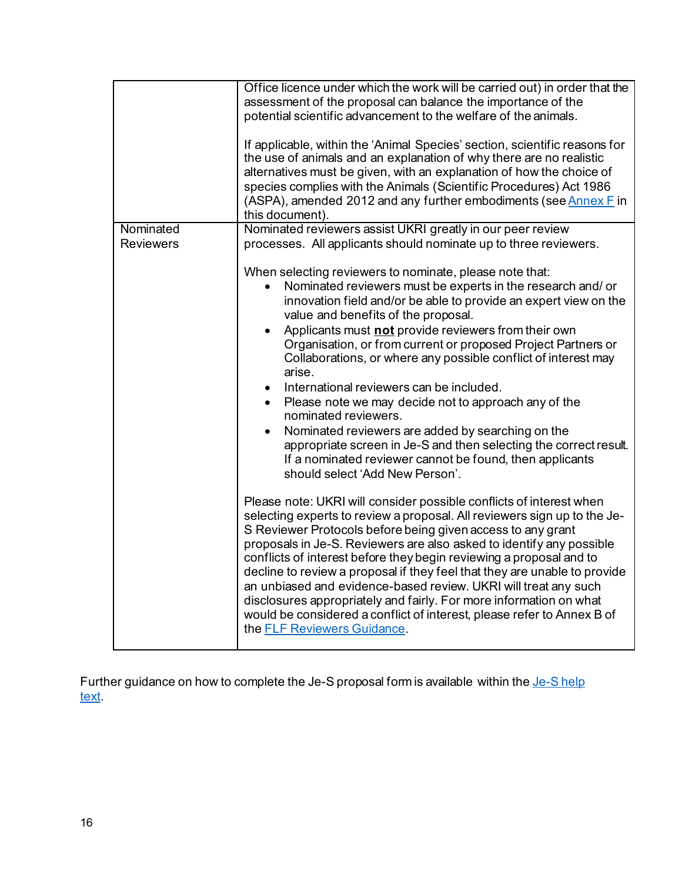| | |
|---|---|
| | Office licence under which the work will be carried out) in order that the assessment of the proposal can balance the importance of the potential scientific advancement to the welfare of the animals.<br><br>If applicable, within the 'Animal Species' section, scientific reasons for the use of animals and an explanation of why there are no realistic alternatives must be given, with an explanation of how the choice of species complies with the Animals (Scientific Procedures) Act 1986 (ASPA), amended 2012 and any further embodiments (see [Annex F](#) in this document). |
| Nominated Reviewers | Nominated reviewers assist UKRI greatly in our peer review processes. All applicants should nominate up to three reviewers.<br><br>When selecting reviewers to nominate, please note that:<br>• Nominated reviewers must be experts in the research and/ or innovation field and/or be able to provide an expert view on the value and benefits of the proposal.<br>• Applicants must **not** provide reviewers from their own Organisation, or from current or proposed Project Partners or Collaborations, or where any possible conflict of interest may arise.<br>• International reviewers can be included.<br>• Please note we may decide not to approach any of the nominated reviewers.<br>• Nominated reviewers are added by searching on the appropriate screen in Je-S and then selecting the correct result. If a nominated reviewer cannot be found, then applicants should select 'Add New Person'.<br><br>Please note: UKRI will consider possible conflicts of interest when selecting experts to review a proposal. All reviewers sign up to the Je-S Reviewer Protocols before being given access to any grant proposals in Je-S. Reviewers are also asked to identify any possible conflicts of interest before they begin reviewing a proposal and to decline to review a proposal if they feel that they are unable to provide an unbiased and evidence-based review. UKRI will treat any such disclosures appropriately and fairly. For more information on what would be considered a conflict of interest, please refer to Annex B of the [FLF Reviewers Guidance](#). |

Further guidance on how to complete the Je-S proposal form is available within the [Je-S help text](#).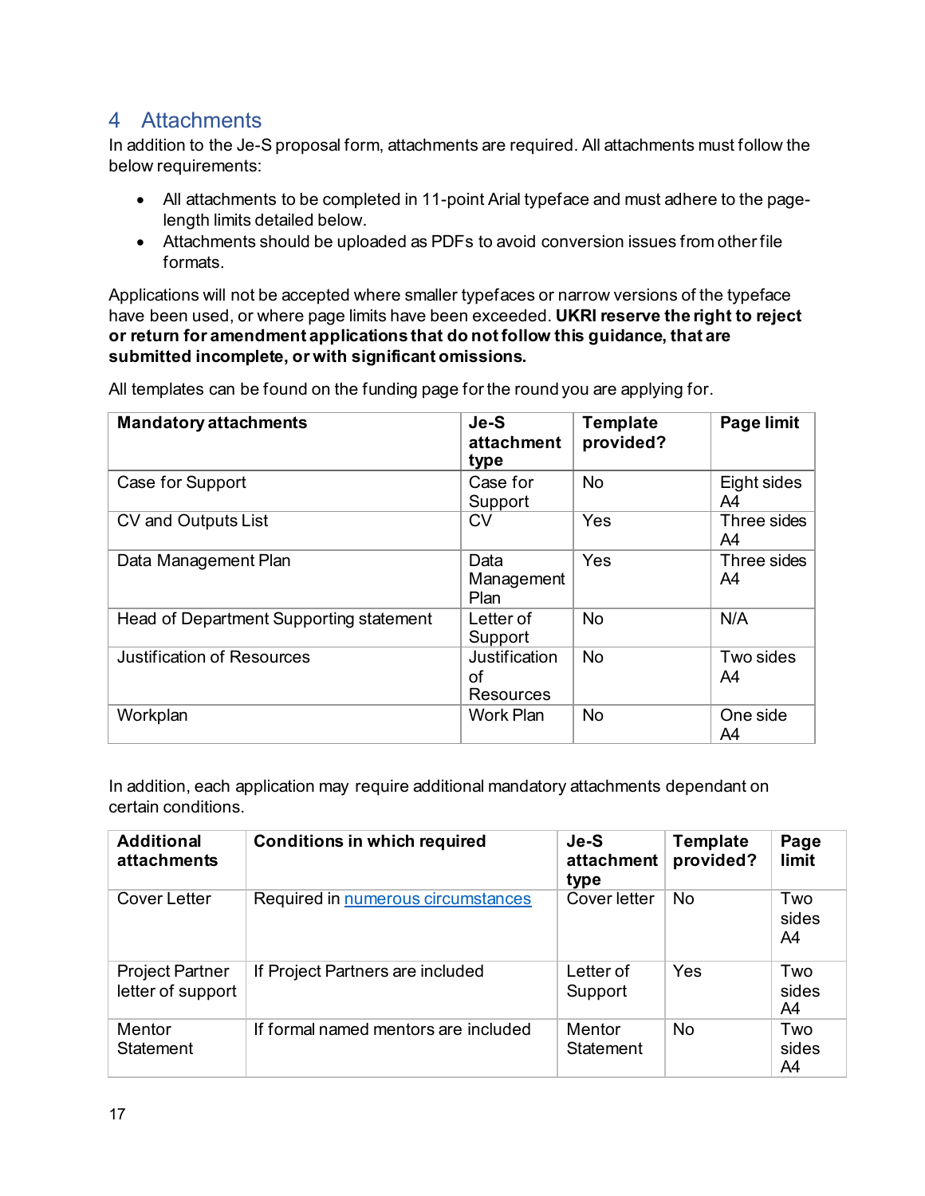## 4 Attachments

In addition to the Je-S proposal form, attachments are required. All attachments must follow the below requirements:

- All attachments to be completed in 11-point Arial typeface and must adhere to the page-length limits detailed below.
- Attachments should be uploaded as PDFs to avoid conversion issues from other file formats.

Applications will not be accepted where smaller typefaces or narrow versions of the typeface have been used, or where page limits have been exceeded. **UKRI reserve the right to reject or return for amendment applications that do not follow this guidance, that are submitted incomplete, or with significant omissions.**

All templates can be found on the funding page for the round you are applying for.

| Mandatory attachments | Je-S attachment type | Template provided? | Page limit |
|---|---|---|---|
| Case for Support | Case for Support | No | Eight sides A4 |
| CV and Outputs List | CV | Yes | Three sides A4 |
| Data Management Plan | Data Management Plan | Yes | Three sides A4 |
| Head of Department Supporting statement | Letter of Support | No | N/A |
| Justification of Resources | Justification of Resources | No | Two sides A4 |
| Workplan | Work Plan | No | One side A4 |

In addition, each application may require additional mandatory attachments dependant on certain conditions.

| Additional attachments | Conditions in which required | Je-S attachment type | Template provided? | Page limit |
|---|---|---|---|---|
| Cover Letter | Required in numerous circumstances | Cover letter | No | Two sides A4 |
| Project Partner letter of support | If Project Partners are included | Letter of Support | Yes | Two sides A4 |
| Mentor Statement | If formal named mentors are included | Mentor Statement | No | Two sides A4 |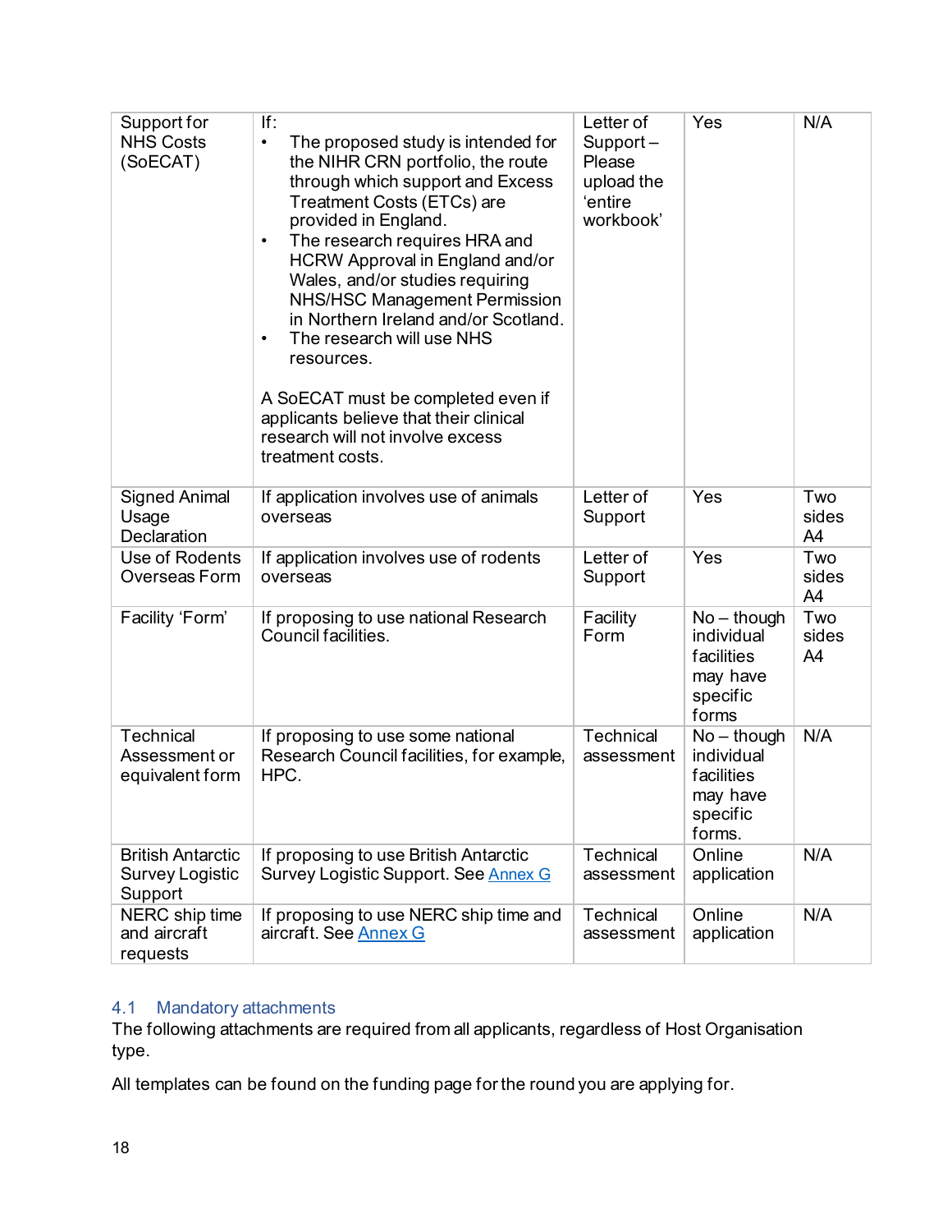| Support for NHS Costs (SoECAT) | If:<br>• The proposed study is intended for the NIHR CRN portfolio, the route through which support and Excess Treatment Costs (ETCs) are provided in England.<br>• The research requires HRA and HCRW Approval in England and/or Wales, and/or studies requiring NHS/HSC Management Permission in Northern Ireland and/or Scotland.<br>• The research will use NHS resources.<br><br>A SoECAT must be completed even if applicants believe that their clinical research will not involve excess treatment costs. | Letter of Support – Please upload the 'entire workbook' | Yes | N/A |
|---|---|---|---|---|
| Signed Animal Usage Declaration | If application involves use of animals overseas | Letter of Support | Yes | Two sides A4 |
| Use of Rodents Overseas Form | If application involves use of rodents overseas | Letter of Support | Yes | Two sides A4 |
| Facility 'Form' | If proposing to use national Research Council facilities. | Facility Form | No – though individual facilities may have specific forms | Two sides A4 |
| Technical Assessment or equivalent form | If proposing to use some national Research Council facilities, for example, HPC. | Technical assessment | No – though individual facilities may have specific forms. | N/A |
| British Antarctic Survey Logistic Support | If proposing to use British Antarctic Survey Logistic Support. See Annex G | Technical assessment | Online application | N/A |
| NERC ship time and aircraft requests | If proposing to use NERC ship time and aircraft. See Annex G | Technical assessment | Online application | N/A |

### 4.1 Mandatory attachments

The following attachments are required from all applicants, regardless of Host Organisation type.

All templates can be found on the funding page for the round you are applying for.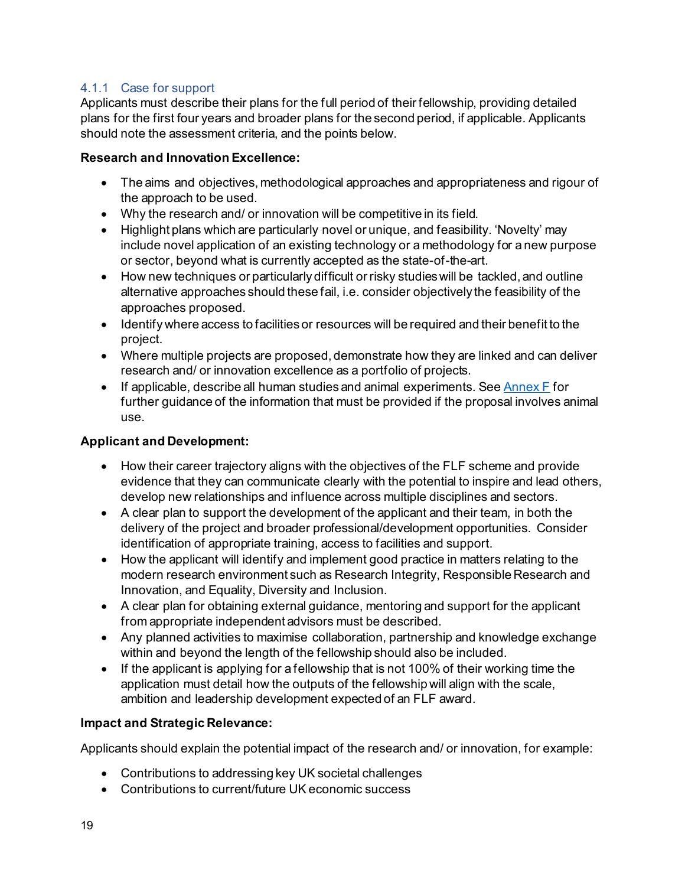### 4.1.1 Case for support

Applicants must describe their plans for the full period of their fellowship, providing detailed plans for the first four years and broader plans for the second period, if applicable. Applicants should note the assessment criteria, and the points below.

**Research and Innovation Excellence:**

- The aims and objectives, methodological approaches and appropriateness and rigour of the approach to be used.
- Why the research and/ or innovation will be competitive in its field.
- Highlight plans which are particularly novel or unique, and feasibility. 'Novelty' may include novel application of an existing technology or a methodology for a new purpose or sector, beyond what is currently accepted as the state-of-the-art.
- How new techniques or particularly difficult or risky studies will be tackled, and outline alternative approaches should these fail, i.e. consider objectively the feasibility of the approaches proposed.
- Identify where access to facilities or resources will be required and their benefit to the project.
- Where multiple projects are proposed, demonstrate how they are linked and can deliver research and/ or innovation excellence as a portfolio of projects.
- If applicable, describe all human studies and animal experiments. See Annex F for further guidance of the information that must be provided if the proposal involves animal use.

**Applicant and Development:**

- How their career trajectory aligns with the objectives of the FLF scheme and provide evidence that they can communicate clearly with the potential to inspire and lead others, develop new relationships and influence across multiple disciplines and sectors.
- A clear plan to support the development of the applicant and their team, in both the delivery of the project and broader professional/development opportunities. Consider identification of appropriate training, access to facilities and support.
- How the applicant will identify and implement good practice in matters relating to the modern research environment such as Research Integrity, Responsible Research and Innovation, and Equality, Diversity and Inclusion.
- A clear plan for obtaining external guidance, mentoring and support for the applicant from appropriate independent advisors must be described.
- Any planned activities to maximise collaboration, partnership and knowledge exchange within and beyond the length of the fellowship should also be included.
- If the applicant is applying for a fellowship that is not 100% of their working time the application must detail how the outputs of the fellowship will align with the scale, ambition and leadership development expected of an FLF award.

**Impact and Strategic Relevance:**

Applicants should explain the potential impact of the research and/ or innovation, for example:

- Contributions to addressing key UK societal challenges
- Contributions to current/future UK economic success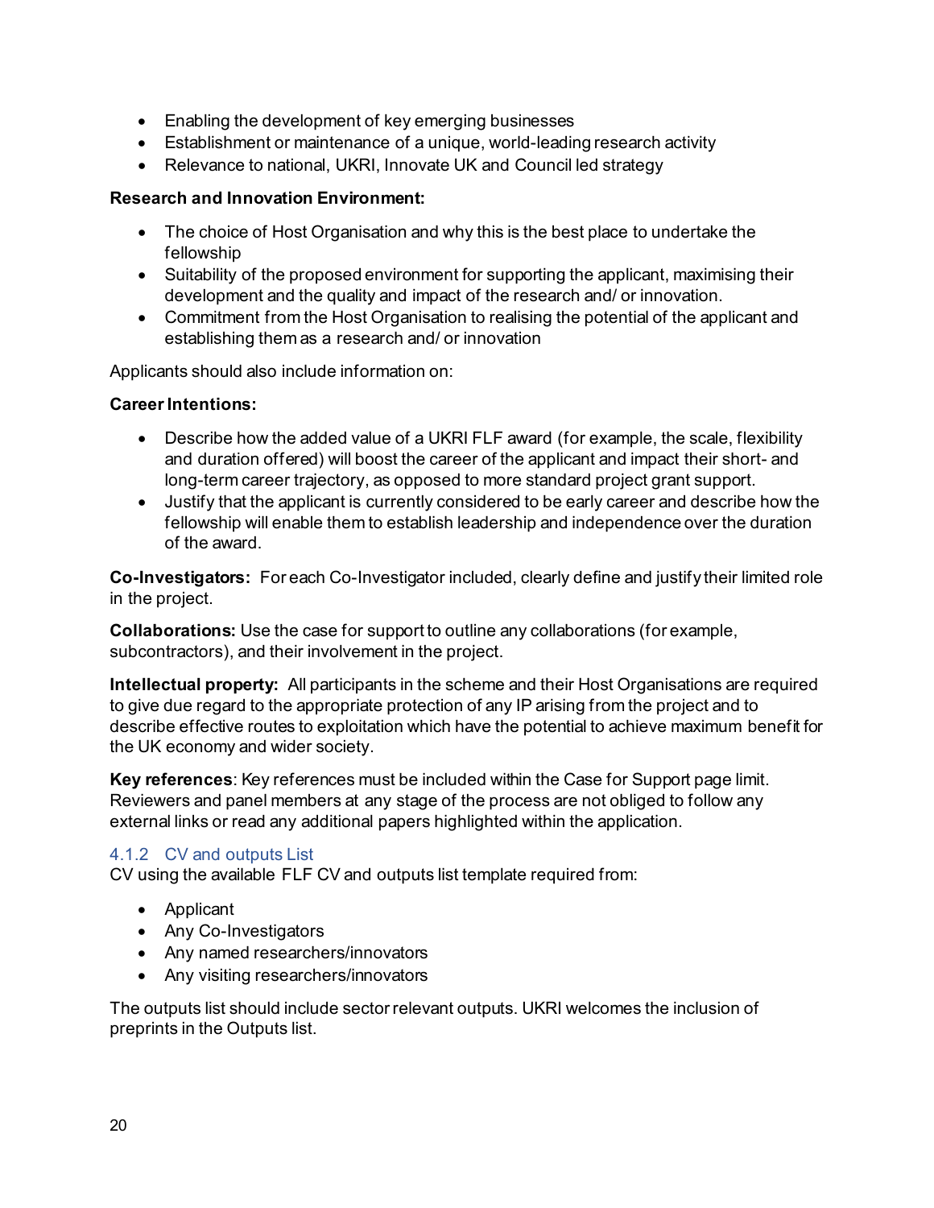- Enabling the development of key emerging businesses
- Establishment or maintenance of a unique, world-leading research activity
- Relevance to national, UKRI, Innovate UK and Council led strategy

**Research and Innovation Environment:**

- The choice of Host Organisation and why this is the best place to undertake the fellowship
- Suitability of the proposed environment for supporting the applicant, maximising their development and the quality and impact of the research and/ or innovation.
- Commitment from the Host Organisation to realising the potential of the applicant and establishing them as a research and/ or innovation

Applicants should also include information on:

**Career Intentions:**

- Describe how the added value of a UKRI FLF award (for example, the scale, flexibility and duration offered) will boost the career of the applicant and impact their short- and long-term career trajectory, as opposed to more standard project grant support.
- Justify that the applicant is currently considered to be early career and describe how the fellowship will enable them to establish leadership and independence over the duration of the award.

**Co-Investigators:** For each Co-Investigator included, clearly define and justify their limited role in the project.

**Collaborations:** Use the case for support to outline any collaborations (for example, subcontractors), and their involvement in the project.

**Intellectual property:** All participants in the scheme and their Host Organisations are required to give due regard to the appropriate protection of any IP arising from the project and to describe effective routes to exploitation which have the potential to achieve maximum benefit for the UK economy and wider society.

**Key references**: Key references must be included within the Case for Support page limit. Reviewers and panel members at any stage of the process are not obliged to follow any external links or read any additional papers highlighted within the application.

### 4.1.2 CV and outputs List

CV using the available FLF CV and outputs list template required from:

- Applicant
- Any Co-Investigators
- Any named researchers/innovators
- Any visiting researchers/innovators

The outputs list should include sector relevant outputs. UKRI welcomes the inclusion of preprints in the Outputs list.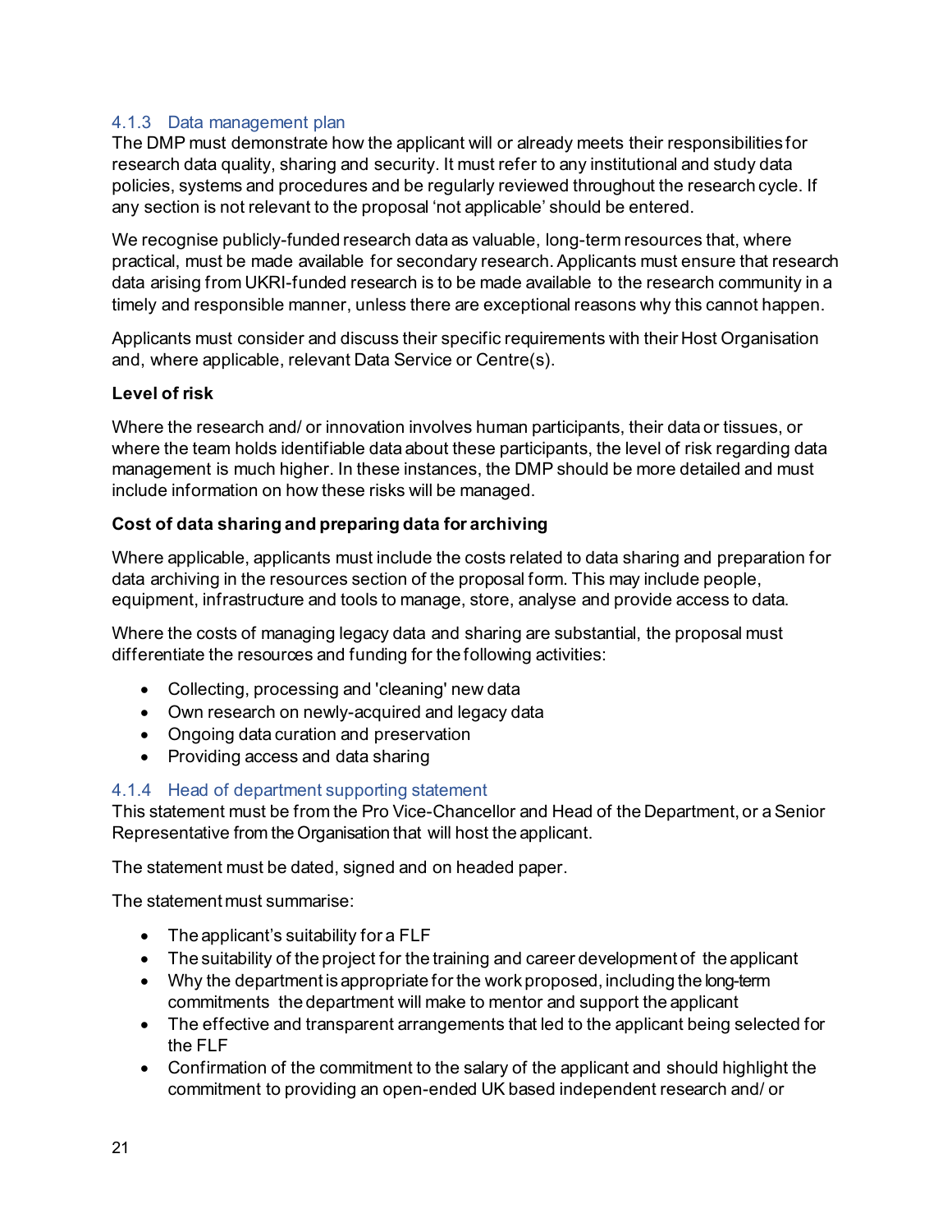### 4.1.3 Data management plan

The DMP must demonstrate how the applicant will or already meets their responsibilities for research data quality, sharing and security. It must refer to any institutional and study data policies, systems and procedures and be regularly reviewed throughout the research cycle. If any section is not relevant to the proposal 'not applicable' should be entered.

We recognise publicly-funded research data as valuable, long-term resources that, where practical, must be made available for secondary research. Applicants must ensure that research data arising from UKRI-funded research is to be made available to the research community in a timely and responsible manner, unless there are exceptional reasons why this cannot happen.

Applicants must consider and discuss their specific requirements with their Host Organisation and, where applicable, relevant Data Service or Centre(s).

**Level of risk**

Where the research and/ or innovation involves human participants, their data or tissues, or where the team holds identifiable data about these participants, the level of risk regarding data management is much higher. In these instances, the DMP should be more detailed and must include information on how these risks will be managed.

**Cost of data sharing and preparing data for archiving**

Where applicable, applicants must include the costs related to data sharing and preparation for data archiving in the resources section of the proposal form. This may include people, equipment, infrastructure and tools to manage, store, analyse and provide access to data.

Where the costs of managing legacy data and sharing are substantial, the proposal must differentiate the resources and funding for the following activities:

- Collecting, processing and 'cleaning' new data
- Own research on newly-acquired and legacy data
- Ongoing data curation and preservation
- Providing access and data sharing

### 4.1.4 Head of department supporting statement

This statement must be from the Pro Vice-Chancellor and Head of the Department, or a Senior Representative from the Organisation that will host the applicant.

The statement must be dated, signed and on headed paper.

The statement must summarise:

- The applicant's suitability for a FLF
- The suitability of the project for the training and career development of the applicant
- Why the department is appropriate for the work proposed, including the long-term commitments the department will make to mentor and support the applicant
- The effective and transparent arrangements that led to the applicant being selected for the FLF
- Confirmation of the commitment to the salary of the applicant and should highlight the commitment to providing an open-ended UK based independent research and/ or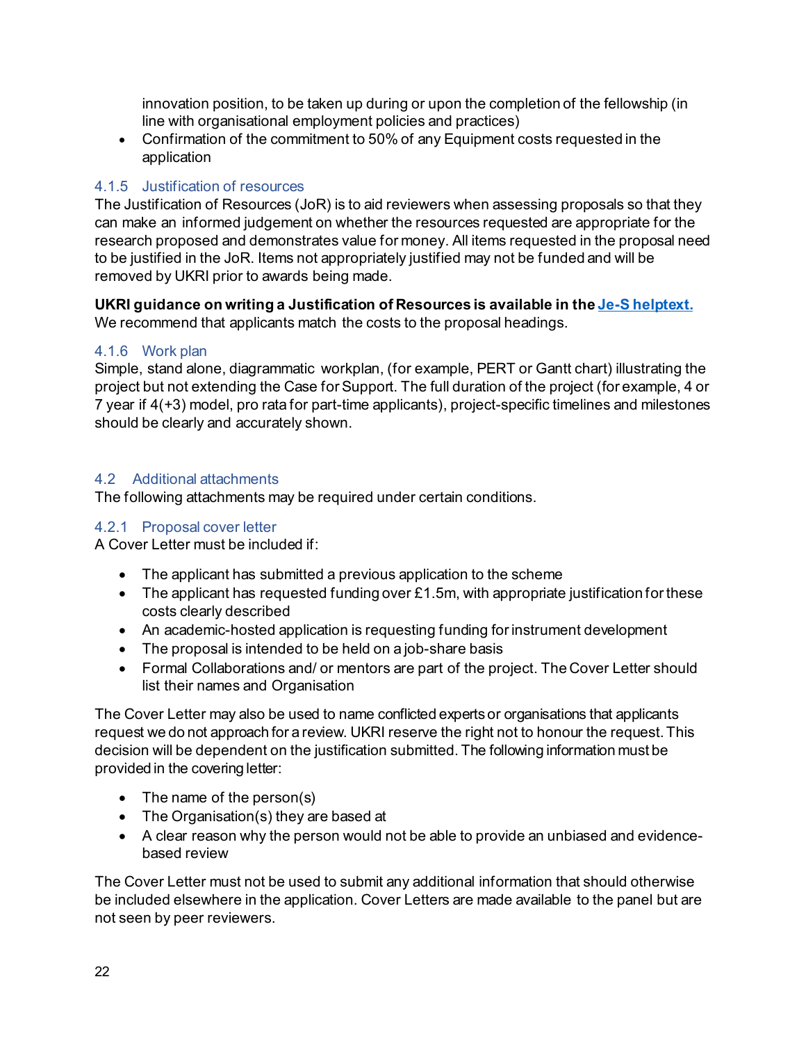innovation position, to be taken up during or upon the completion of the fellowship (in line with organisational employment policies and practices)
- Confirmation of the commitment to 50% of any Equipment costs requested in the application

### 4.1.5 Justification of resources

The Justification of Resources (JoR) is to aid reviewers when assessing proposals so that they can make an informed judgement on whether the resources requested are appropriate for the research proposed and demonstrates value for money. All items requested in the proposal need to be justified in the JoR. Items not appropriately justified may not be funded and will be removed by UKRI prior to awards being made.

**UKRI guidance on writing a Justification of Resources is available in the Je-S helptext.** We recommend that applicants match the costs to the proposal headings.

### 4.1.6 Work plan

Simple, stand alone, diagrammatic workplan, (for example, PERT or Gantt chart) illustrating the project but not extending the Case for Support. The full duration of the project (for example, 4 or 7 year if 4(+3) model, pro rata for part-time applicants), project-specific timelines and milestones should be clearly and accurately shown.

## 4.2 Additional attachments

The following attachments may be required under certain conditions.

### 4.2.1 Proposal cover letter

A Cover Letter must be included if:

- The applicant has submitted a previous application to the scheme
- The applicant has requested funding over £1.5m, with appropriate justification for these costs clearly described
- An academic-hosted application is requesting funding for instrument development
- The proposal is intended to be held on a job-share basis
- Formal Collaborations and/ or mentors are part of the project. The Cover Letter should list their names and Organisation

The Cover Letter may also be used to name conflicted experts or organisations that applicants request we do not approach for a review. UKRI reserve the right not to honour the request. This decision will be dependent on the justification submitted. The following information must be provided in the covering letter:

- The name of the person(s)
- The Organisation(s) they are based at
- A clear reason why the person would not be able to provide an unbiased and evidence-based review

The Cover Letter must not be used to submit any additional information that should otherwise be included elsewhere in the application. Cover Letters are made available to the panel but are not seen by peer reviewers.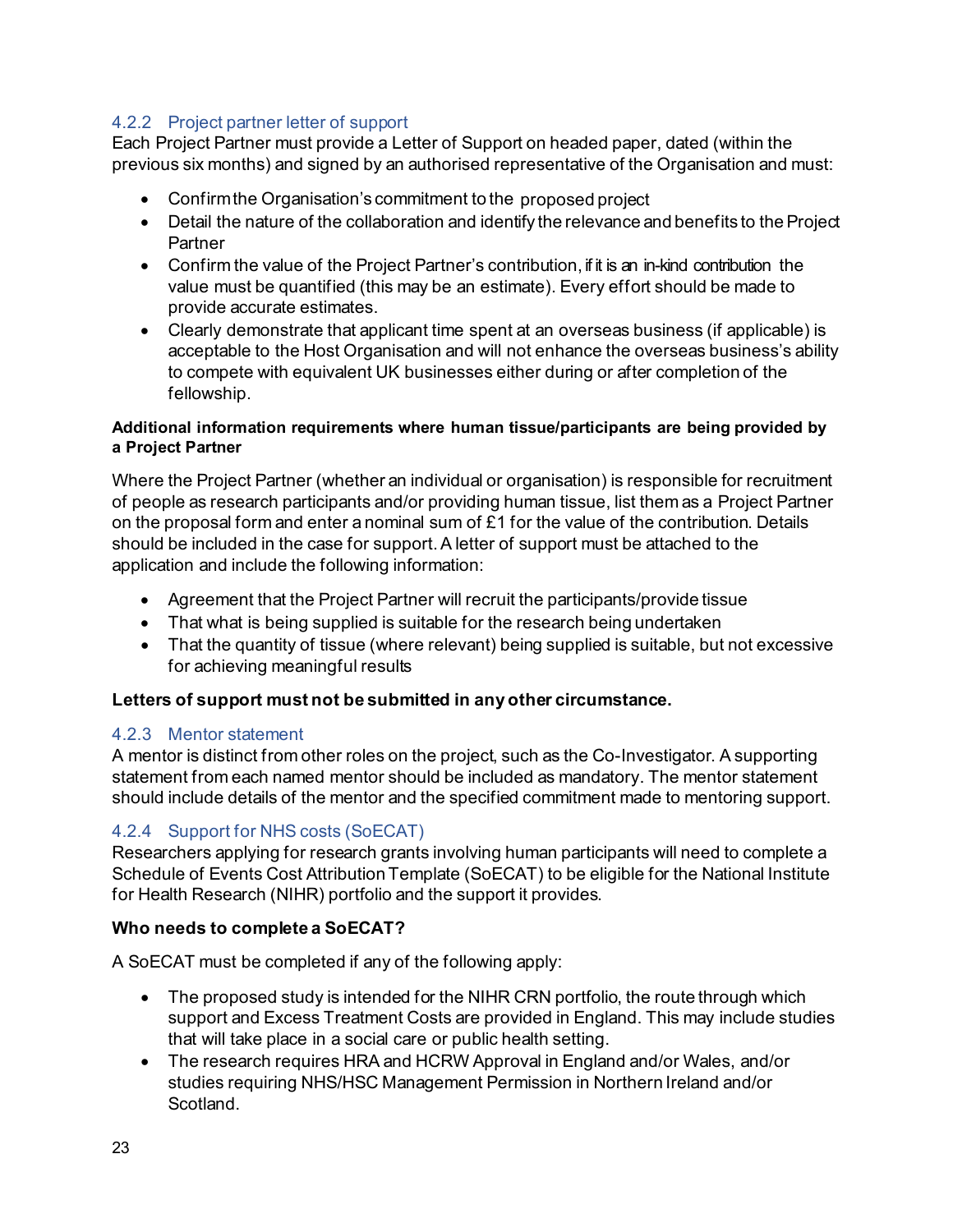### 4.2.2 Project partner letter of support

Each Project Partner must provide a Letter of Support on headed paper, dated (within the previous six months) and signed by an authorised representative of the Organisation and must:

- Confirm the Organisation's commitment to the proposed project
- Detail the nature of the collaboration and identify the relevance and benefits to the Project Partner
- Confirm the value of the Project Partner's contribution, if it is an in-kind contribution the value must be quantified (this may be an estimate). Every effort should be made to provide accurate estimates.
- Clearly demonstrate that applicant time spent at an overseas business (if applicable) is acceptable to the Host Organisation and will not enhance the overseas business's ability to compete with equivalent UK businesses either during or after completion of the fellowship.

**Additional information requirements where human tissue/participants are being provided by a Project Partner**

Where the Project Partner (whether an individual or organisation) is responsible for recruitment of people as research participants and/or providing human tissue, list them as a Project Partner on the proposal form and enter a nominal sum of £1 for the value of the contribution. Details should be included in the case for support. A letter of support must be attached to the application and include the following information:

- Agreement that the Project Partner will recruit the participants/provide tissue
- That what is being supplied is suitable for the research being undertaken
- That the quantity of tissue (where relevant) being supplied is suitable, but not excessive for achieving meaningful results

**Letters of support must not be submitted in any other circumstance.**

### 4.2.3 Mentor statement

A mentor is distinct from other roles on the project, such as the Co-Investigator. A supporting statement from each named mentor should be included as mandatory. The mentor statement should include details of the mentor and the specified commitment made to mentoring support.

### 4.2.4 Support for NHS costs (SoECAT)

Researchers applying for research grants involving human participants will need to complete a Schedule of Events Cost Attribution Template (SoECAT) to be eligible for the National Institute for Health Research (NIHR) portfolio and the support it provides.

**Who needs to complete a SoECAT?**

A SoECAT must be completed if any of the following apply:

- The proposed study is intended for the NIHR CRN portfolio, the route through which support and Excess Treatment Costs are provided in England. This may include studies that will take place in a social care or public health setting.
- The research requires HRA and HCRW Approval in England and/or Wales, and/or studies requiring NHS/HSC Management Permission in Northern Ireland and/or Scotland.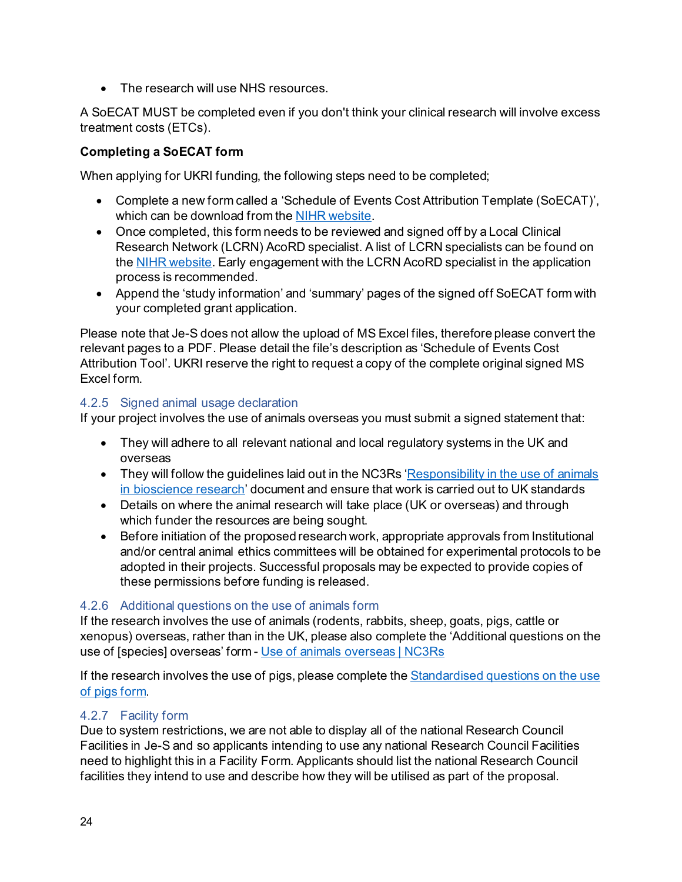- The research will use NHS resources.

A SoECAT MUST be completed even if you don't think your clinical research will involve excess treatment costs (ETCs).

**Completing a SoECAT form**

When applying for UKRI funding, the following steps need to be completed;

- Complete a new form called a 'Schedule of Events Cost Attribution Template (SoECAT)', which can be download from the NIHR website.
- Once completed, this form needs to be reviewed and signed off by a Local Clinical Research Network (LCRN) AcoRD specialist. A list of LCRN specialists can be found on the NIHR website. Early engagement with the LCRN AcoRD specialist in the application process is recommended.
- Append the 'study information' and 'summary' pages of the signed off SoECAT form with your completed grant application.

Please note that Je-S does not allow the upload of MS Excel files, therefore please convert the relevant pages to a PDF. Please detail the file's description as 'Schedule of Events Cost Attribution Tool'. UKRI reserve the right to request a copy of the complete original signed MS Excel form.

### 4.2.5 Signed animal usage declaration

If your project involves the use of animals overseas you must submit a signed statement that:

- They will adhere to all relevant national and local regulatory systems in the UK and overseas
- They will follow the guidelines laid out in the NC3Rs 'Responsibility in the use of animals in bioscience research' document and ensure that work is carried out to UK standards
- Details on where the animal research will take place (UK or overseas) and through which funder the resources are being sought.
- Before initiation of the proposed research work, appropriate approvals from Institutional and/or central animal ethics committees will be obtained for experimental protocols to be adopted in their projects. Successful proposals may be expected to provide copies of these permissions before funding is released.

### 4.2.6 Additional questions on the use of animals form

If the research involves the use of animals (rodents, rabbits, sheep, goats, pigs, cattle or xenopus) overseas, rather than in the UK, please also complete the 'Additional questions on the use of [species] overseas' form - Use of animals overseas | NC3Rs

If the research involves the use of pigs, please complete the Standardised questions on the use of pigs form.

### 4.2.7 Facility form

Due to system restrictions, we are not able to display all of the national Research Council Facilities in Je-S and so applicants intending to use any national Research Council Facilities need to highlight this in a Facility Form. Applicants should list the national Research Council facilities they intend to use and describe how they will be utilised as part of the proposal.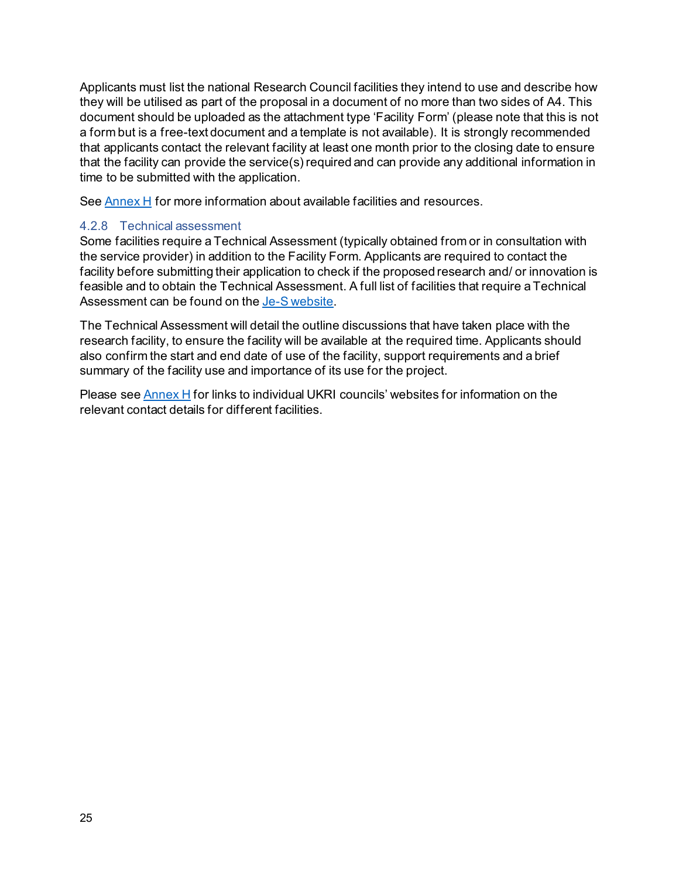Applicants must list the national Research Council facilities they intend to use and describe how they will be utilised as part of the proposal in a document of no more than two sides of A4. This document should be uploaded as the attachment type 'Facility Form' (please note that this is not a form but is a free-text document and a template is not available). It is strongly recommended that applicants contact the relevant facility at least one month prior to the closing date to ensure that the facility can provide the service(s) required and can provide any additional information in time to be submitted with the application.

See [Annex H](#) for more information about available facilities and resources.

### 4.2.8 Technical assessment

Some facilities require a Technical Assessment (typically obtained from or in consultation with the service provider) in addition to the Facility Form. Applicants are required to contact the facility before submitting their application to check if the proposed research and/ or innovation is feasible and to obtain the Technical Assessment. A full list of facilities that require a Technical Assessment can be found on the [Je-S website](#).

The Technical Assessment will detail the outline discussions that have taken place with the research facility, to ensure the facility will be available at the required time. Applicants should also confirm the start and end date of use of the facility, support requirements and a brief summary of the facility use and importance of its use for the project.

Please see [Annex H](#) for links to individual UKRI councils' websites for information on the relevant contact details for different facilities.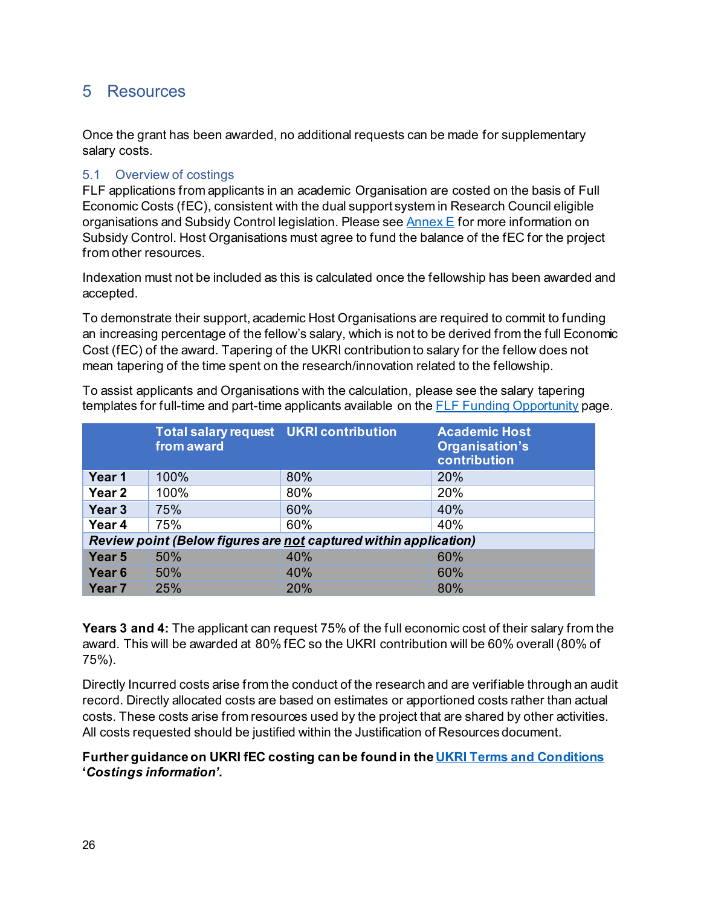# 5 Resources

Once the grant has been awarded, no additional requests can be made for supplementary salary costs.

## 5.1 Overview of costings

FLF applications from applicants in an academic Organisation are costed on the basis of Full Economic Costs (fEC), consistent with the dual support system in Research Council eligible organisations and Subsidy Control legislation. Please see Annex E for more information on Subsidy Control. Host Organisations must agree to fund the balance of the fEC for the project from other resources.

Indexation must not be included as this is calculated once the fellowship has been awarded and accepted.

To demonstrate their support, academic Host Organisations are required to commit to funding an increasing percentage of the fellow's salary, which is not to be derived from the full Economic Cost (fEC) of the award. Tapering of the UKRI contribution to salary for the fellow does not mean tapering of the time spent on the research/innovation related to the fellowship.

To assist applicants and Organisations with the calculation, please see the salary tapering templates for full-time and part-time applicants available on the FLF Funding Opportunity page.

| | Total salary request from award | UKRI contribution | Academic Host Organisation's contribution |
|---|---|---|---|
| **Year 1** | 100% | 80% | 20% |
| **Year 2** | 100% | 80% | 20% |
| **Year 3** | 75% | 60% | 40% |
| **Year 4** | 75% | 60% | 40% |
| ***Review point (Below figures are not captured within application)*** | | | |
| **Year 5** | 50% | 40% | 60% |
| **Year 6** | 50% | 40% | 60% |
| **Year 7** | 25% | 20% | 80% |

**Years 3 and 4:** The applicant can request 75% of the full economic cost of their salary from the award. This will be awarded at 80% fEC so the UKRI contribution will be 60% overall (80% of 75%).

Directly Incurred costs arise from the conduct of the research and are verifiable through an audit record. Directly allocated costs are based on estimates or apportioned costs rather than actual costs. These costs arise from resources used by the project that are shared by other activities. All costs requested should be justified within the Justification of Resources document.

**Further guidance on UKRI fEC costing can be found in the UKRI Terms and Conditions '*Costings information*'.**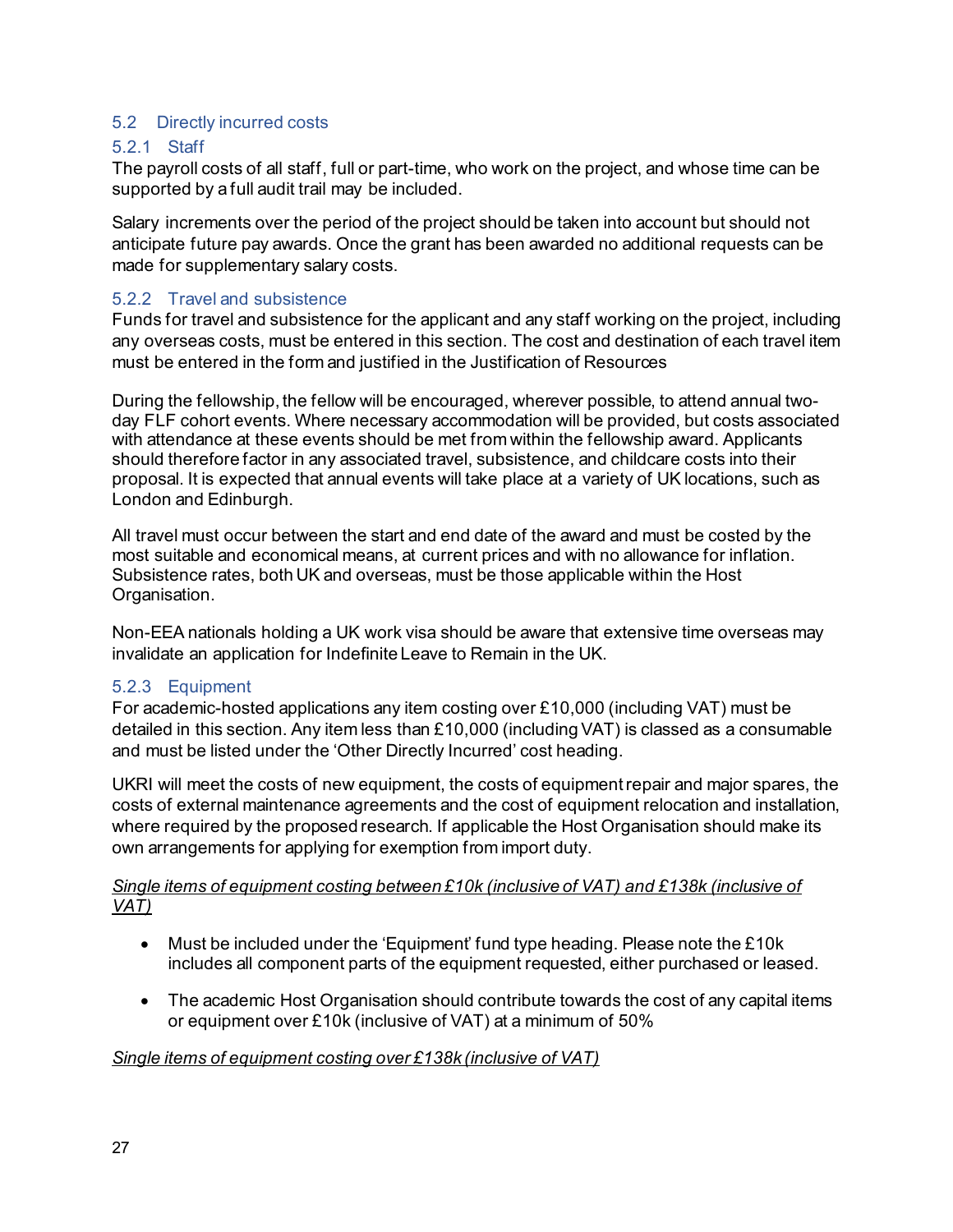## 5.2 Directly incurred costs

### 5.2.1 Staff

The payroll costs of all staff, full or part-time, who work on the project, and whose time can be supported by a full audit trail may be included.

Salary increments over the period of the project should be taken into account but should not anticipate future pay awards. Once the grant has been awarded no additional requests can be made for supplementary salary costs.

### 5.2.2 Travel and subsistence

Funds for travel and subsistence for the applicant and any staff working on the project, including any overseas costs, must be entered in this section. The cost and destination of each travel item must be entered in the form and justified in the Justification of Resources

During the fellowship, the fellow will be encouraged, wherever possible, to attend annual two-day FLF cohort events. Where necessary accommodation will be provided, but costs associated with attendance at these events should be met from within the fellowship award. Applicants should therefore factor in any associated travel, subsistence, and childcare costs into their proposal. It is expected that annual events will take place at a variety of UK locations, such as London and Edinburgh.

All travel must occur between the start and end date of the award and must be costed by the most suitable and economical means, at current prices and with no allowance for inflation. Subsistence rates, both UK and overseas, must be those applicable within the Host Organisation.

Non-EEA nationals holding a UK work visa should be aware that extensive time overseas may invalidate an application for Indefinite Leave to Remain in the UK.

### 5.2.3 Equipment

For academic-hosted applications any item costing over £10,000 (including VAT) must be detailed in this section. Any item less than £10,000 (including VAT) is classed as a consumable and must be listed under the 'Other Directly Incurred' cost heading.

UKRI will meet the costs of new equipment, the costs of equipment repair and major spares, the costs of external maintenance agreements and the cost of equipment relocation and installation, where required by the proposed research. If applicable the Host Organisation should make its own arrangements for applying for exemption from import duty.

*Single items of equipment costing between £10k (inclusive of VAT) and £138k (inclusive of VAT)*

- Must be included under the 'Equipment' fund type heading. Please note the £10k includes all component parts of the equipment requested, either purchased or leased.
- The academic Host Organisation should contribute towards the cost of any capital items or equipment over £10k (inclusive of VAT) at a minimum of 50%

*Single items of equipment costing over £138k (inclusive of VAT)*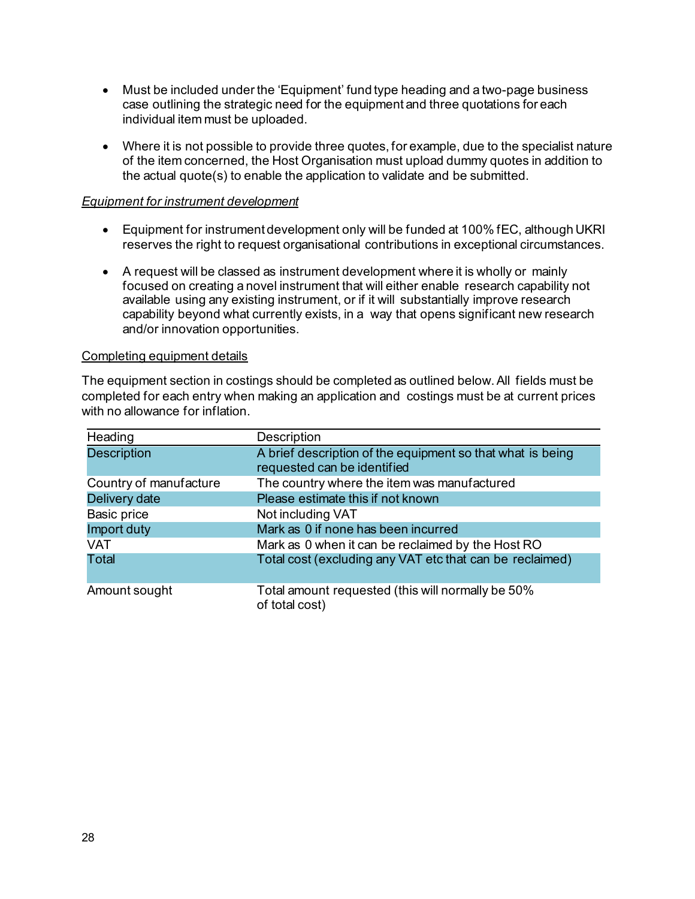- Must be included under the 'Equipment' fund type heading and a two-page business case outlining the strategic need for the equipment and three quotations for each individual item must be uploaded.

- Where it is not possible to provide three quotes, for example, due to the specialist nature of the item concerned, the Host Organisation must upload dummy quotes in addition to the actual quote(s) to enable the application to validate and be submitted.

*Equipment for instrument development*

- Equipment for instrument development only will be funded at 100% fEC, although UKRI reserves the right to request organisational contributions in exceptional circumstances.

- A request will be classed as instrument development where it is wholly or mainly focused on creating a novel instrument that will either enable research capability not available using any existing instrument, or if it will substantially improve research capability beyond what currently exists, in a way that opens significant new research and/or innovation opportunities.

Completing equipment details

The equipment section in costings should be completed as outlined below. All fields must be completed for each entry when making an application and costings must be at current prices with no allowance for inflation.

| Heading | Description |
|---|---|
| Description | A brief description of the equipment so that what is being requested can be identified |
| Country of manufacture | The country where the item was manufactured |
| Delivery date | Please estimate this if not known |
| Basic price | Not including VAT |
| Import duty | Mark as 0 if none has been incurred |
| VAT | Mark as 0 when it can be reclaimed by the Host RO |
| Total | Total cost (excluding any VAT etc that can be reclaimed) |
| Amount sought | Total amount requested (this will normally be 50% of total cost) |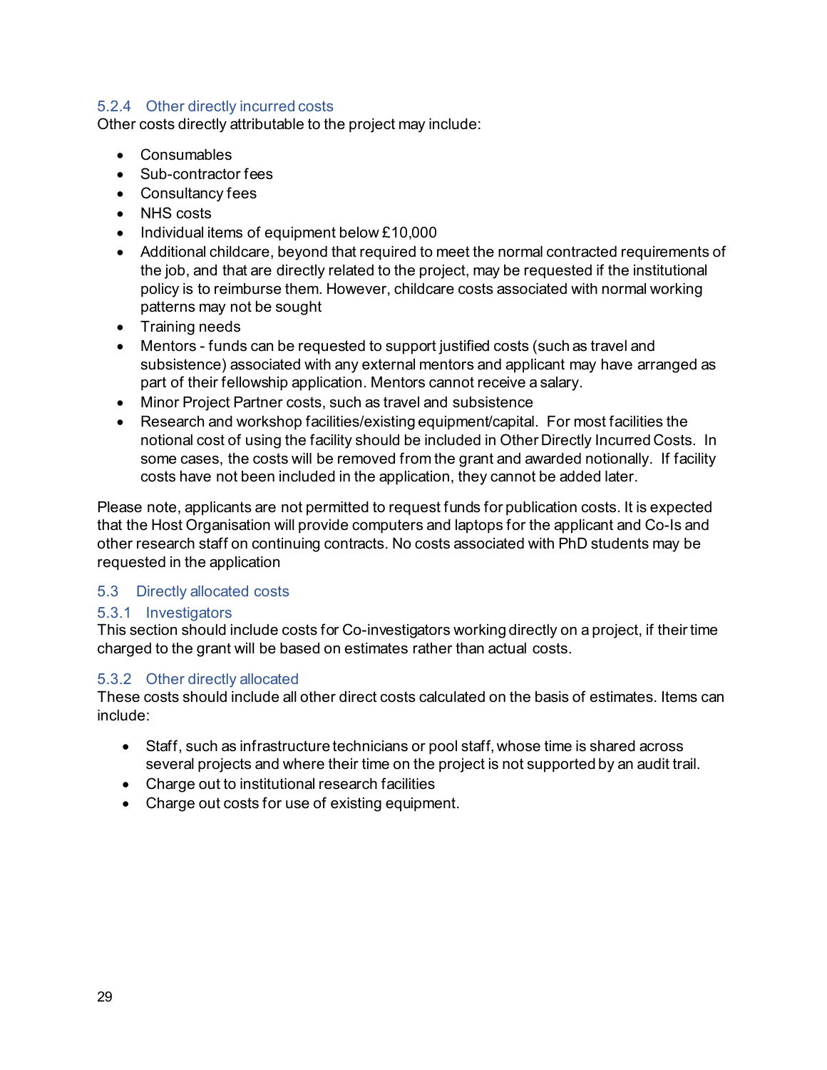#### 5.2.4 Other directly incurred costs

Other costs directly attributable to the project may include:

- Consumables
- Sub-contractor fees
- Consultancy fees
- NHS costs
- Individual items of equipment below £10,000
- Additional childcare, beyond that required to meet the normal contracted requirements of the job, and that are directly related to the project, may be requested if the institutional policy is to reimburse them. However, childcare costs associated with normal working patterns may not be sought
- Training needs
- Mentors - funds can be requested to support justified costs (such as travel and subsistence) associated with any external mentors and applicant may have arranged as part of their fellowship application. Mentors cannot receive a salary.
- Minor Project Partner costs, such as travel and subsistence
- Research and workshop facilities/existing equipment/capital. For most facilities the notional cost of using the facility should be included in Other Directly Incurred Costs. In some cases, the costs will be removed from the grant and awarded notionally. If facility costs have not been included in the application, they cannot be added later.

Please note, applicants are not permitted to request funds for publication costs. It is expected that the Host Organisation will provide computers and laptops for the applicant and Co-Is and other research staff on continuing contracts. No costs associated with PhD students may be requested in the application

### 5.3 Directly allocated costs

#### 5.3.1 Investigators

This section should include costs for Co-investigators working directly on a project, if their time charged to the grant will be based on estimates rather than actual costs.

#### 5.3.2 Other directly allocated

These costs should include all other direct costs calculated on the basis of estimates. Items can include:

- Staff, such as infrastructure technicians or pool staff, whose time is shared across several projects and where their time on the project is not supported by an audit trail.
- Charge out to institutional research facilities
- Charge out costs for use of existing equipment.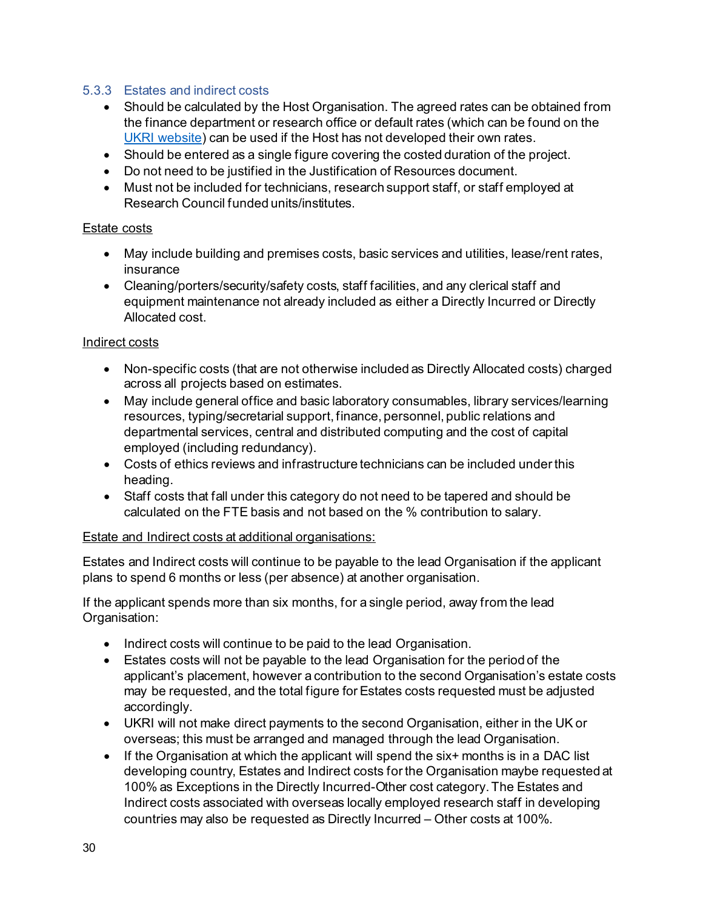### 5.3.3 Estates and indirect costs

- Should be calculated by the Host Organisation. The agreed rates can be obtained from the finance department or research office or default rates (which can be found on the [UKRI website](UKRI website)) can be used if the Host has not developed their own rates.
- Should be entered as a single figure covering the costed duration of the project.
- Do not need to be justified in the Justification of Resources document.
- Must not be included for technicians, research support staff, or staff employed at Research Council funded units/institutes.

Estate costs

- May include building and premises costs, basic services and utilities, lease/rent rates, insurance
- Cleaning/porters/security/safety costs, staff facilities, and any clerical staff and equipment maintenance not already included as either a Directly Incurred or Directly Allocated cost.

Indirect costs

- Non-specific costs (that are not otherwise included as Directly Allocated costs) charged across all projects based on estimates.
- May include general office and basic laboratory consumables, library services/learning resources, typing/secretarial support, finance, personnel, public relations and departmental services, central and distributed computing and the cost of capital employed (including redundancy).
- Costs of ethics reviews and infrastructure technicians can be included under this heading.
- Staff costs that fall under this category do not need to be tapered and should be calculated on the FTE basis and not based on the % contribution to salary.

Estate and Indirect costs at additional organisations:

Estates and Indirect costs will continue to be payable to the lead Organisation if the applicant plans to spend 6 months or less (per absence) at another organisation.

If the applicant spends more than six months, for a single period, away from the lead Organisation:

- Indirect costs will continue to be paid to the lead Organisation.
- Estates costs will not be payable to the lead Organisation for the period of the applicant's placement, however a contribution to the second Organisation's estate costs may be requested, and the total figure for Estates costs requested must be adjusted accordingly.
- UKRI will not make direct payments to the second Organisation, either in the UK or overseas; this must be arranged and managed through the lead Organisation.
- If the Organisation at which the applicant will spend the six+ months is in a DAC list developing country, Estates and Indirect costs for the Organisation maybe requested at 100% as Exceptions in the Directly Incurred-Other cost category. The Estates and Indirect costs associated with overseas locally employed research staff in developing countries may also be requested as Directly Incurred – Other costs at 100%.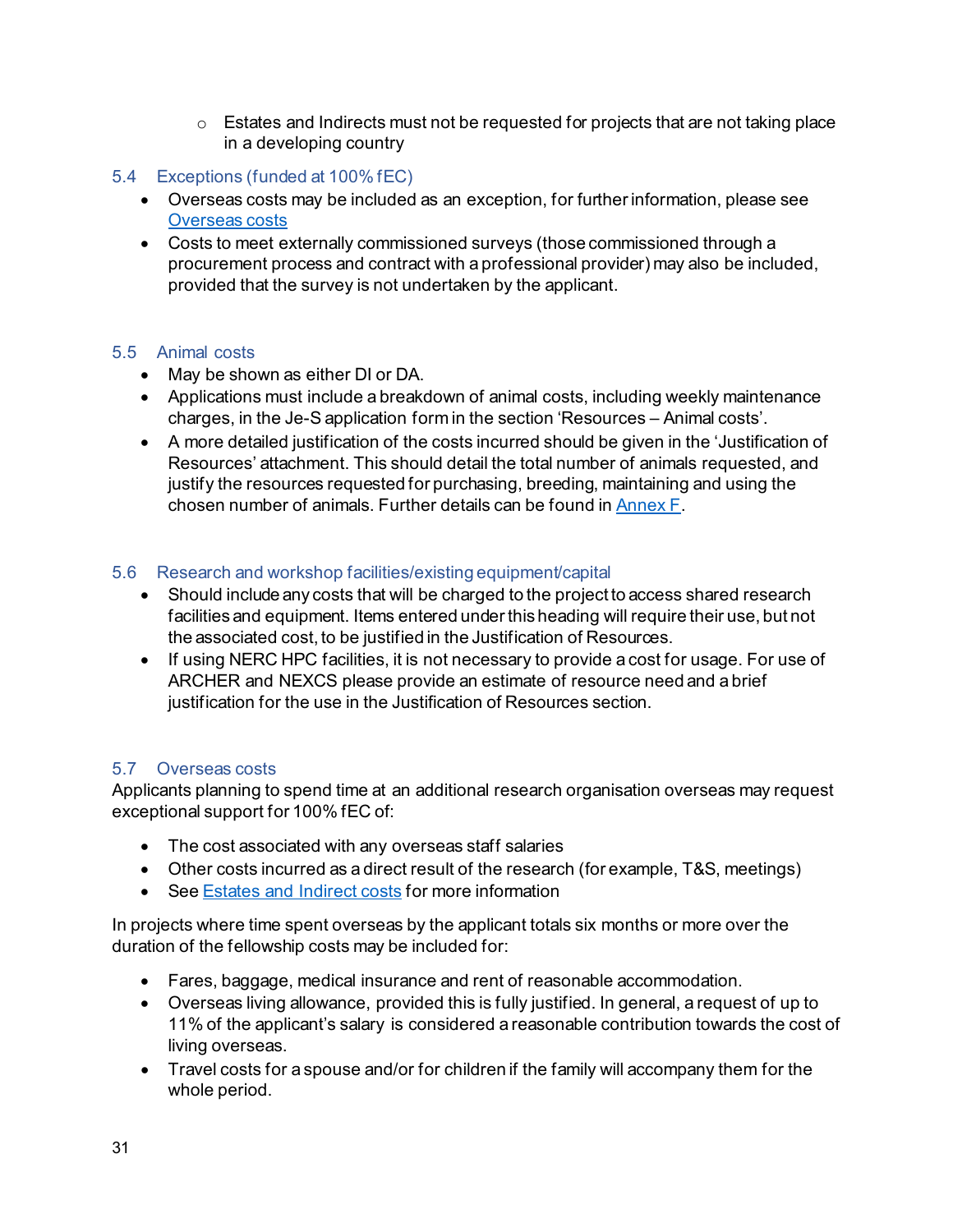- Estates and Indirects must not be requested for projects that are not taking place in a developing country

### 5.4 Exceptions (funded at 100% fEC)

- Overseas costs may be included as an exception, for further information, please see [Overseas costs](#)
- Costs to meet externally commissioned surveys (those commissioned through a procurement process and contract with a professional provider) may also be included, provided that the survey is not undertaken by the applicant.

### 5.5 Animal costs

- May be shown as either DI or DA.
- Applications must include a breakdown of animal costs, including weekly maintenance charges, in the Je-S application form in the section 'Resources – Animal costs'.
- A more detailed justification of the costs incurred should be given in the 'Justification of Resources' attachment. This should detail the total number of animals requested, and justify the resources requested for purchasing, breeding, maintaining and using the chosen number of animals. Further details can be found in [Annex F](#).

### 5.6 Research and workshop facilities/existing equipment/capital

- Should include any costs that will be charged to the project to access shared research facilities and equipment. Items entered under this heading will require their use, but not the associated cost, to be justified in the Justification of Resources.
- If using NERC HPC facilities, it is not necessary to provide a cost for usage. For use of ARCHER and NEXCS please provide an estimate of resource need and a brief justification for the use in the Justification of Resources section.

### 5.7 Overseas costs

Applicants planning to spend time at an additional research organisation overseas may request exceptional support for 100% fEC of:

- The cost associated with any overseas staff salaries
- Other costs incurred as a direct result of the research (for example, T&S, meetings)
- See [Estates and Indirect costs](#) for more information

In projects where time spent overseas by the applicant totals six months or more over the duration of the fellowship costs may be included for:

- Fares, baggage, medical insurance and rent of reasonable accommodation.
- Overseas living allowance, provided this is fully justified. In general, a request of up to 11% of the applicant's salary is considered a reasonable contribution towards the cost of living overseas.
- Travel costs for a spouse and/or for children if the family will accompany them for the whole period.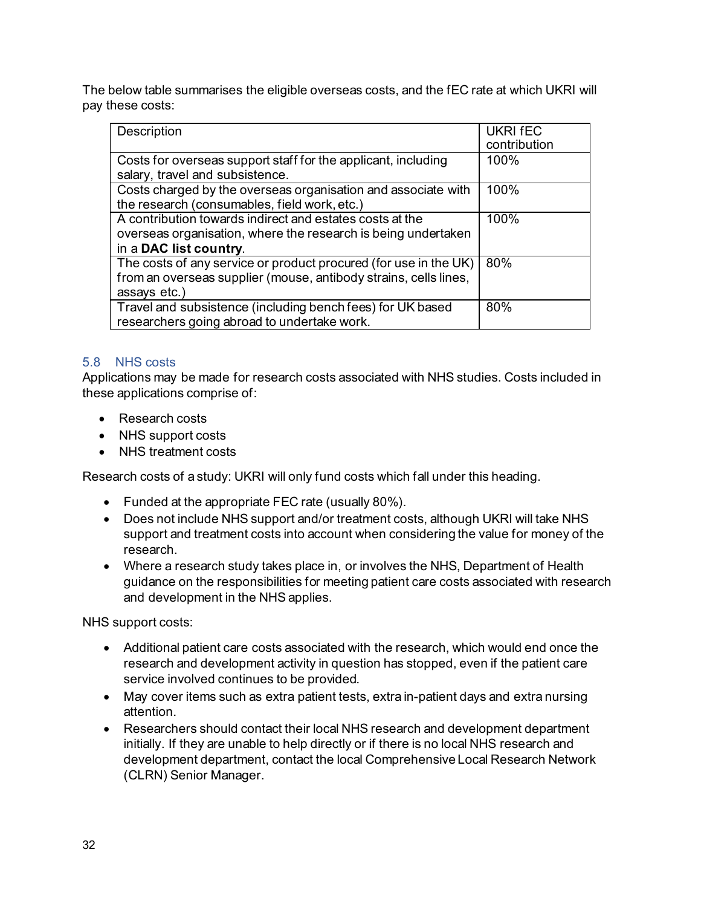The below table summarises the eligible overseas costs, and the fEC rate at which UKRI will pay these costs:

| Description | UKRI fEC contribution |
|---|---|
| Costs for overseas support staff for the applicant, including salary, travel and subsistence. | 100% |
| Costs charged by the overseas organisation and associate with the research (consumables, field work, etc.) | 100% |
| A contribution towards indirect and estates costs at the overseas organisation, where the research is being undertaken in a **DAC list country**. | 100% |
| The costs of any service or product procured (for use in the UK) from an overseas supplier (mouse, antibody strains, cells lines, assays etc.) | 80% |
| Travel and subsistence (including bench fees) for UK based researchers going abroad to undertake work. | 80% |

### 5.8 NHS costs

Applications may be made for research costs associated with NHS studies. Costs included in these applications comprise of:

- Research costs
- NHS support costs
- NHS treatment costs

Research costs of a study: UKRI will only fund costs which fall under this heading.

- Funded at the appropriate FEC rate (usually 80%).
- Does not include NHS support and/or treatment costs, although UKRI will take NHS support and treatment costs into account when considering the value for money of the research.
- Where a research study takes place in, or involves the NHS, Department of Health guidance on the responsibilities for meeting patient care costs associated with research and development in the NHS applies.

NHS support costs:

- Additional patient care costs associated with the research, which would end once the research and development activity in question has stopped, even if the patient care service involved continues to be provided.
- May cover items such as extra patient tests, extra in-patient days and extra nursing attention.
- Researchers should contact their local NHS research and development department initially. If they are unable to help directly or if there is no local NHS research and development department, contact the local Comprehensive Local Research Network (CLRN) Senior Manager.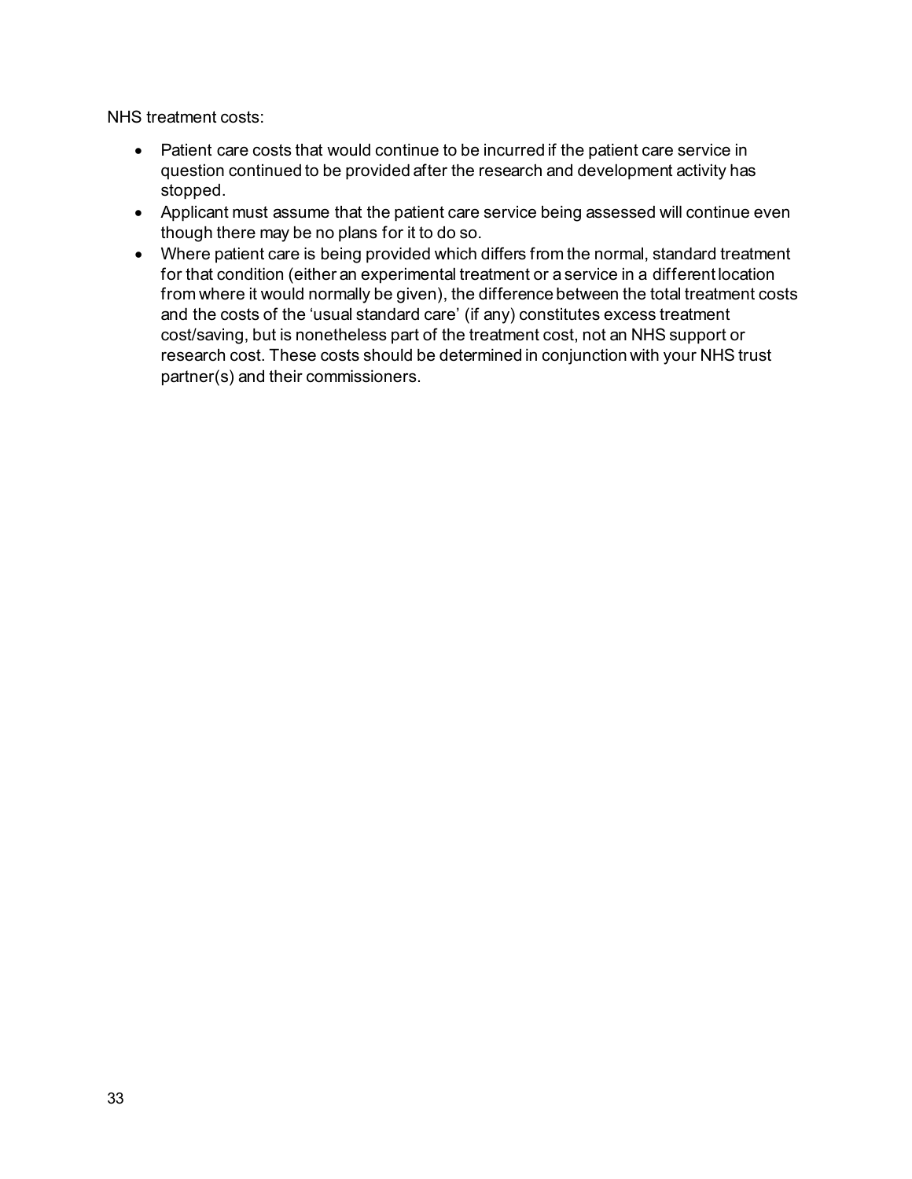NHS treatment costs:

- Patient care costs that would continue to be incurred if the patient care service in question continued to be provided after the research and development activity has stopped.
- Applicant must assume that the patient care service being assessed will continue even though there may be no plans for it to do so.
- Where patient care is being provided which differs from the normal, standard treatment for that condition (either an experimental treatment or a service in a different location from where it would normally be given), the difference between the total treatment costs and the costs of the 'usual standard care' (if any) constitutes excess treatment cost/saving, but is nonetheless part of the treatment cost, not an NHS support or research cost. These costs should be determined in conjunction with your NHS trust partner(s) and their commissioners.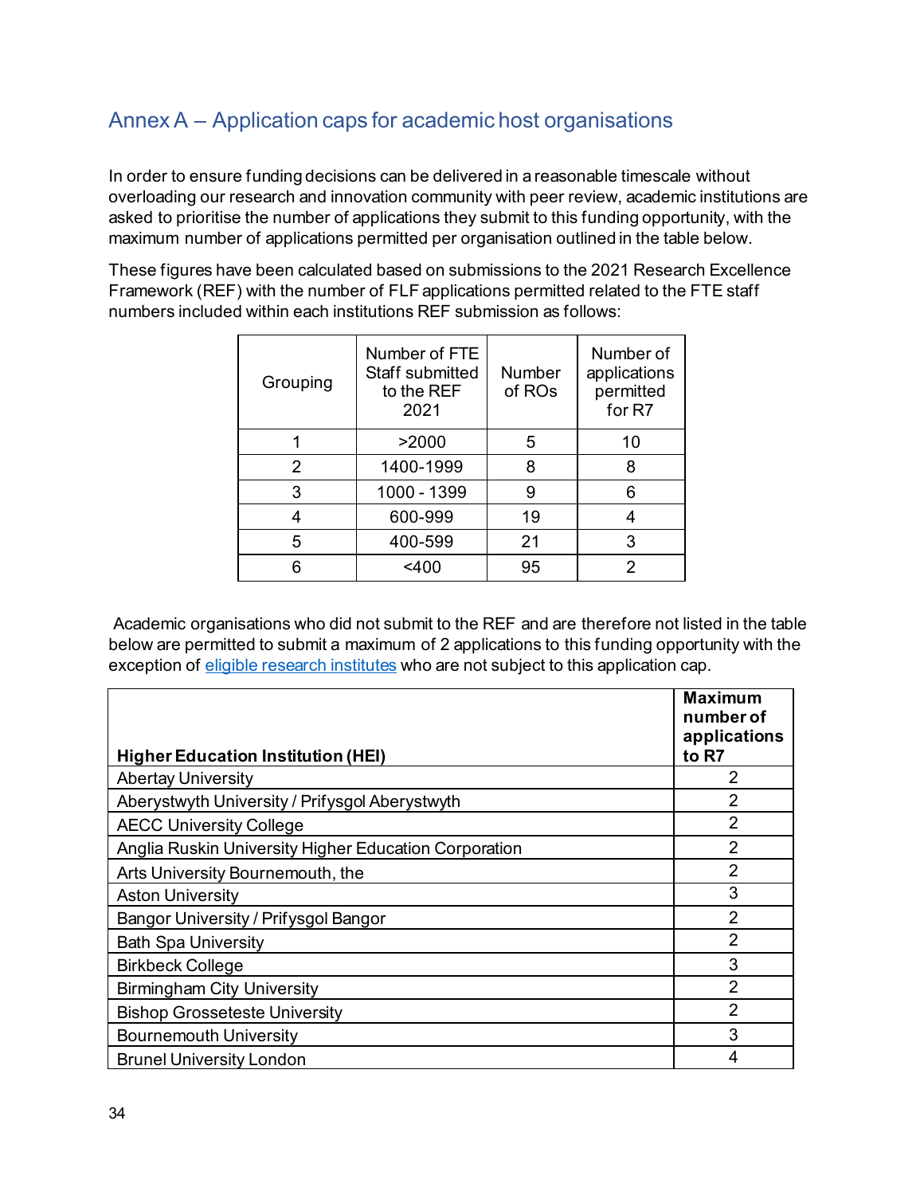## Annex A – Application caps for academic host organisations

In order to ensure funding decisions can be delivered in a reasonable timescale without overloading our research and innovation community with peer review, academic institutions are asked to prioritise the number of applications they submit to this funding opportunity, with the maximum number of applications permitted per organisation outlined in the table below.

These figures have been calculated based on submissions to the 2021 Research Excellence Framework (REF) with the number of FLF applications permitted related to the FTE staff numbers included within each institutions REF submission as follows:

| Grouping | Number of FTE Staff submitted to the REF 2021 | Number of ROs | Number of applications permitted for R7 |
|---|---|---|---|
| 1 | >2000 | 5 | 10 |
| 2 | 1400-1999 | 8 | 8 |
| 3 | 1000 - 1399 | 9 | 6 |
| 4 | 600-999 | 19 | 4 |
| 5 | 400-599 | 21 | 3 |
| 6 | <400 | 95 | 2 |

Academic organisations who did not submit to the REF and are therefore not listed in the table below are permitted to submit a maximum of 2 applications to this funding opportunity with the exception of [eligible research institutes](eligible research institutes) who are not subject to this application cap.

| **Higher Education Institution (HEI)** | **Maximum number of applications to R7** |
|---|---|
| Abertay University | 2 |
| Aberystwyth University / Prifysgol Aberystwyth | 2 |
| AECC University College | 2 |
| Anglia Ruskin University Higher Education Corporation | 2 |
| Arts University Bournemouth, the | 2 |
| Aston University | 3 |
| Bangor University / Prifysgol Bangor | 2 |
| Bath Spa University | 2 |
| Birkbeck College | 3 |
| Birmingham City University | 2 |
| Bishop Grosseteste University | 2 |
| Bournemouth University | 3 |
| Brunel University London | 4 |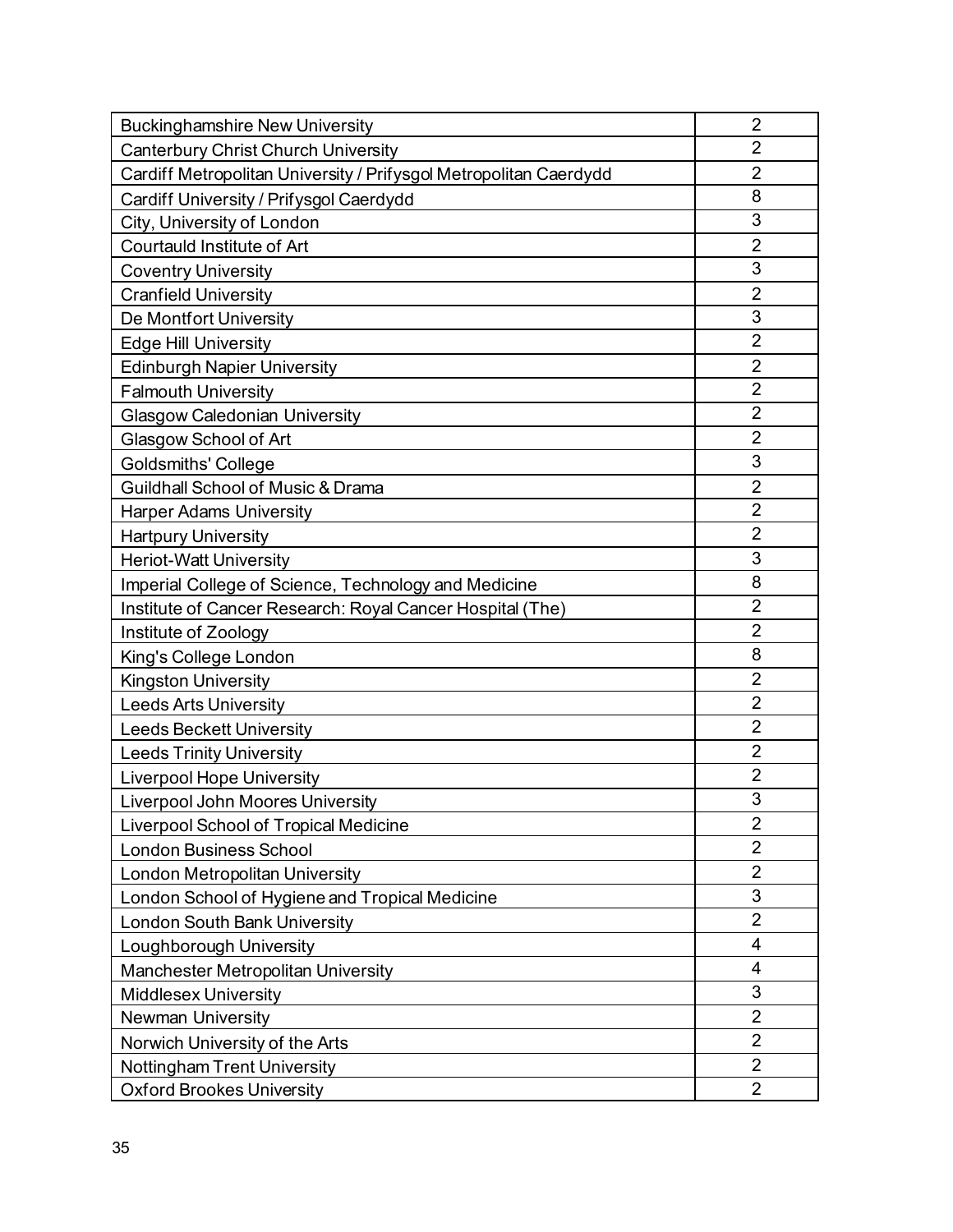| | |
|---|---|
| Buckinghamshire New University | 2 |
| Canterbury Christ Church University | 2 |
| Cardiff Metropolitan University / Prifysgol Metropolitan Caerdydd | 2 |
| Cardiff University / Prifysgol Caerdydd | 8 |
| City, University of London | 3 |
| Courtauld Institute of Art | 2 |
| Coventry University | 3 |
| Cranfield University | 2 |
| De Montfort University | 3 |
| Edge Hill University | 2 |
| Edinburgh Napier University | 2 |
| Falmouth University | 2 |
| Glasgow Caledonian University | 2 |
| Glasgow School of Art | 2 |
| Goldsmiths' College | 3 |
| Guildhall School of Music & Drama | 2 |
| Harper Adams University | 2 |
| Hartpury University | 2 |
| Heriot-Watt University | 3 |
| Imperial College of Science, Technology and Medicine | 8 |
| Institute of Cancer Research: Royal Cancer Hospital (The) | 2 |
| Institute of Zoology | 2 |
| King's College London | 8 |
| Kingston University | 2 |
| Leeds Arts University | 2 |
| Leeds Beckett University | 2 |
| Leeds Trinity University | 2 |
| Liverpool Hope University | 2 |
| Liverpool John Moores University | 3 |
| Liverpool School of Tropical Medicine | 2 |
| London Business School | 2 |
| London Metropolitan University | 2 |
| London School of Hygiene and Tropical Medicine | 3 |
| London South Bank University | 2 |
| Loughborough University | 4 |
| Manchester Metropolitan University | 4 |
| Middlesex University | 3 |
| Newman University | 2 |
| Norwich University of the Arts | 2 |
| Nottingham Trent University | 2 |
| Oxford Brookes University | 2 |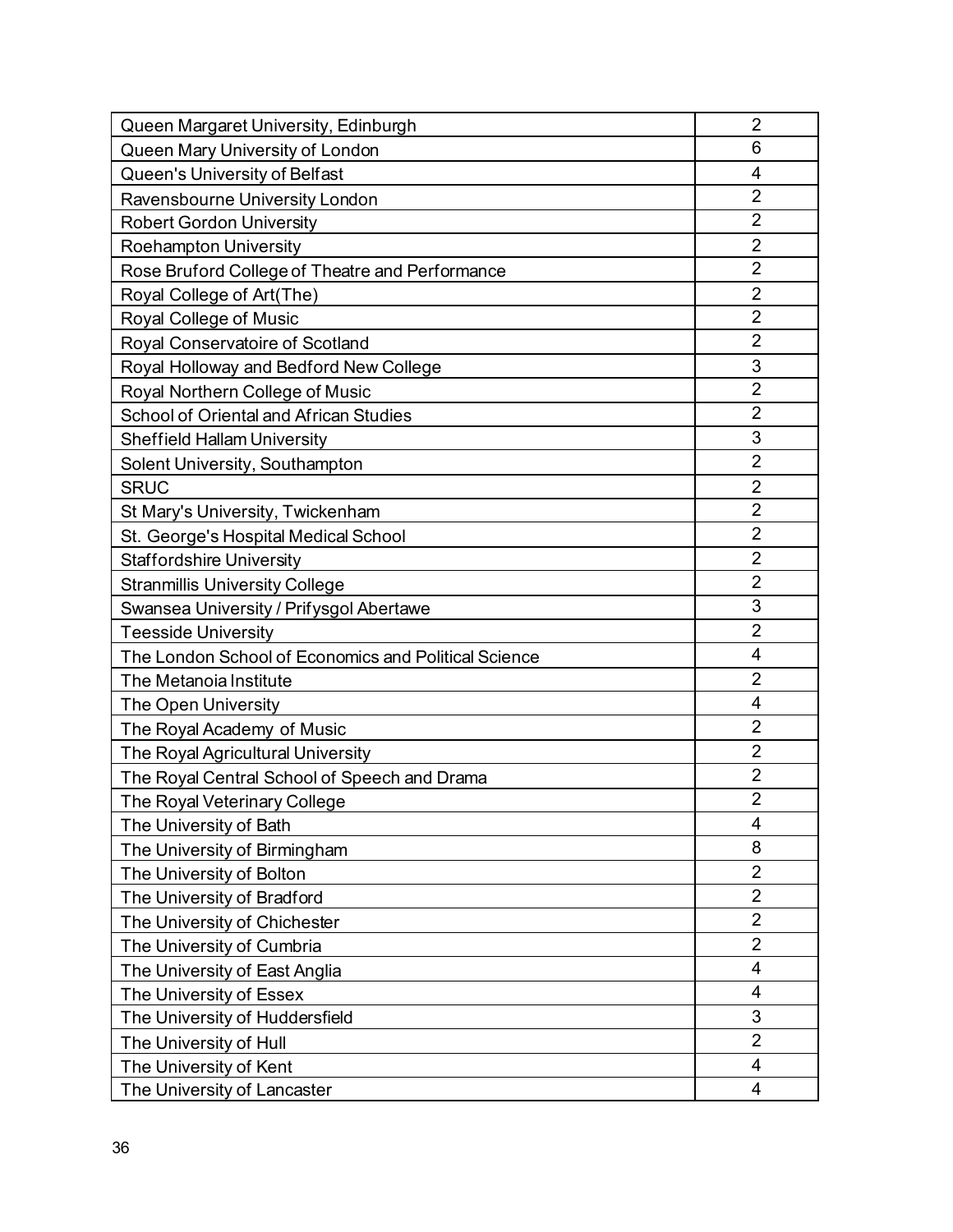| | |
|---|---|
| Queen Margaret University, Edinburgh | 2 |
| Queen Mary University of London | 6 |
| Queen's University of Belfast | 4 |
| Ravensbourne University London | 2 |
| Robert Gordon University | 2 |
| Roehampton University | 2 |
| Rose Bruford College of Theatre and Performance | 2 |
| Royal College of Art(The) | 2 |
| Royal College of Music | 2 |
| Royal Conservatoire of Scotland | 2 |
| Royal Holloway and Bedford New College | 3 |
| Royal Northern College of Music | 2 |
| School of Oriental and African Studies | 2 |
| Sheffield Hallam University | 3 |
| Solent University, Southampton | 2 |
| SRUC | 2 |
| St Mary's University, Twickenham | 2 |
| St. George's Hospital Medical School | 2 |
| Staffordshire University | 2 |
| Stranmillis University College | 2 |
| Swansea University / Prifysgol Abertawe | 3 |
| Teesside University | 2 |
| The London School of Economics and Political Science | 4 |
| The Metanoia Institute | 2 |
| The Open University | 4 |
| The Royal Academy of Music | 2 |
| The Royal Agricultural University | 2 |
| The Royal Central School of Speech and Drama | 2 |
| The Royal Veterinary College | 2 |
| The University of Bath | 4 |
| The University of Birmingham | 8 |
| The University of Bolton | 2 |
| The University of Bradford | 2 |
| The University of Chichester | 2 |
| The University of Cumbria | 2 |
| The University of East Anglia | 4 |
| The University of Essex | 4 |
| The University of Huddersfield | 3 |
| The University of Hull | 2 |
| The University of Kent | 4 |
| The University of Lancaster | 4 |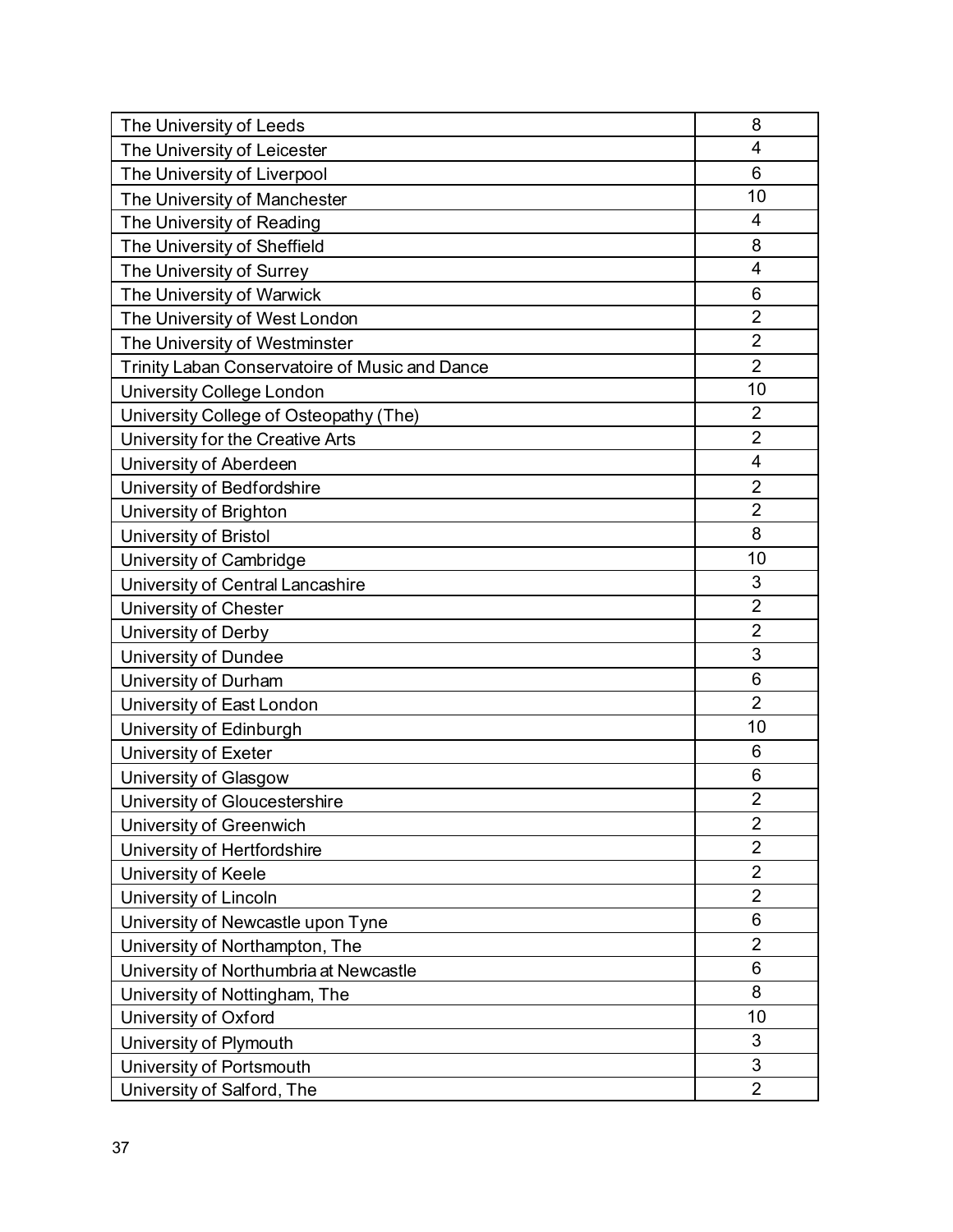| | |
|---|---|
| The University of Leeds | 8 |
| The University of Leicester | 4 |
| The University of Liverpool | 6 |
| The University of Manchester | 10 |
| The University of Reading | 4 |
| The University of Sheffield | 8 |
| The University of Surrey | 4 |
| The University of Warwick | 6 |
| The University of West London | 2 |
| The University of Westminster | 2 |
| Trinity Laban Conservatoire of Music and Dance | 2 |
| University College London | 10 |
| University College of Osteopathy (The) | 2 |
| University for the Creative Arts | 2 |
| University of Aberdeen | 4 |
| University of Bedfordshire | 2 |
| University of Brighton | 2 |
| University of Bristol | 8 |
| University of Cambridge | 10 |
| University of Central Lancashire | 3 |
| University of Chester | 2 |
| University of Derby | 2 |
| University of Dundee | 3 |
| University of Durham | 6 |
| University of East London | 2 |
| University of Edinburgh | 10 |
| University of Exeter | 6 |
| University of Glasgow | 6 |
| University of Gloucestershire | 2 |
| University of Greenwich | 2 |
| University of Hertfordshire | 2 |
| University of Keele | 2 |
| University of Lincoln | 2 |
| University of Newcastle upon Tyne | 6 |
| University of Northampton, The | 2 |
| University of Northumbria at Newcastle | 6 |
| University of Nottingham, The | 8 |
| University of Oxford | 10 |
| University of Plymouth | 3 |
| University of Portsmouth | 3 |
| University of Salford, The | 2 |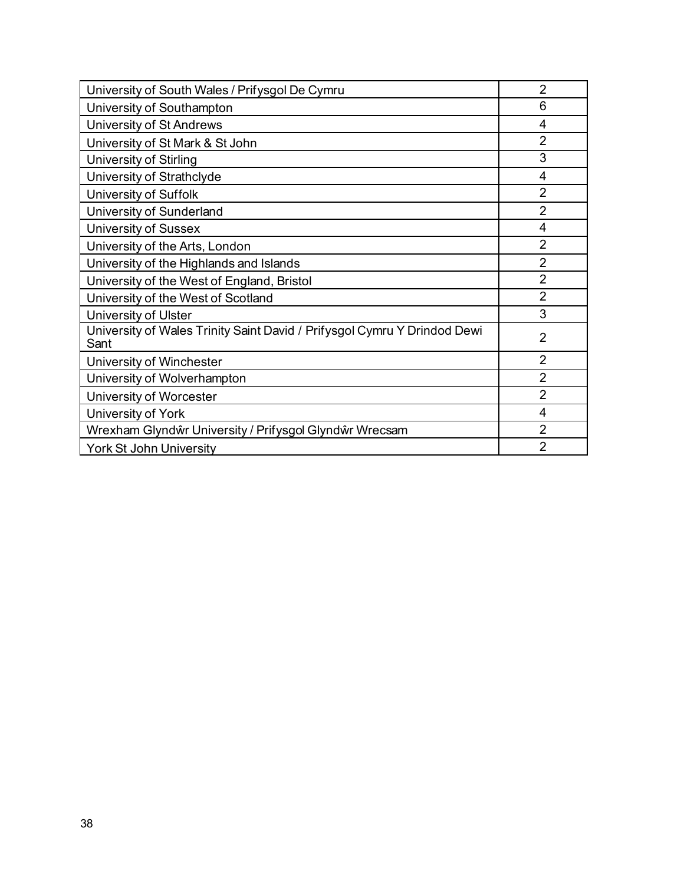| | |
|---|---|
| University of South Wales / Prifysgol De Cymru | 2 |
| University of Southampton | 6 |
| University of St Andrews | 4 |
| University of St Mark & St John | 2 |
| University of Stirling | 3 |
| University of Strathclyde | 4 |
| University of Suffolk | 2 |
| University of Sunderland | 2 |
| University of Sussex | 4 |
| University of the Arts, London | 2 |
| University of the Highlands and Islands | 2 |
| University of the West of England, Bristol | 2 |
| University of the West of Scotland | 2 |
| University of Ulster | 3 |
| University of Wales Trinity Saint David / Prifysgol Cymru Y Drindod Dewi Sant | 2 |
| University of Winchester | 2 |
| University of Wolverhampton | 2 |
| University of Worcester | 2 |
| University of York | 4 |
| Wrexham Glyndŵr University / Prifysgol Glyndŵr Wrecsam | 2 |
| York St John University | 2 |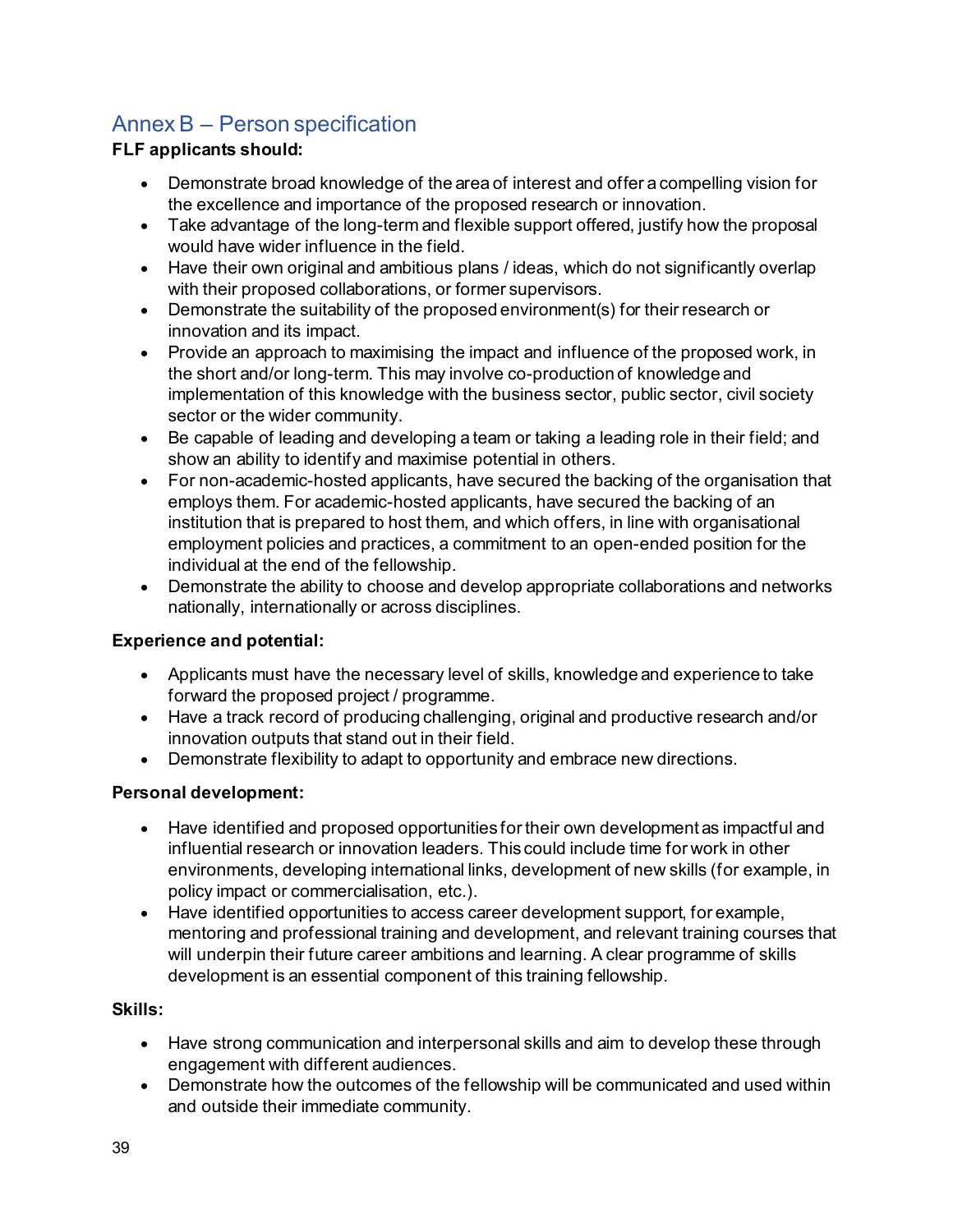## Annex B – Person specification

**FLF applicants should:**

- Demonstrate broad knowledge of the area of interest and offer a compelling vision for the excellence and importance of the proposed research or innovation.
- Take advantage of the long-term and flexible support offered, justify how the proposal would have wider influence in the field.
- Have their own original and ambitious plans / ideas, which do not significantly overlap with their proposed collaborations, or former supervisors.
- Demonstrate the suitability of the proposed environment(s) for their research or innovation and its impact.
- Provide an approach to maximising the impact and influence of the proposed work, in the short and/or long-term. This may involve co-production of knowledge and implementation of this knowledge with the business sector, public sector, civil society sector or the wider community.
- Be capable of leading and developing a team or taking a leading role in their field; and show an ability to identify and maximise potential in others.
- For non-academic-hosted applicants, have secured the backing of the organisation that employs them. For academic-hosted applicants, have secured the backing of an institution that is prepared to host them, and which offers, in line with organisational employment policies and practices, a commitment to an open-ended position for the individual at the end of the fellowship.
- Demonstrate the ability to choose and develop appropriate collaborations and networks nationally, internationally or across disciplines.

**Experience and potential:**

- Applicants must have the necessary level of skills, knowledge and experience to take forward the proposed project / programme.
- Have a track record of producing challenging, original and productive research and/or innovation outputs that stand out in their field.
- Demonstrate flexibility to adapt to opportunity and embrace new directions.

**Personal development:**

- Have identified and proposed opportunities for their own development as impactful and influential research or innovation leaders. This could include time for work in other environments, developing international links, development of new skills (for example, in policy impact or commercialisation, etc.).
- Have identified opportunities to access career development support, for example, mentoring and professional training and development, and relevant training courses that will underpin their future career ambitions and learning. A clear programme of skills development is an essential component of this training fellowship.

**Skills:**

- Have strong communication and interpersonal skills and aim to develop these through engagement with different audiences.
- Demonstrate how the outcomes of the fellowship will be communicated and used within and outside their immediate community.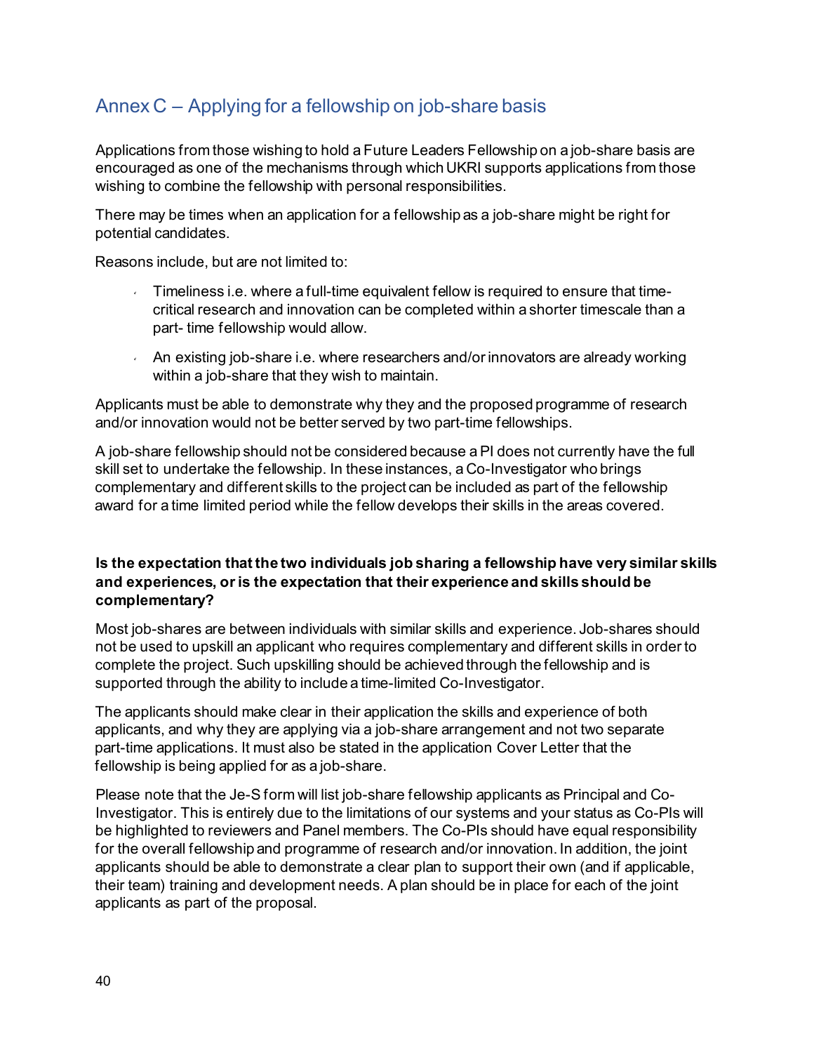## Annex C – Applying for a fellowship on job-share basis

Applications from those wishing to hold a Future Leaders Fellowship on a job-share basis are encouraged as one of the mechanisms through which UKRI supports applications from those wishing to combine the fellowship with personal responsibilities.

There may be times when an application for a fellowship as a job-share might be right for potential candidates.

Reasons include, but are not limited to:

- Timeliness i.e. where a full-time equivalent fellow is required to ensure that time-critical research and innovation can be completed within a shorter timescale than a part- time fellowship would allow.
- An existing job-share i.e. where researchers and/or innovators are already working within a job-share that they wish to maintain.

Applicants must be able to demonstrate why they and the proposed programme of research and/or innovation would not be better served by two part-time fellowships.

A job-share fellowship should not be considered because a PI does not currently have the full skill set to undertake the fellowship. In these instances, a Co-Investigator who brings complementary and different skills to the project can be included as part of the fellowship award for a time limited period while the fellow develops their skills in the areas covered.

**Is the expectation that the two individuals job sharing a fellowship have very similar skills and experiences, or is the expectation that their experience and skills should be complementary?**

Most job-shares are between individuals with similar skills and experience. Job-shares should not be used to upskill an applicant who requires complementary and different skills in order to complete the project. Such upskilling should be achieved through the fellowship and is supported through the ability to include a time-limited Co-Investigator.

The applicants should make clear in their application the skills and experience of both applicants, and why they are applying via a job-share arrangement and not two separate part-time applications. It must also be stated in the application Cover Letter that the fellowship is being applied for as a job-share.

Please note that the Je-S form will list job-share fellowship applicants as Principal and Co-Investigator. This is entirely due to the limitations of our systems and your status as Co-PIs will be highlighted to reviewers and Panel members. The Co-PIs should have equal responsibility for the overall fellowship and programme of research and/or innovation. In addition, the joint applicants should be able to demonstrate a clear plan to support their own (and if applicable, their team) training and development needs. A plan should be in place for each of the joint applicants as part of the proposal.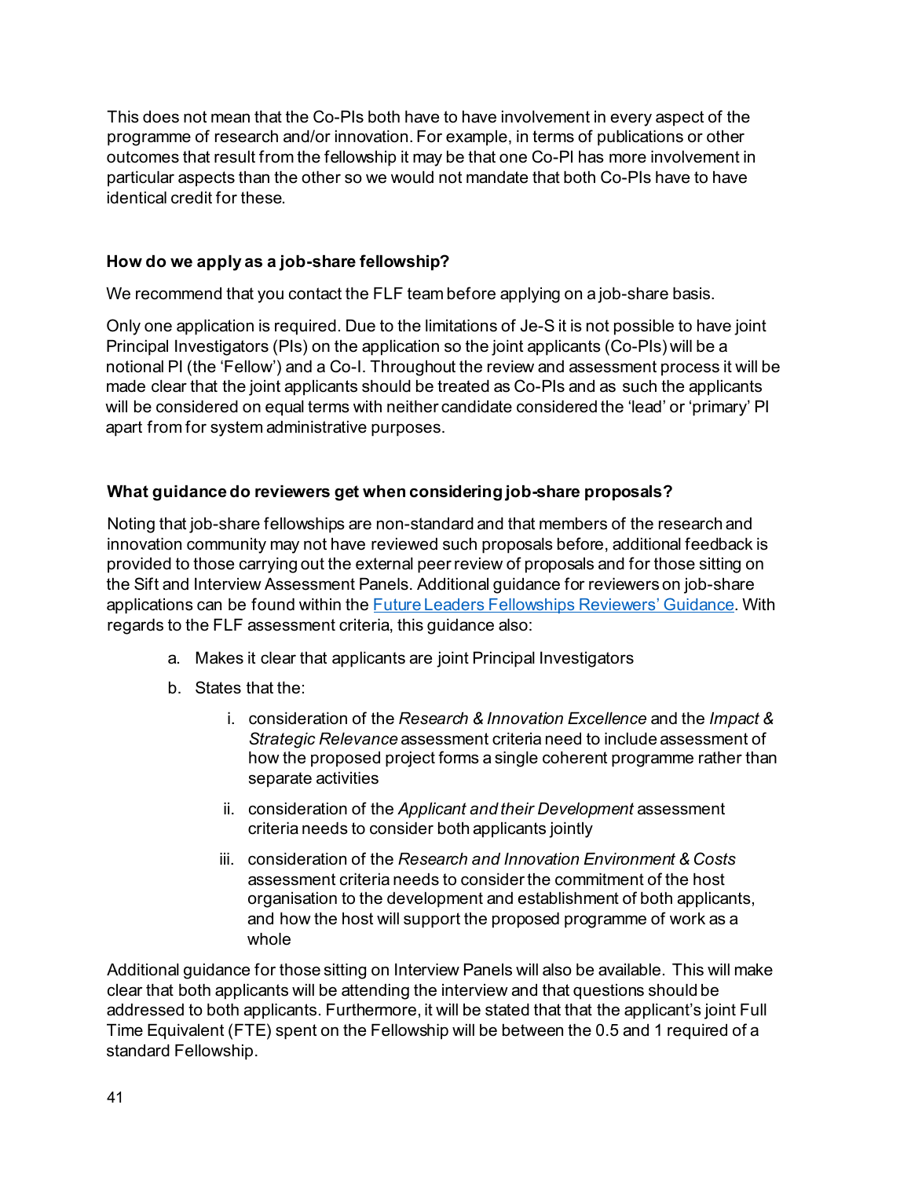This does not mean that the Co-PIs both have to have involvement in every aspect of the programme of research and/or innovation. For example, in terms of publications or other outcomes that result from the fellowship it may be that one Co-PI has more involvement in particular aspects than the other so we would not mandate that both Co-PIs have to have identical credit for these.

**How do we apply as a job-share fellowship?**

We recommend that you contact the FLF team before applying on a job-share basis.

Only one application is required. Due to the limitations of Je-S it is not possible to have joint Principal Investigators (PIs) on the application so the joint applicants (Co-PIs) will be a notional PI (the 'Fellow') and a Co-I. Throughout the review and assessment process it will be made clear that the joint applicants should be treated as Co-PIs and as such the applicants will be considered on equal terms with neither candidate considered the 'lead' or 'primary' PI apart from for system administrative purposes.

**What guidance do reviewers get when considering job-share proposals?**

Noting that job-share fellowships are non-standard and that members of the research and innovation community may not have reviewed such proposals before, additional feedback is provided to those carrying out the external peer review of proposals and for those sitting on the Sift and Interview Assessment Panels. Additional guidance for reviewers on job-share applications can be found within the Future Leaders Fellowships Reviewers' Guidance. With regards to the FLF assessment criteria, this guidance also:

a. Makes it clear that applicants are joint Principal Investigators

b. States that the:

   i. consideration of the *Research & Innovation Excellence* and the *Impact & Strategic Relevance* assessment criteria need to include assessment of how the proposed project forms a single coherent programme rather than separate activities

   ii. consideration of the *Applicant and their Development* assessment criteria needs to consider both applicants jointly

   iii. consideration of the *Research and Innovation Environment & Costs* assessment criteria needs to consider the commitment of the host organisation to the development and establishment of both applicants, and how the host will support the proposed programme of work as a whole

Additional guidance for those sitting on Interview Panels will also be available. This will make clear that both applicants will be attending the interview and that questions should be addressed to both applicants. Furthermore, it will be stated that that the applicant's joint Full Time Equivalent (FTE) spent on the Fellowship will be between the 0.5 and 1 required of a standard Fellowship.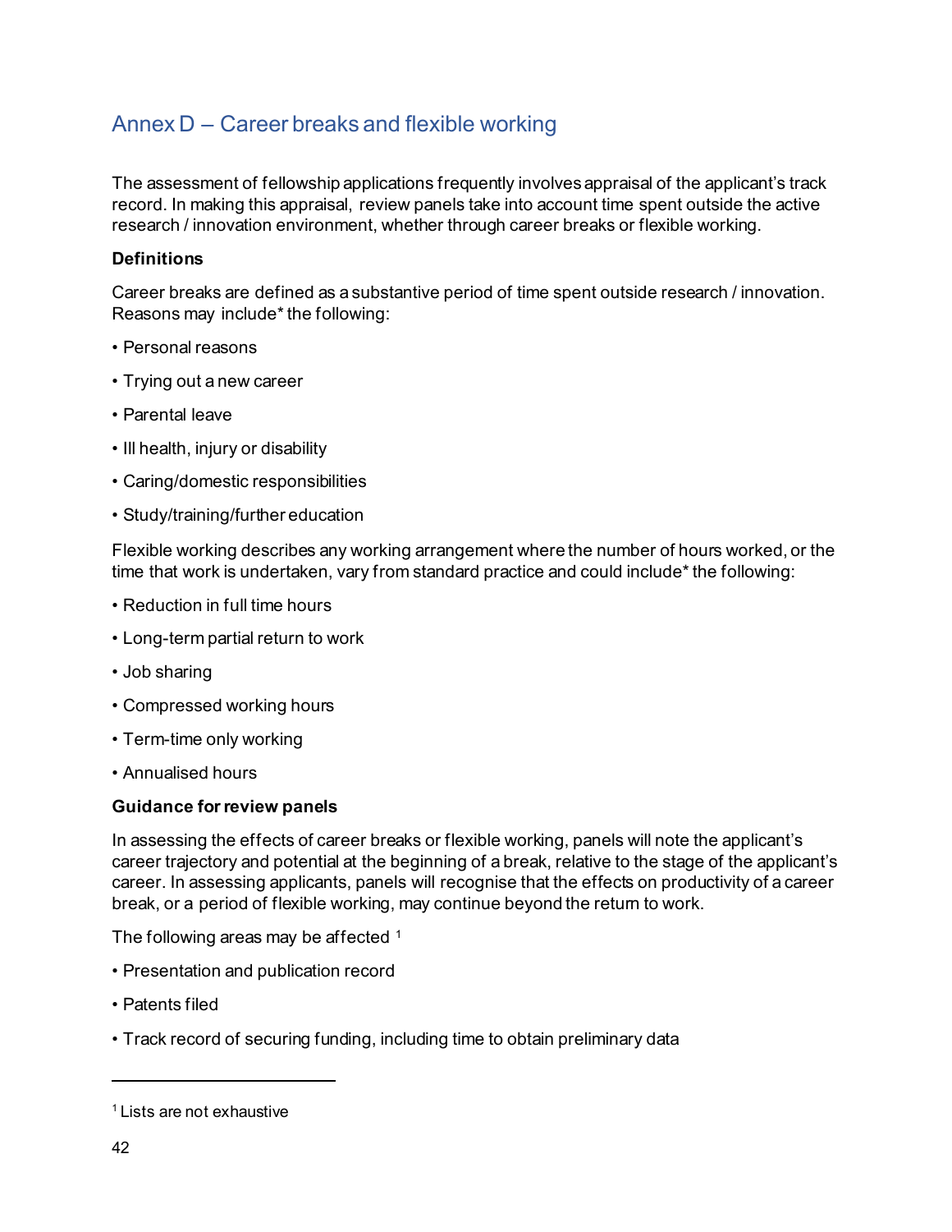## Annex D – Career breaks and flexible working

The assessment of fellowship applications frequently involves appraisal of the applicant's track record. In making this appraisal, review panels take into account time spent outside the active research / innovation environment, whether through career breaks or flexible working.

**Definitions**

Career breaks are defined as a substantive period of time spent outside research / innovation. Reasons may include* the following:

- Personal reasons
- Trying out a new career
- Parental leave
- Ill health, injury or disability
- Caring/domestic responsibilities
- Study/training/further education

Flexible working describes any working arrangement where the number of hours worked, or the time that work is undertaken, vary from standard practice and could include* the following:

- Reduction in full time hours
- Long-term partial return to work
- Job sharing
- Compressed working hours
- Term-time only working
- Annualised hours

**Guidance for review panels**

In assessing the effects of career breaks or flexible working, panels will note the applicant's career trajectory and potential at the beginning of a break, relative to the stage of the applicant's career. In assessing applicants, panels will recognise that the effects on productivity of a career break, or a period of flexible working, may continue beyond the return to work.

The following areas may be affected [1]

- Presentation and publication record
- Patents filed
- Track record of securing funding, including time to obtain preliminary data

---

[1] Lists are not exhaustive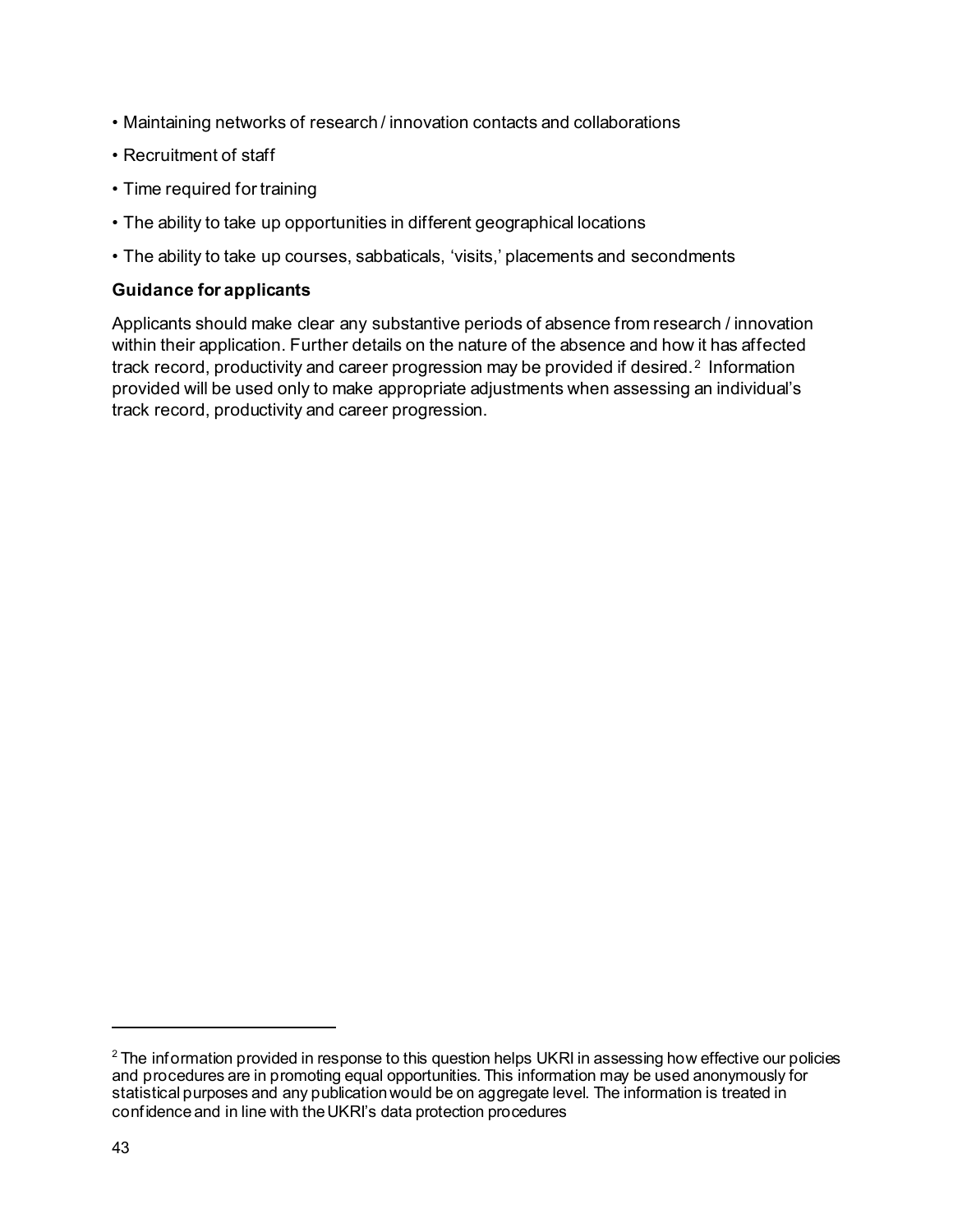- Maintaining networks of research / innovation contacts and collaborations
- Recruitment of staff
- Time required for training
- The ability to take up opportunities in different geographical locations
- The ability to take up courses, sabbaticals, 'visits,' placements and secondments

**Guidance for applicants**

Applicants should make clear any substantive periods of absence from research / innovation within their application. Further details on the nature of the absence and how it has affected track record, productivity and career progression may be provided if desired.[2] Information provided will be used only to make appropriate adjustments when assessing an individual's track record, productivity and career progression.

[2] The information provided in response to this question helps UKRI in assessing how effective our policies and procedures are in promoting equal opportunities. This information may be used anonymously for statistical purposes and any publication would be on aggregate level. The information is treated in confidence and in line with the UKRI's data protection procedures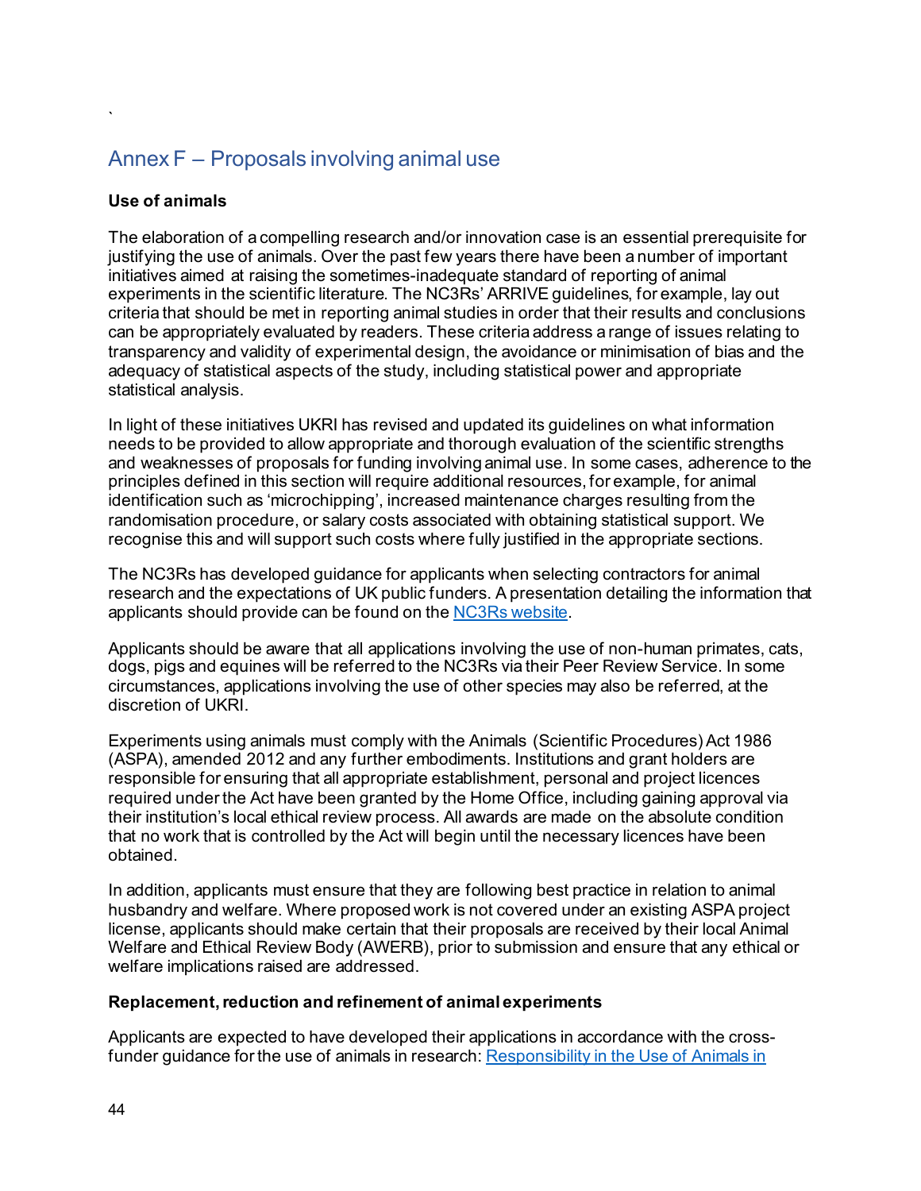`

## Annex F – Proposals involving animal use

**Use of animals**

The elaboration of a compelling research and/or innovation case is an essential prerequisite for justifying the use of animals. Over the past few years there have been a number of important initiatives aimed at raising the sometimes-inadequate standard of reporting of animal experiments in the scientific literature. The NC3Rs' ARRIVE guidelines, for example, lay out criteria that should be met in reporting animal studies in order that their results and conclusions can be appropriately evaluated by readers. These criteria address a range of issues relating to transparency and validity of experimental design, the avoidance or minimisation of bias and the adequacy of statistical aspects of the study, including statistical power and appropriate statistical analysis.

In light of these initiatives UKRI has revised and updated its guidelines on what information needs to be provided to allow appropriate and thorough evaluation of the scientific strengths and weaknesses of proposals for funding involving animal use. In some cases, adherence to the principles defined in this section will require additional resources, for example, for animal identification such as 'microchipping', increased maintenance charges resulting from the randomisation procedure, or salary costs associated with obtaining statistical support. We recognise this and will support such costs where fully justified in the appropriate sections.

The NC3Rs has developed guidance for applicants when selecting contractors for animal research and the expectations of UK public funders. A presentation detailing the information that applicants should provide can be found on the [NC3Rs website](NC3Rs website).

Applicants should be aware that all applications involving the use of non-human primates, cats, dogs, pigs and equines will be referred to the NC3Rs via their Peer Review Service. In some circumstances, applications involving the use of other species may also be referred, at the discretion of UKRI.

Experiments using animals must comply with the Animals (Scientific Procedures) Act 1986 (ASPA), amended 2012 and any further embodiments. Institutions and grant holders are responsible for ensuring that all appropriate establishment, personal and project licences required under the Act have been granted by the Home Office, including gaining approval via their institution's local ethical review process. All awards are made on the absolute condition that no work that is controlled by the Act will begin until the necessary licences have been obtained.

In addition, applicants must ensure that they are following best practice in relation to animal husbandry and welfare. Where proposed work is not covered under an existing ASPA project license, applicants should make certain that their proposals are received by their local Animal Welfare and Ethical Review Body (AWERB), prior to submission and ensure that any ethical or welfare implications raised are addressed.

**Replacement, reduction and refinement of animal experiments**

Applicants are expected to have developed their applications in accordance with the cross-funder guidance for the use of animals in research: Responsibility in the Use of Animals in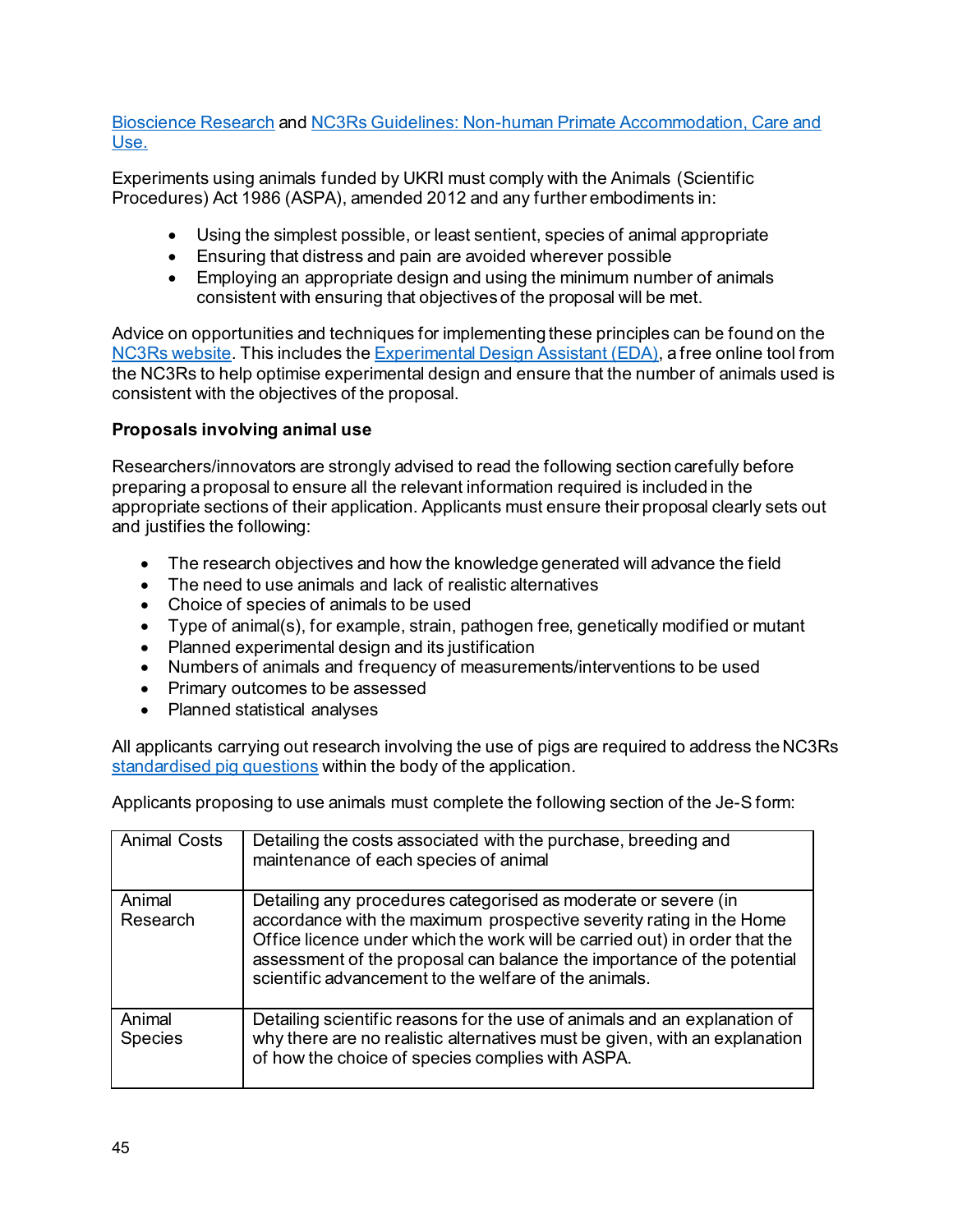[Bioscience Research](#) and [NC3Rs Guidelines: Non-human Primate Accommodation, Care and Use.](#)

Experiments using animals funded by UKRI must comply with the Animals (Scientific Procedures) Act 1986 (ASPA), amended 2012 and any further embodiments in:

- Using the simplest possible, or least sentient, species of animal appropriate
- Ensuring that distress and pain are avoided wherever possible
- Employing an appropriate design and using the minimum number of animals consistent with ensuring that objectives of the proposal will be met.

Advice on opportunities and techniques for implementing these principles can be found on the [NC3Rs website](#). This includes the [Experimental Design Assistant (EDA)](#), a free online tool from the NC3Rs to help optimise experimental design and ensure that the number of animals used is consistent with the objectives of the proposal.

**Proposals involving animal use**

Researchers/innovators are strongly advised to read the following section carefully before preparing a proposal to ensure all the relevant information required is included in the appropriate sections of their application. Applicants must ensure their proposal clearly sets out and justifies the following:

- The research objectives and how the knowledge generated will advance the field
- The need to use animals and lack of realistic alternatives
- Choice of species of animals to be used
- Type of animal(s), for example, strain, pathogen free, genetically modified or mutant
- Planned experimental design and its justification
- Numbers of animals and frequency of measurements/interventions to be used
- Primary outcomes to be assessed
- Planned statistical analyses

All applicants carrying out research involving the use of pigs are required to address the NC3Rs [standardised pig questions](#) within the body of the application.

Applicants proposing to use animals must complete the following section of the Je-S form:

| | |
|---|---|
| Animal Costs | Detailing the costs associated with the purchase, breeding and maintenance of each species of animal |
| Animal Research | Detailing any procedures categorised as moderate or severe (in accordance with the maximum prospective severity rating in the Home Office licence under which the work will be carried out) in order that the assessment of the proposal can balance the importance of the potential scientific advancement to the welfare of the animals. |
| Animal Species | Detailing scientific reasons for the use of animals and an explanation of why there are no realistic alternatives must be given, with an explanation of how the choice of species complies with ASPA. |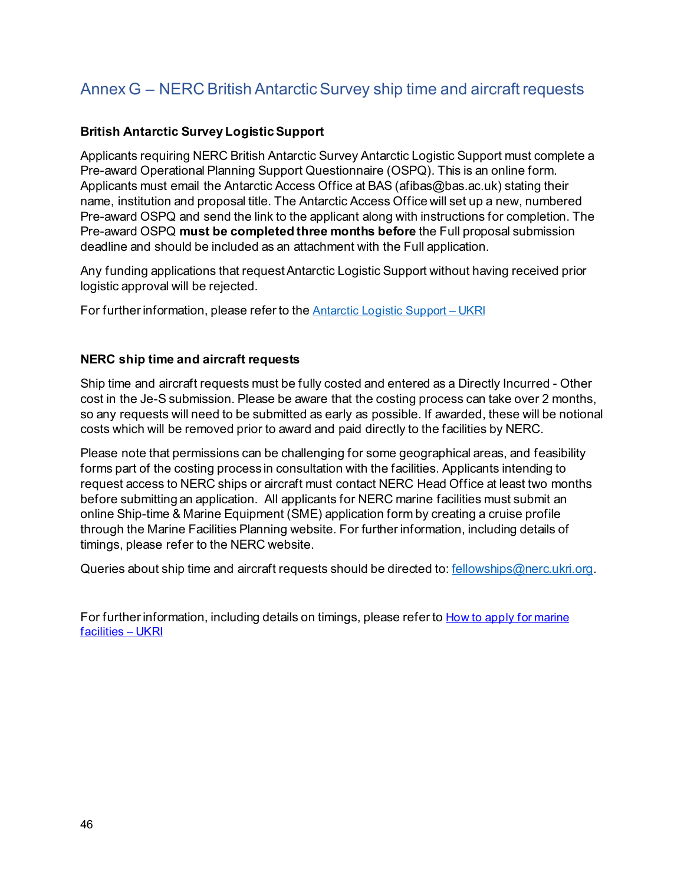## Annex G – NERC British Antarctic Survey ship time and aircraft requests

**British Antarctic Survey Logistic Support**

Applicants requiring NERC British Antarctic Survey Antarctic Logistic Support must complete a Pre-award Operational Planning Support Questionnaire (OSPQ). This is an online form. Applicants must email the Antarctic Access Office at BAS (afibas@bas.ac.uk) stating their name, institution and proposal title. The Antarctic Access Office will set up a new, numbered Pre-award OSPQ and send the link to the applicant along with instructions for completion. The Pre-award OSPQ **must be completed three months before** the Full proposal submission deadline and should be included as an attachment with the Full application.

Any funding applications that request Antarctic Logistic Support without having received prior logistic approval will be rejected.

For further information, please refer to the [Antarctic Logistic Support – UKRI]()

**NERC ship time and aircraft requests**

Ship time and aircraft requests must be fully costed and entered as a Directly Incurred - Other cost in the Je-S submission. Please be aware that the costing process can take over 2 months, so any requests will need to be submitted as early as possible. If awarded, these will be notional costs which will be removed prior to award and paid directly to the facilities by NERC.

Please note that permissions can be challenging for some geographical areas, and feasibility forms part of the costing process in consultation with the facilities. Applicants intending to request access to NERC ships or aircraft must contact NERC Head Office at least two months before submitting an application. All applicants for NERC marine facilities must submit an online Ship-time & Marine Equipment (SME) application form by creating a cruise profile through the Marine Facilities Planning website. For further information, including details of timings, please refer to the NERC website.

Queries about ship time and aircraft requests should be directed to: fellowships@nerc.ukri.org.

For further information, including details on timings, please refer to [How to apply for marine facilities – UKRI]()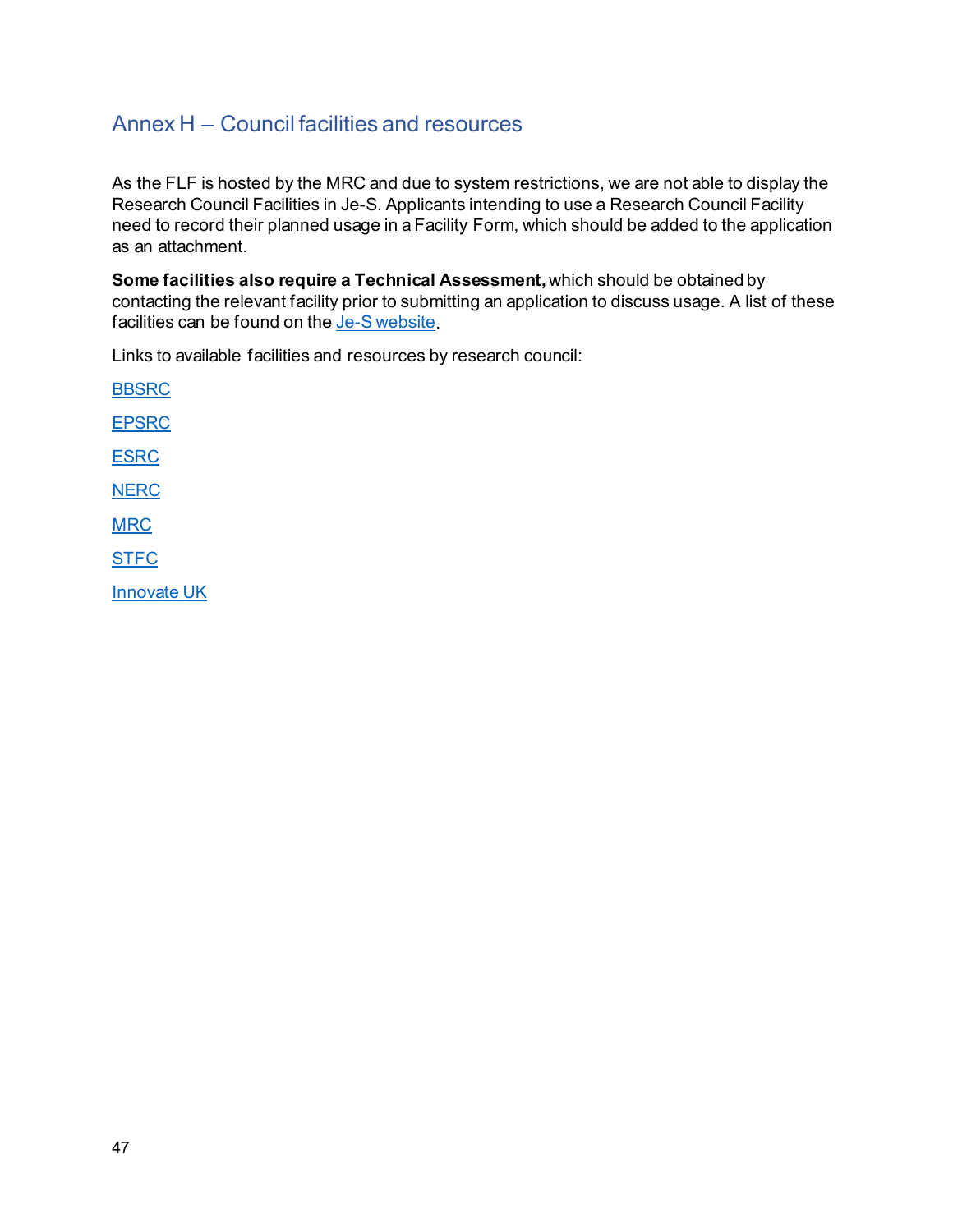## Annex H – Council facilities and resources

As the FLF is hosted by the MRC and due to system restrictions, we are not able to display the Research Council Facilities in Je-S. Applicants intending to use a Research Council Facility need to record their planned usage in a Facility Form, which should be added to the application as an attachment.

**Some facilities also require a Technical Assessment,** which should be obtained by contacting the relevant facility prior to submitting an application to discuss usage. A list of these facilities can be found on the Je-S website.

Links to available facilities and resources by research council:

BBSRC

EPSRC

ESRC

NERC

MRC

STFC

Innovate UK